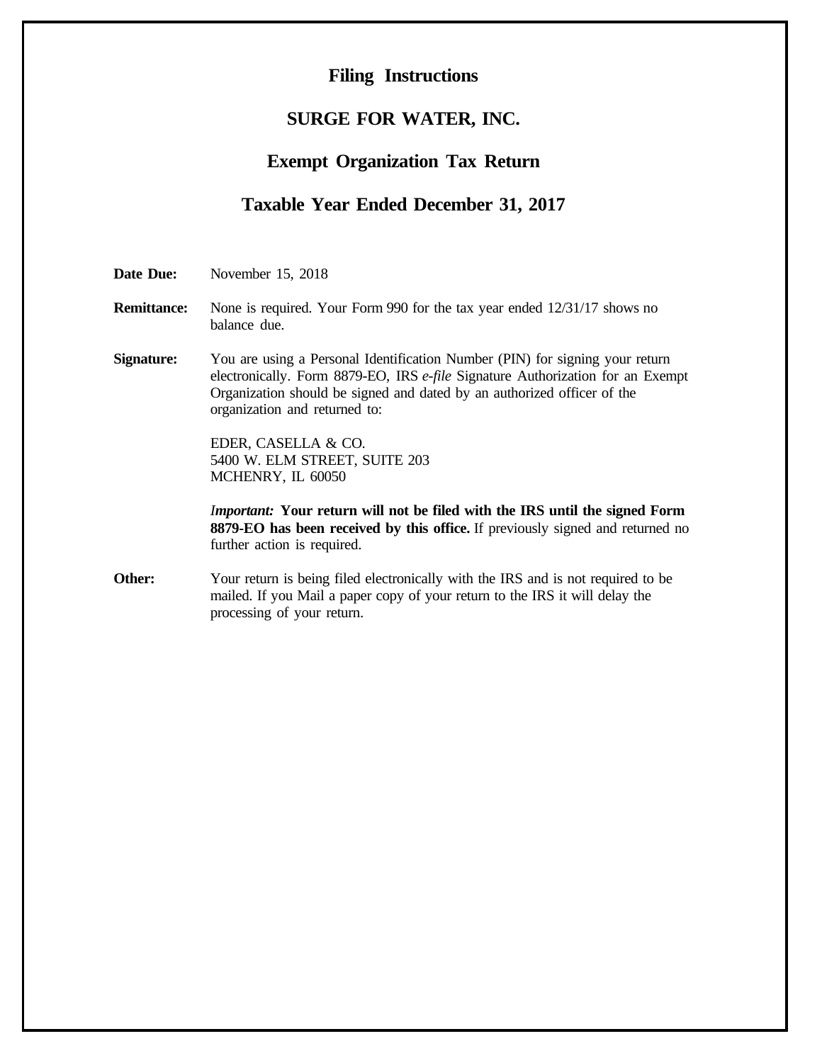# Filing Instructions

## SURGE FOR WATER, INC.

## Exempt Organization Tax Return

## Taxable Year Ended December 31, 2017

**Date Due:** November 15, 2018

**Remittance:** None is required. Your Form 990 for the tax year ended 12/31/17 shows no balance due.

**Signature:** You are using a Personal Identification Number (PIN) for signing your return electronically. Form 8879-EO, IRS *e-file* Signature Authorization for an Exempt Organization should be signed and dated by an authorized officer of the organization and returned to:

EDER, CASELLA & CO.
5400 W. ELM STREET, SUITE 203
MCHENRY, IL 60050

*Important:* **Your return will not be filed with the IRS until the signed Form 8879-EO has been received by this office.** If previously signed and returned no further action is required.

**Other:** Your return is being filed electronically with the IRS and is not required to be mailed. If you Mail a paper copy of your return to the IRS it will delay the processing of your return.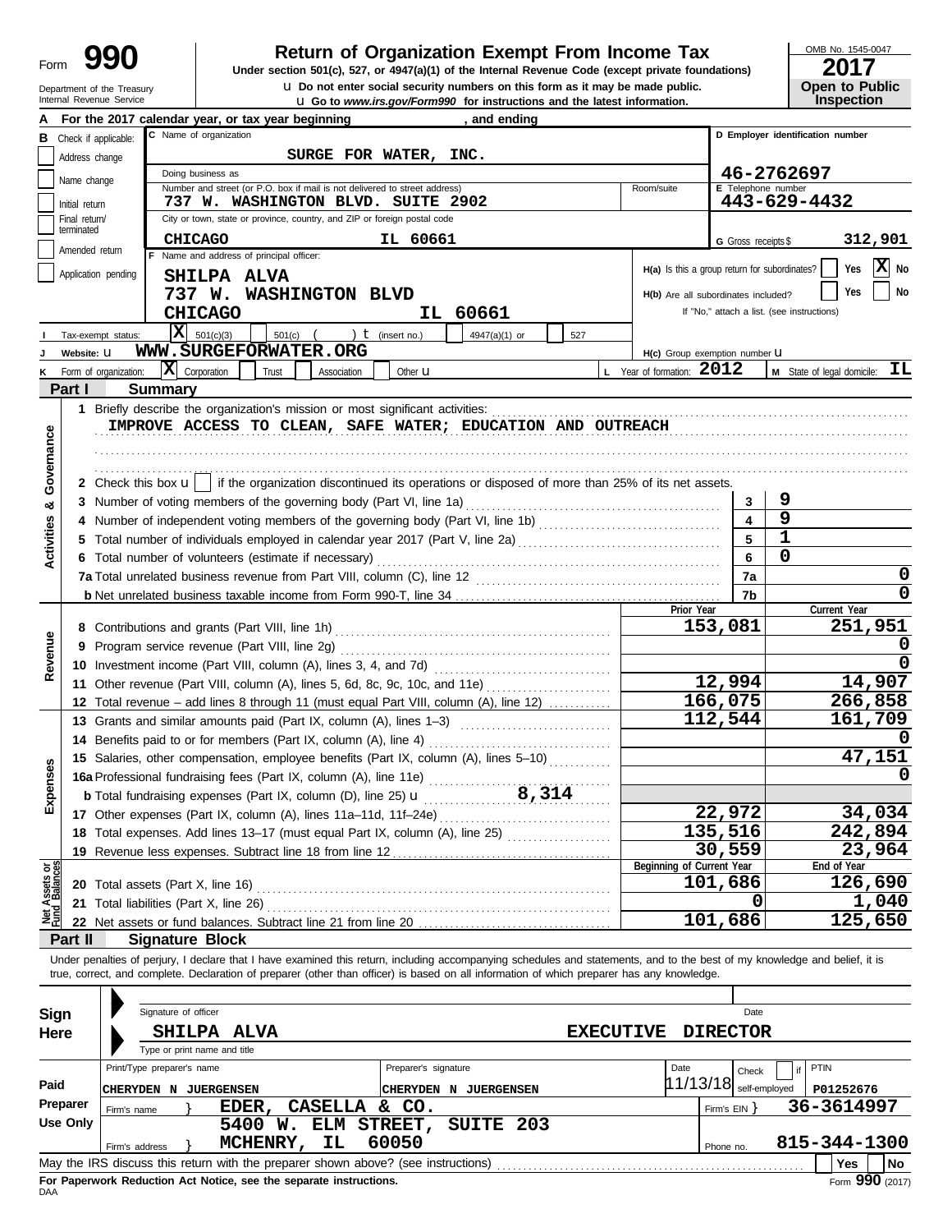# Form 990 — Return of Organization Exempt From Income Tax

**2017**

OMB No. 1545-0047

Under section 501(c), 527, or 4947(a)(1) of the Internal Revenue Code (except private foundations)

u Do not enter social security numbers on this form as it may be made public.

u Go to *www.irs.gov/Form990* for instructions and the latest information.

Department of the Treasury
Internal Revenue Service

**Open to Public Inspection**

**A** For the 2017 calendar year, or tax year beginning , and ending

**B** Check if applicable:
- Address change
- Name change
- Initial return
- Final return/terminated
- Amended return
- Application pending

**C** Name of organization: SURGE FOR WATER, INC.

Doing business as

Number and street (or P.O. box if mail is not delivered to street address): 737 W. WASHINGTON BLVD. SUITE 2902 — Room/suite

City or town, state or province, country, and ZIP or foreign postal code: CHICAGO IL 60661

**D** Employer identification number: 46-2762697

**E** Telephone number: 443-629-4432

**G** Gross receipts $ 312,901

**F** Name and address of principal officer:
SHILPA ALVA
737 W. WASHINGTON BLVD
CHICAGO IL 60661

**H(a)** Is this a group return for subordinates? Yes [ ] No [X]

**H(b)** Are all subordinates included? Yes [ ] No [ ]
If "No," attach a list. (see instructions)

**I** Tax-exempt status: [X] 501(c)(3) [ ] 501(c) ( ) t (insert no.) [ ] 4947(a)(1) or [ ] 527

**J** Website: u WWW.SURGEFORWATER.ORG

**H(c)** Group exemption number u

**K** Form of organization: [X] Corporation [ ] Trust [ ] Association [ ] Other u

**L** Year of formation: 2012

**M** State of legal domicile: IL

## Part I — Summary

**Activities & Governance**

1 Briefly describe the organization's mission or most significant activities:
IMPROVE ACCESS TO CLEAN, SAFE WATER; EDUCATION AND OUTREACH

2 Check this box u [ ] if the organization discontinued its operations or disposed of more than 25% of its net assets.

| | | | |
|---|---|---|---|
| 3 | Number of voting members of the governing body (Part VI, line 1a) | 3 | 9 |
| 4 | Number of independent voting members of the governing body (Part VI, line 1b) | 4 | 9 |
| 5 | Total number of individuals employed in calendar year 2017 (Part V, line 2a) | 5 | 1 |
| 6 | Total number of volunteers (estimate if necessary) | 6 | 0 |
| 7a | Total unrelated business revenue from Part VIII, column (C), line 12 | 7a | 0 |
| b | Net unrelated business taxable income from Form 990-T, line 34 | 7b | 0 |

| | | Prior Year | Current Year |
|---|---|---|---|
| **Revenue** | | | |
| 8 | Contributions and grants (Part VIII, line 1h) | 153,081 | 251,951 |
| 9 | Program service revenue (Part VIII, line 2g) | | 0 |
| 10 | Investment income (Part VIII, column (A), lines 3, 4, and 7d) | | 0 |
| 11 | Other revenue (Part VIII, column (A), lines 5, 6d, 8c, 9c, 10c, and 11e) | 12,994 | 14,907 |
| 12 | Total revenue – add lines 8 through 11 (must equal Part VIII, column (A), line 12) | 166,075 | 266,858 |
| **Expenses** | | | |
| 13 | Grants and similar amounts paid (Part IX, column (A), lines 1–3) | 112,544 | 161,709 |
| 14 | Benefits paid to or for members (Part IX, column (A), line 4) | | 0 |
| 15 | Salaries, other compensation, employee benefits (Part IX, column (A), lines 5–10) | | 47,151 |
| 16a | Professional fundraising fees (Part IX, column (A), line 11e) | | 0 |
| b | Total fundraising expenses (Part IX, column (D), line 25) u 8,314 | | |
| 17 | Other expenses (Part IX, column (A), lines 11a–11d, 11f–24e) | 22,972 | 34,034 |
| 18 | Total expenses. Add lines 13–17 (must equal Part IX, column (A), line 25) | 135,516 | 242,894 |
| 19 | Revenue less expenses. Subtract line 18 from line 12 | 30,559 | 23,964 |

| **Net Assets or Fund Balances** | | Beginning of Current Year | End of Year |
|---|---|---|---|
| 20 | Total assets (Part X, line 16) | 101,686 | 126,690 |
| 21 | Total liabilities (Part X, line 26) | 0 | 1,040 |
| 22 | Net assets or fund balances. Subtract line 21 from line 20 | 101,686 | 125,650 |

## Part II — Signature Block

Under penalties of perjury, I declare that I have examined this return, including accompanying schedules and statements, and to the best of my knowledge and belief, it is true, correct, and complete. Declaration of preparer (other than officer) is based on all information of which preparer has any knowledge.

**Sign Here**

Signature of officer — Date

SHILPA ALVA — EXECUTIVE DIRECTOR
Type or print name and title

**Paid Preparer Use Only**

| Print/Type preparer's name | Preparer's signature | Date | Check [ ] if self-employed | PTIN |
|---|---|---|---|---|
| CHERYDEN N JUERGENSEN | CHERYDEN N JUERGENSEN | 11/13/18 | | P01252676 |

Firm's name } EDER, CASELLA & CO. — Firm's EIN } 36-3614997

Firm's address } 5400 W. ELM STREET, SUITE 203, MCHENRY, IL 60050 — Phone no. 815-344-1300

May the IRS discuss this return with the preparer shown above? (see instructions) [ ] Yes [ ] No

**For Paperwork Reduction Act Notice, see the separate instructions.**

DAA — Form **990** (2017)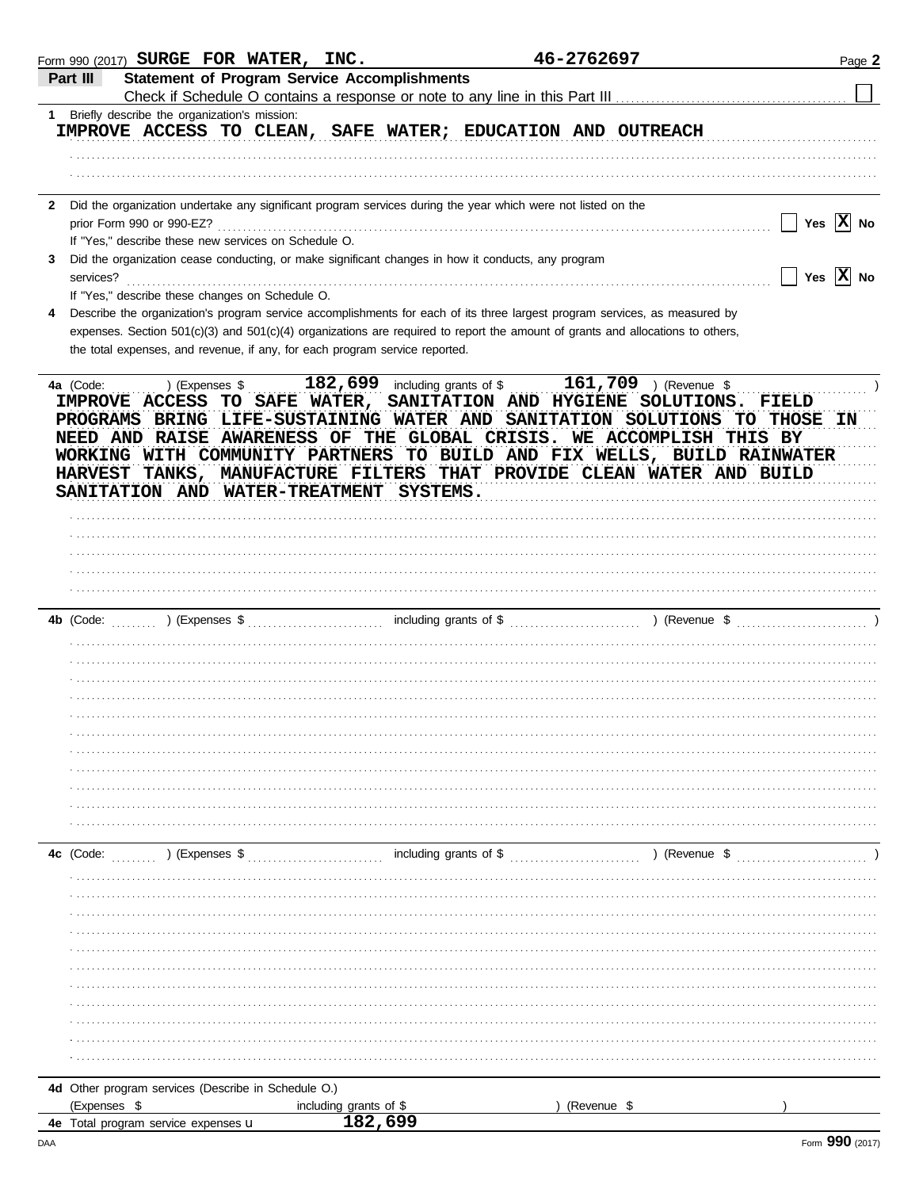Form 990 (2017) **SURGE FOR WATER, INC.** 46-2762697 Page **2**

## Part III Statement of Program Service Accomplishments

Check if Schedule O contains a response or note to any line in this Part III ☐

**1** Briefly describe the organization's mission:

IMPROVE ACCESS TO CLEAN, SAFE WATER; EDUCATION AND OUTREACH

**2** Did the organization undertake any significant program services during the year which were not listed on the prior Form 990 or 990-EZ? ☐ Yes ☒ No

If "Yes," describe these new services on Schedule O.

**3** Did the organization cease conducting, or make significant changes in how it conducts, any program services? ☐ Yes ☒ No

If "Yes," describe these changes on Schedule O.

**4** Describe the organization's program service accomplishments for each of its three largest program services, as measured by expenses. Section 501(c)(3) and 501(c)(4) organizations are required to report the amount of grants and allocations to others, the total expenses, and revenue, if any, for each program service reported.

**4a** (Code: ) (Expenses $ 182,699 including grants of $ 161,709 ) (Revenue $ )

IMPROVE ACCESS TO SAFE WATER, SANITATION AND HYGIENE SOLUTIONS. FIELD PROGRAMS BRING LIFE-SUSTAINING WATER AND SANITATION SOLUTIONS TO THOSE IN NEED AND RAISE AWARENESS OF THE GLOBAL CRISIS. WE ACCOMPLISH THIS BY WORKING WITH COMMUNITY PARTNERS TO BUILD AND FIX WELLS, BUILD RAINWATER HARVEST TANKS, MANUFACTURE FILTERS THAT PROVIDE CLEAN WATER AND BUILD SANITATION AND WATER-TREATMENT SYSTEMS.

**4b** (Code: ) (Expenses $ including grants of $ ) (Revenue $ )

**4c** (Code: ) (Expenses $ including grants of $ ) (Revenue $ )

**4d** Other program services (Describe in Schedule O.)

(Expenses $ including grants of $ ) (Revenue $ )

**4e** Total program service expenses ▸ 182,699

Form **990** (2017)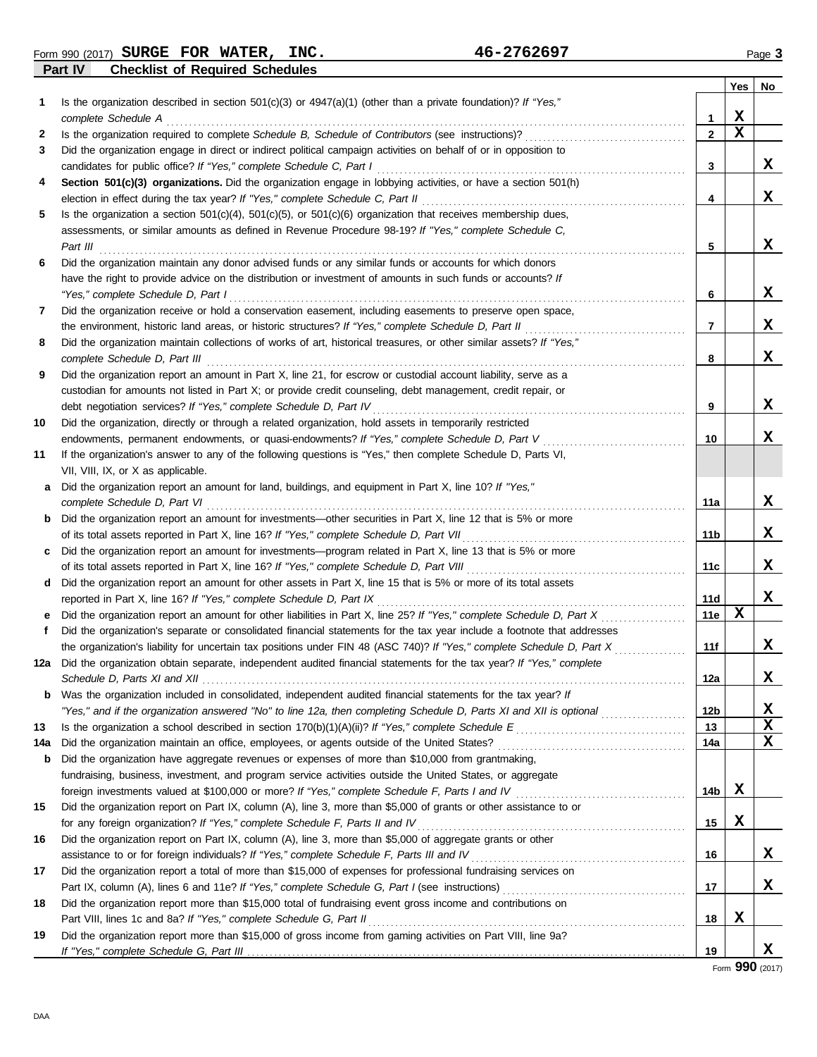Form 990 (2017) **SURGE FOR WATER, INC.** **46-2762697** Page **3**

## Part IV Checklist of Required Schedules

| | | | Yes | No |
|---|---|---|---|---|
| **1** | Is the organization described in section 501(c)(3) or 4947(a)(1) (other than a private foundation)? *If "Yes," complete Schedule A* | 1 | X | |
| **2** | Is the organization required to complete *Schedule B, Schedule of Contributors* (see instructions)? | 2 | X | |
| **3** | Did the organization engage in direct or indirect political campaign activities on behalf of or in opposition to candidates for public office? *If "Yes," complete Schedule C, Part I* | 3 | | X |
| **4** | **Section 501(c)(3) organizations.** Did the organization engage in lobbying activities, or have a section 501(h) election in effect during the tax year? *If "Yes," complete Schedule C, Part II* | 4 | | X |
| **5** | Is the organization a section 501(c)(4), 501(c)(5), or 501(c)(6) organization that receives membership dues, assessments, or similar amounts as defined in Revenue Procedure 98-19? *If "Yes," complete Schedule C, Part III* | 5 | | X |
| **6** | Did the organization maintain any donor advised funds or any similar funds or accounts for which donors have the right to provide advice on the distribution or investment of amounts in such funds or accounts? *If "Yes," complete Schedule D, Part I* | 6 | | X |
| **7** | Did the organization receive or hold a conservation easement, including easements to preserve open space, the environment, historic land areas, or historic structures? *If "Yes," complete Schedule D, Part II* | 7 | | X |
| **8** | Did the organization maintain collections of works of art, historical treasures, or other similar assets? *If "Yes," complete Schedule D, Part III* | 8 | | X |
| **9** | Did the organization report an amount in Part X, line 21, for escrow or custodial account liability, serve as a custodian for amounts not listed in Part X; or provide credit counseling, debt management, credit repair, or debt negotiation services? *If "Yes," complete Schedule D, Part IV* | 9 | | X |
| **10** | Did the organization, directly or through a related organization, hold assets in temporarily restricted endowments, permanent endowments, or quasi-endowments? *If "Yes," complete Schedule D, Part V* | 10 | | X |
| **11** | If the organization's answer to any of the following questions is "Yes," then complete Schedule D, Parts VI, VII, VIII, IX, or X as applicable. | | | |
| **a** | Did the organization report an amount for land, buildings, and equipment in Part X, line 10? *If "Yes," complete Schedule D, Part VI* | 11a | | X |
| **b** | Did the organization report an amount for investments—other securities in Part X, line 12 that is 5% or more of its total assets reported in Part X, line 16? *If "Yes," complete Schedule D, Part VII* | 11b | | X |
| **c** | Did the organization report an amount for investments—program related in Part X, line 13 that is 5% or more of its total assets reported in Part X, line 16? *If "Yes," complete Schedule D, Part VIII* | 11c | | X |
| **d** | Did the organization report an amount for other assets in Part X, line 15 that is 5% or more of its total assets reported in Part X, line 16? *If "Yes," complete Schedule D, Part IX* | 11d | | X |
| **e** | Did the organization report an amount for other liabilities in Part X, line 25? *If "Yes," complete Schedule D, Part X* | 11e | X | |
| **f** | Did the organization's separate or consolidated financial statements for the tax year include a footnote that addresses the organization's liability for uncertain tax positions under FIN 48 (ASC 740)? *If "Yes," complete Schedule D, Part X* | 11f | | X |
| **12a** | Did the organization obtain separate, independent audited financial statements for the tax year? *If "Yes," complete Schedule D, Parts XI and XII* | 12a | | X |
| **b** | Was the organization included in consolidated, independent audited financial statements for the tax year? *If "Yes," and if the organization answered "No" to line 12a, then completing Schedule D, Parts XI and XII is optional* | 12b | | X |
| **13** | Is the organization a school described in section 170(b)(1)(A)(ii)? *If "Yes," complete Schedule E* | 13 | | X |
| **14a** | Did the organization maintain an office, employees, or agents outside of the United States? | 14a | | X |
| **b** | Did the organization have aggregate revenues or expenses of more than $10,000 from grantmaking, fundraising, business, investment, and program service activities outside the United States, or aggregate foreign investments valued at $100,000 or more? *If "Yes," complete Schedule F, Parts I and IV* | 14b | X | |
| **15** | Did the organization report on Part IX, column (A), line 3, more than $5,000 of grants or other assistance to or for any foreign organization? *If "Yes," complete Schedule F, Parts II and IV* | 15 | X | |
| **16** | Did the organization report on Part IX, column (A), line 3, more than $5,000 of aggregate grants or other assistance to or for foreign individuals? *If "Yes," complete Schedule F, Parts III and IV* | 16 | | X |
| **17** | Did the organization report a total of more than $15,000 of expenses for professional fundraising services on Part IX, column (A), lines 6 and 11e? *If "Yes," complete Schedule G, Part I* (see instructions) | 17 | | X |
| **18** | Did the organization report more than $15,000 total of fundraising event gross income and contributions on Part VIII, lines 1c and 8a? *If "Yes," complete Schedule G, Part II* | 18 | X | |
| **19** | Did the organization report more than $15,000 of gross income from gaming activities on Part VIII, line 9a? *If "Yes," complete Schedule G, Part III* | 19 | | X |

Form **990** (2017)

DAA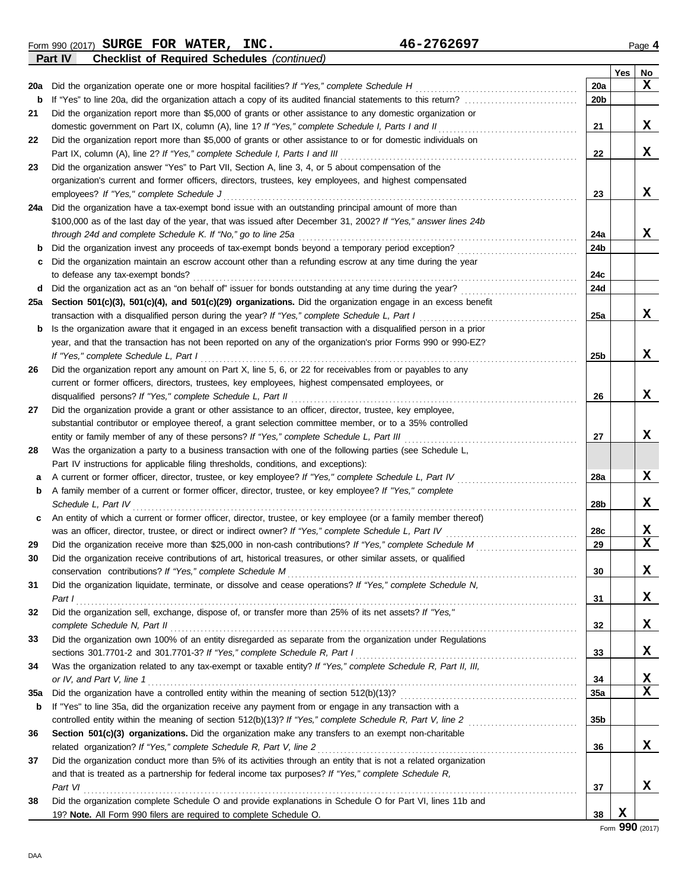Form 990 (2017) **SURGE FOR WATER, INC.** **46-2762697** Page **4**

**Part IV** **Checklist of Required Schedules** *(continued)*

| | | | Yes | No |
|---|---|---|---|---|
| **20a** | Did the organization operate one or more hospital facilities? *If "Yes," complete Schedule H* | **20a** | | X |
| **b** | If "Yes" to line 20a, did the organization attach a copy of its audited financial statements to this return? | **20b** | | |
| **21** | Did the organization report more than $5,000 of grants or other assistance to any domestic organization or domestic government on Part IX, column (A), line 1? *If "Yes," complete Schedule I, Parts I and II* | **21** | | X |
| **22** | Did the organization report more than $5,000 of grants or other assistance to or for domestic individuals on Part IX, column (A), line 2? *If "Yes," complete Schedule I, Parts I and III* | **22** | | X |
| **23** | Did the organization answer "Yes" to Part VII, Section A, line 3, 4, or 5 about compensation of the organization's current and former officers, directors, trustees, key employees, and highest compensated employees? *If "Yes," complete Schedule J* | **23** | | X |
| **24a** | Did the organization have a tax-exempt bond issue with an outstanding principal amount of more than $100,000 as of the last day of the year, that was issued after December 31, 2002? *If "Yes," answer lines 24b through 24d and complete Schedule K. If "No," go to line 25a* | **24a** | | X |
| **b** | Did the organization invest any proceeds of tax-exempt bonds beyond a temporary period exception? | **24b** | | |
| **c** | Did the organization maintain an escrow account other than a refunding escrow at any time during the year to defease any tax-exempt bonds? | **24c** | | |
| **d** | Did the organization act as an "on behalf of" issuer for bonds outstanding at any time during the year? | **24d** | | |
| **25a** | **Section 501(c)(3), 501(c)(4), and 501(c)(29) organizations.** Did the organization engage in an excess benefit transaction with a disqualified person during the year? *If "Yes," complete Schedule L, Part I* | **25a** | | X |
| **b** | Is the organization aware that it engaged in an excess benefit transaction with a disqualified person in a prior year, and that the transaction has not been reported on any of the organization's prior Forms 990 or 990-EZ? *If "Yes," complete Schedule L, Part I* | **25b** | | X |
| **26** | Did the organization report any amount on Part X, line 5, 6, or 22 for receivables from or payables to any current or former officers, directors, trustees, key employees, highest compensated employees, or disqualified persons? *If "Yes," complete Schedule L, Part II* | **26** | | X |
| **27** | Did the organization provide a grant or other assistance to an officer, director, trustee, key employee, substantial contributor or employee thereof, a grant selection committee member, or to a 35% controlled entity or family member of any of these persons? *If "Yes," complete Schedule L, Part III* | **27** | | X |
| **28** | Was the organization a party to a business transaction with one of the following parties (see Schedule L, Part IV instructions for applicable filing thresholds, conditions, and exceptions): | | | |
| **a** | A current or former officer, director, trustee, or key employee? *If "Yes," complete Schedule L, Part IV* | **28a** | | X |
| **b** | A family member of a current or former officer, director, trustee, or key employee? *If "Yes," complete Schedule L, Part IV* | **28b** | | X |
| **c** | An entity of which a current or former officer, director, trustee, or key employee (or a family member thereof) was an officer, director, trustee, or direct or indirect owner? *If "Yes," complete Schedule L, Part IV* | **28c** | | X |
| **29** | Did the organization receive more than $25,000 in non-cash contributions? *If "Yes," complete Schedule M* | **29** | | X |
| **30** | Did the organization receive contributions of art, historical treasures, or other similar assets, or qualified conservation contributions? *If "Yes," complete Schedule M* | **30** | | X |
| **31** | Did the organization liquidate, terminate, or dissolve and cease operations? *If "Yes," complete Schedule N, Part I* | **31** | | X |
| **32** | Did the organization sell, exchange, dispose of, or transfer more than 25% of its net assets? *If "Yes," complete Schedule N, Part II* | **32** | | X |
| **33** | Did the organization own 100% of an entity disregarded as separate from the organization under Regulations sections 301.7701-2 and 301.7701-3? *If "Yes," complete Schedule R, Part I* | **33** | | X |
| **34** | Was the organization related to any tax-exempt or taxable entity? *If "Yes," complete Schedule R, Part II, III, or IV, and Part V, line 1* | **34** | | X |
| **35a** | Did the organization have a controlled entity within the meaning of section 512(b)(13)? | **35a** | | X |
| **b** | If "Yes" to line 35a, did the organization receive any payment from or engage in any transaction with a controlled entity within the meaning of section 512(b)(13)? *If "Yes," complete Schedule R, Part V, line 2* | **35b** | | |
| **36** | **Section 501(c)(3) organizations.** Did the organization make any transfers to an exempt non-charitable related organization? *If "Yes," complete Schedule R, Part V, line 2* | **36** | | X |
| **37** | Did the organization conduct more than 5% of its activities through an entity that is not a related organization and that is treated as a partnership for federal income tax purposes? *If "Yes," complete Schedule R, Part VI* | **37** | | X |
| **38** | Did the organization complete Schedule O and provide explanations in Schedule O for Part VI, lines 11b and 19? **Note.** All Form 990 filers are required to complete Schedule O. | **38** | X | |

Form **990** (2017)

DAA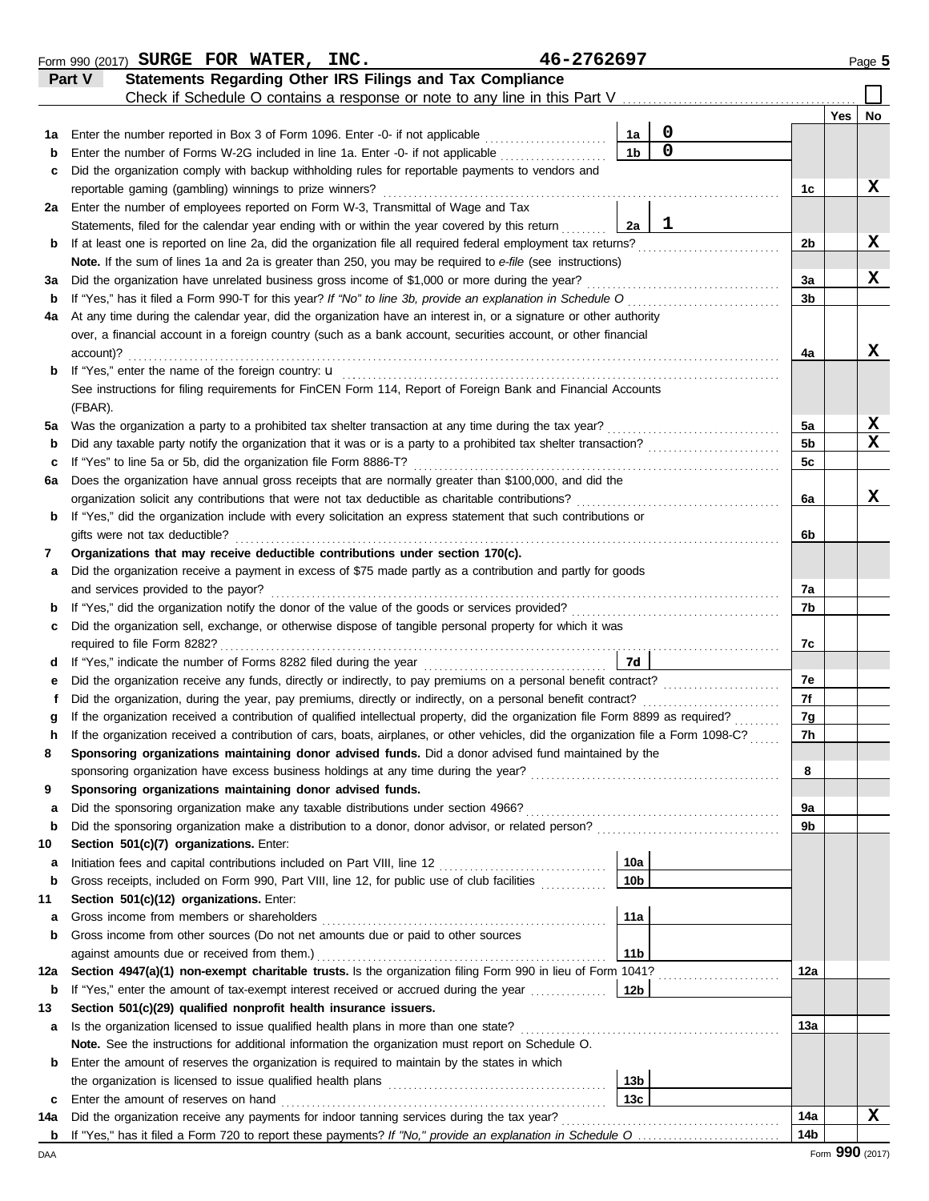Form 990 (2017) **SURGE FOR WATER, INC.** **46-2762697** Page **5**

## Part V Statements Regarding Other IRS Filings and Tax Compliance

Check if Schedule O contains a response or note to any line in this Part V . . . . . ☐

| | | | | | Yes | No |
|---|---|---|---|---|---|---|
| **1a** | Enter the number reported in Box 3 of Form 1096. Enter -0- if not applicable | 1a | 0 | | | |
| **b** | Enter the number of Forms W-2G included in line 1a. Enter -0- if not applicable | 1b | 0 | | | |
| **c** | Did the organization comply with backup withholding rules for reportable payments to vendors and reportable gaming (gambling) winnings to prize winners? | | | 1c | | X |
| **2a** | Enter the number of employees reported on Form W-3, Transmittal of Wage and Tax Statements, filed for the calendar year ending with or within the year covered by this return | 2a | 1 | | | |
| **b** | If at least one is reported on line 2a, did the organization file all required federal employment tax returns? | | | 2b | | X |
| | **Note.** If the sum of lines 1a and 2a is greater than 250, you may be required to *e-file* (see instructions) | | | | | |
| **3a** | Did the organization have unrelated business gross income of $1,000 or more during the year? | | | 3a | | X |
| **b** | If "Yes," has it filed a Form 990-T for this year? *If "No" to line 3b, provide an explanation in Schedule O* | | | 3b | | |
| **4a** | At any time during the calendar year, did the organization have an interest in, or a signature or other authority over, a financial account in a foreign country (such as a bank account, securities account, or other financial account)? | | | 4a | | X |
| **b** | If "Yes," enter the name of the foreign country: u<br>See instructions for filing requirements for FinCEN Form 114, Report of Foreign Bank and Financial Accounts (FBAR). | | | | | |
| **5a** | Was the organization a party to a prohibited tax shelter transaction at any time during the tax year? | | | 5a | | X |
| **b** | Did any taxable party notify the organization that it was or is a party to a prohibited tax shelter transaction? | | | 5b | | X |
| **c** | If "Yes" to line 5a or 5b, did the organization file Form 8886-T? | | | 5c | | |
| **6a** | Does the organization have annual gross receipts that are normally greater than $100,000, and did the organization solicit any contributions that were not tax deductible as charitable contributions? | | | 6a | | X |
| **b** | If "Yes," did the organization include with every solicitation an express statement that such contributions or gifts were not tax deductible? | | | 6b | | |
| **7** | **Organizations that may receive deductible contributions under section 170(c).** | | | | | |
| **a** | Did the organization receive a payment in excess of $75 made partly as a contribution and partly for goods and services provided to the payor? | | | 7a | | |
| **b** | If "Yes," did the organization notify the donor of the value of the goods or services provided? | | | 7b | | |
| **c** | Did the organization sell, exchange, or otherwise dispose of tangible personal property for which it was required to file Form 8282? | | | 7c | | |
| **d** | If "Yes," indicate the number of Forms 8282 filed during the year | 7d | | | | |
| **e** | Did the organization receive any funds, directly or indirectly, to pay premiums on a personal benefit contract? | | | 7e | | |
| **f** | Did the organization, during the year, pay premiums, directly or indirectly, on a personal benefit contract? | | | 7f | | |
| **g** | If the organization received a contribution of qualified intellectual property, did the organization file Form 8899 as required? | | | 7g | | |
| **h** | If the organization received a contribution of cars, boats, airplanes, or other vehicles, did the organization file a Form 1098-C? | | | 7h | | |
| **8** | **Sponsoring organizations maintaining donor advised funds.** Did a donor advised fund maintained by the sponsoring organization have excess business holdings at any time during the year? | | | 8 | | |
| **9** | **Sponsoring organizations maintaining donor advised funds.** | | | | | |
| **a** | Did the sponsoring organization make any taxable distributions under section 4966? | | | 9a | | |
| **b** | Did the sponsoring organization make a distribution to a donor, donor advisor, or related person? | | | 9b | | |
| **10** | **Section 501(c)(7) organizations.** Enter: | | | | | |
| **a** | Initiation fees and capital contributions included on Part VIII, line 12 | 10a | | | | |
| **b** | Gross receipts, included on Form 990, Part VIII, line 12, for public use of club facilities | 10b | | | | |
| **11** | **Section 501(c)(12) organizations.** Enter: | | | | | |
| **a** | Gross income from members or shareholders | 11a | | | | |
| **b** | Gross income from other sources (Do not net amounts due or paid to other sources against amounts due or received from them.) | 11b | | | | |
| **12a** | **Section 4947(a)(1) non-exempt charitable trusts.** Is the organization filing Form 990 in lieu of Form 1041? | | | 12a | | |
| **b** | If "Yes," enter the amount of tax-exempt interest received or accrued during the year | 12b | | | | |
| **13** | **Section 501(c)(29) qualified nonprofit health insurance issuers.** | | | | | |
| **a** | Is the organization licensed to issue qualified health plans in more than one state?<br>**Note.** See the instructions for additional information the organization must report on Schedule O. | | | 13a | | |
| **b** | Enter the amount of reserves the organization is required to maintain by the states in which the organization is licensed to issue qualified health plans | 13b | | | | |
| **c** | Enter the amount of reserves on hand | 13c | | | | |
| **14a** | Did the organization receive any payments for indoor tanning services during the tax year? | | | 14a | | X |
| **b** | If "Yes," has it filed a Form 720 to report these payments? *If "No," provide an explanation in Schedule O* | | | 14b | | |

DAA Form **990** (2017)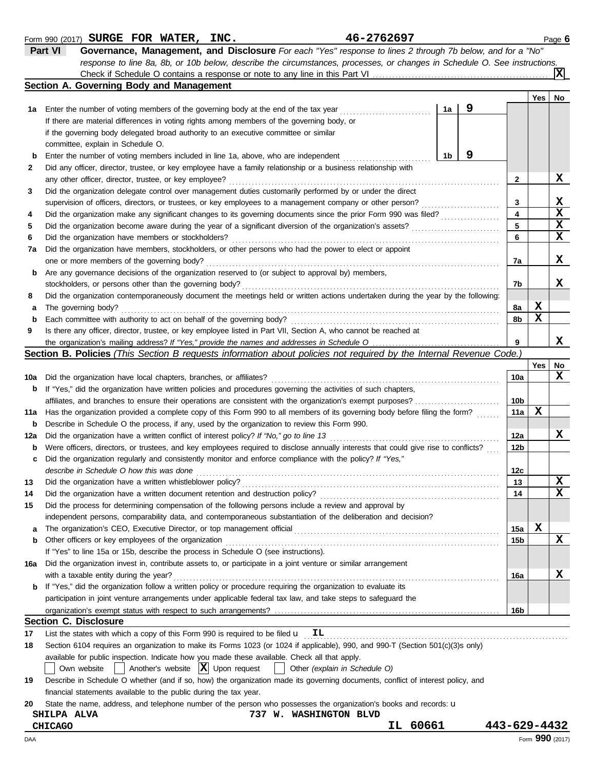Form 990 (2017) **SURGE FOR WATER, INC.** **46-2762697** Page **6**

**Part VI** **Governance, Management, and Disclosure** *For each "Yes" response to lines 2 through 7b below, and for a "No" response to line 8a, 8b, or 10b below, describe the circumstances, processes, or changes in Schedule O. See instructions.*

Check if Schedule O contains a response or note to any line in this Part VI .......... **X**

## Section A. Governing Body and Management

| | | | | Yes | No |
|---|---|---|---|---|---|
| **1a** | Enter the number of voting members of the governing body at the end of the tax year ..... | 1a | 9 | | |
| | If there are material differences in voting rights among members of the governing body, or if the governing body delegated broad authority to an executive committee or similar committee, explain in Schedule O. | | | | |
| **b** | Enter the number of voting members included in line 1a, above, who are independent ..... | 1b | 9 | | |
| **2** | Did any officer, director, trustee, or key employee have a family relationship or a business relationship with any other officer, director, trustee, or key employee? | 2 | | | X |
| **3** | Did the organization delegate control over management duties customarily performed by or under the direct supervision of officers, directors, or trustees, or key employees to a management company or other person? | 3 | | | X |
| **4** | Did the organization make any significant changes to its governing documents since the prior Form 990 was filed? | 4 | | | X |
| **5** | Did the organization become aware during the year of a significant diversion of the organization's assets? | 5 | | | X |
| **6** | Did the organization have members or stockholders? | 6 | | | X |
| **7a** | Did the organization have members, stockholders, or other persons who had the power to elect or appoint one or more members of the governing body? | 7a | | | X |
| **b** | Are any governance decisions of the organization reserved to (or subject to approval by) members, stockholders, or persons other than the governing body? | 7b | | | X |
| **8** | Did the organization contemporaneously document the meetings held or written actions undertaken during the year by the following: | | | | |
| **a** | The governing body? | 8a | | X | |
| **b** | Each committee with authority to act on behalf of the governing body? | 8b | | X | |
| **9** | Is there any officer, director, trustee, or key employee listed in Part VII, Section A, who cannot be reached at the organization's mailing address? *If "Yes," provide the names and addresses in Schedule O* | 9 | | | X |

## Section B. Policies *(This Section B requests information about policies not required by the Internal Revenue Code.)*

| | | | Yes | No |
|---|---|---|---|---|
| **10a** | Did the organization have local chapters, branches, or affiliates? | 10a | | X |
| **b** | If "Yes," did the organization have written policies and procedures governing the activities of such chapters, affiliates, and branches to ensure their operations are consistent with the organization's exempt purposes? | 10b | | |
| **11a** | Has the organization provided a complete copy of this Form 990 to all members of its governing body before filing the form? | 11a | X | |
| **b** | Describe in Schedule O the process, if any, used by the organization to review this Form 990. | | | |
| **12a** | Did the organization have a written conflict of interest policy? *If "No," go to line 13* | 12a | | X |
| **b** | Were officers, directors, or trustees, and key employees required to disclose annually interests that could give rise to conflicts? | 12b | | |
| **c** | Did the organization regularly and consistently monitor and enforce compliance with the policy? *If "Yes," describe in Schedule O how this was done* | 12c | | |
| **13** | Did the organization have a written whistleblower policy? | 13 | | X |
| **14** | Did the organization have a written document retention and destruction policy? | 14 | | X |
| **15** | Did the process for determining compensation of the following persons include a review and approval by independent persons, comparability data, and contemporaneous substantiation of the deliberation and decision? | | | |
| **a** | The organization's CEO, Executive Director, or top management official | 15a | X | |
| **b** | Other officers or key employees of the organization | 15b | | X |
| | If "Yes" to line 15a or 15b, describe the process in Schedule O (see instructions). | | | |
| **16a** | Did the organization invest in, contribute assets to, or participate in a joint venture or similar arrangement with a taxable entity during the year? | 16a | | X |
| **b** | If "Yes," did the organization follow a written policy or procedure requiring the organization to evaluate its participation in joint venture arrangements under applicable federal tax law, and take steps to safeguard the organization's exempt status with respect to such arrangements? | 16b | | |

## Section C. Disclosure

**17** List the states with which a copy of this Form 990 is required to be filed **IL**

**18** Section 6104 requires an organization to make its Forms 1023 (or 1024 if applicable), 990, and 990-T (Section 501(c)(3)s only) available for public inspection. Indicate how you made these available. Check all that apply.

☐ Own website ☐ Another's website ☒ Upon request ☐ Other *(explain in Schedule O)*

**19** Describe in Schedule O whether (and if so, how) the organization made its governing documents, conflict of interest policy, and financial statements available to the public during the tax year.

**20** State the name, address, and telephone number of the person who possesses the organization's books and records:

SHILPA ALVA
737 W. WASHINGTON BLVD
CHICAGO IL 60661
443-629-4432

DAA Form **990** (2017)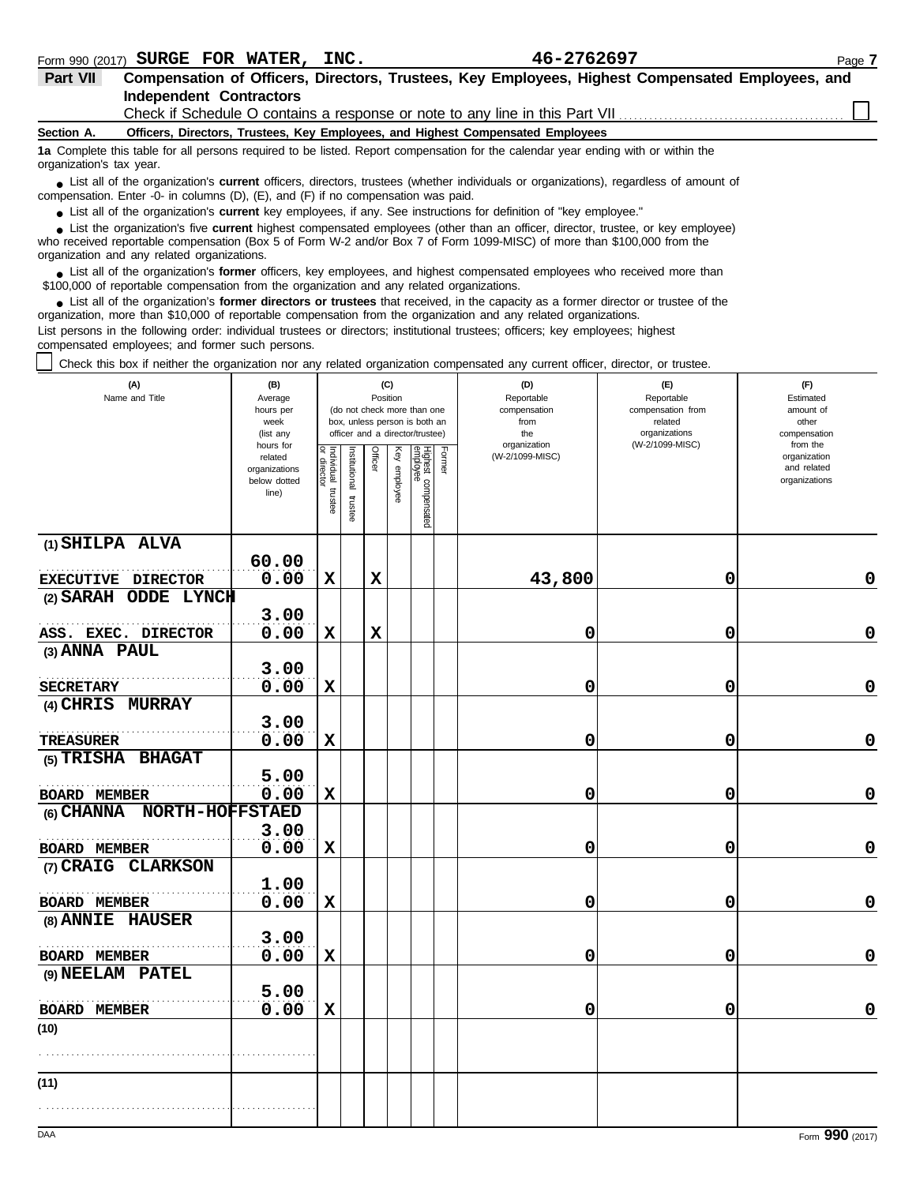Form 990 (2017) **SURGE FOR WATER, INC.** **46-2762697**

## Part VII Compensation of Officers, Directors, Trustees, Key Employees, Highest Compensated Employees, and Independent Contractors

Check if Schedule O contains a response or note to any line in this Part VII . . . . . . . . . . . . ☐

### Section A. Officers, Directors, Trustees, Key Employees, and Highest Compensated Employees

**1a** Complete this table for all persons required to be listed. Report compensation for the calendar year ending with or within the organization's tax year.

- List all of the organization's **current** officers, directors, trustees (whether individuals or organizations), regardless of amount of compensation. Enter -0- in columns (D), (E), and (F) if no compensation was paid.
- List all of the organization's **current** key employees, if any. See instructions for definition of "key employee."
- List the organization's five **current** highest compensated employees (other than an officer, director, trustee, or key employee) who received reportable compensation (Box 5 of Form W-2 and/or Box 7 of Form 1099-MISC) of more than $100,000 from the organization and any related organizations.
- List all of the organization's **former** officers, key employees, and highest compensated employees who received more than $100,000 of reportable compensation from the organization and any related organizations.
- List all of the organization's **former directors or trustees** that received, in the capacity as a former director or trustee of the organization, more than $10,000 of reportable compensation from the organization and any related organizations.

List persons in the following order: individual trustees or directors; institutional trustees; officers; key employees; highest compensated employees; and former such persons.

☐ Check this box if neither the organization nor any related organization compensated any current officer, director, or trustee.

| (A) Name and Title | (B) Average hours per week (list any hours for related organizations below dotted line) | (C) Position (do not check more than one box, unless person is both an officer and a director/trustee) | | | | | | (D) Reportable compensation from the organization (W-2/1099-MISC) | (E) Reportable compensation from related organizations (W-2/1099-MISC) | (F) Estimated amount of other compensation from the organization and related organizations |
|---|---|---|---|---|---|---|---|---|---|---|
| | | Individual trustee or director | Institutional trustee | Officer | Key employee | Highest compensated employee | Former | | | |
| (1) SHILPA ALVA<br>EXECUTIVE DIRECTOR | 60.00<br>0.00 | X | | X | | | | 43,800 | 0 | 0 |
| (2) SARAH ODDE LYNCH<br>ASS. EXEC. DIRECTOR | 3.00<br>0.00 | X | | X | | | | 0 | 0 | 0 |
| (3) ANNA PAUL<br>SECRETARY | 3.00<br>0.00 | X | | | | | | 0 | 0 | 0 |
| (4) CHRIS MURRAY<br>TREASURER | 3.00<br>0.00 | X | | | | | | 0 | 0 | 0 |
| (5) TRISHA BHAGAT<br>BOARD MEMBER | 5.00<br>0.00 | X | | | | | | 0 | 0 | 0 |
| (6) CHANNA NORTH-HOFFSTAED<br>BOARD MEMBER | 3.00<br>0.00 | X | | | | | | 0 | 0 | 0 |
| (7) CRAIG CLARKSON<br>BOARD MEMBER | 1.00<br>0.00 | X | | | | | | 0 | 0 | 0 |
| (8) ANNIE HAUSER<br>BOARD MEMBER | 3.00<br>0.00 | X | | | | | | 0 | 0 | 0 |
| (9) NEELAM PATEL<br>BOARD MEMBER | 5.00<br>0.00 | X | | | | | | 0 | 0 | 0 |
| (10) | | | | | | | | | | |
| (11) | | | | | | | | | | |

DAA Form **990** (2017)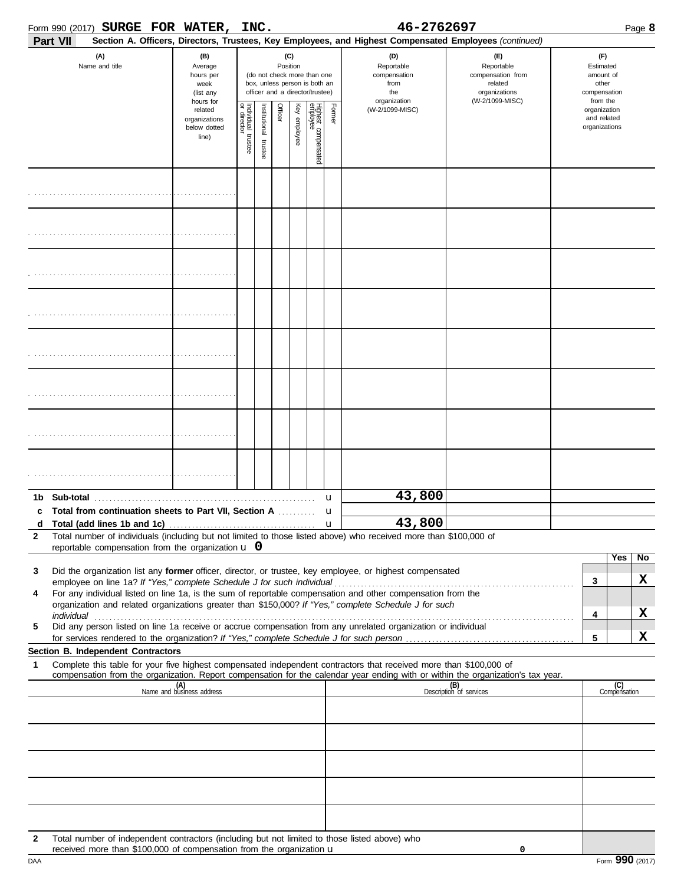Form 990 (2017) **SURGE FOR WATER, INC.** **46-2762697** Page **8**

**Part VII** **Section A. Officers, Directors, Trustees, Key Employees, and Highest Compensated Employees** *(continued)*

| (A) Name and title | (B) Average hours per week (list any hours for related organizations below dotted line) | (C) Position (do not check more than one box, unless person is both an officer and a director/trustee) | | | | | | (D) Reportable compensation from the organization (W-2/1099-MISC) | (E) Reportable compensation from related organizations (W-2/1099-MISC) | (F) Estimated amount of other compensation from the organization and related organizations |
|---|---|---|---|---|---|---|---|---|---|---|
| | | Individual trustee or director | Institutional trustee | Officer | Key employee | Highest compensated employee | Former | | | |
| | | | | | | | | | | |
| | | | | | | | | | | |
| | | | | | | | | | | |
| | | | | | | | | | | |
| | | | | | | | | | | |
| | | | | | | | | | | |
| | | | | | | | | | | |
| | | | | | | | | | | |

| | | (D) | (E) | (F) |
|---|---|---|---|---|
| **1b** | **Sub-total** | 43,800 | | |
| **c** | **Total from continuation sheets to Part VII, Section A** | | | |
| **d** | **Total (add lines 1b and 1c)** | 43,800 | | |

**2** Total number of individuals (including but not limited to those listed above) who received more than $100,000 of reportable compensation from the organization u **0**

| | | | Yes | No |
|---|---|---|---|---|
| **3** | Did the organization list any **former** officer, director, or trustee, key employee, or highest compensated employee on line 1a? *If "Yes," complete Schedule J for such individual* | 3 | | X |
| **4** | For any individual listed on line 1a, is the sum of reportable compensation and other compensation from the organization and related organizations greater than $150,000? *If "Yes," complete Schedule J for such individual* | 4 | | X |
| **5** | Did any person listed on line 1a receive or accrue compensation from any unrelated organization or individual for services rendered to the organization? *If "Yes," complete Schedule J for such person* | 5 | | X |

**Section B. Independent Contractors**

**1** Complete this table for your five highest compensated independent contractors that received more than $100,000 of compensation from the organization. Report compensation for the calendar year ending with or within the organization's tax year.

| (A) Name and business address | (B) Description of services | (C) Compensation |
|---|---|---|
| | | |
| | | |
| | | |
| | | |
| | | |

**2** Total number of independent contractors (including but not limited to those listed above) who received more than $100,000 of compensation from the organization u 0

DAA Form **990** (2017)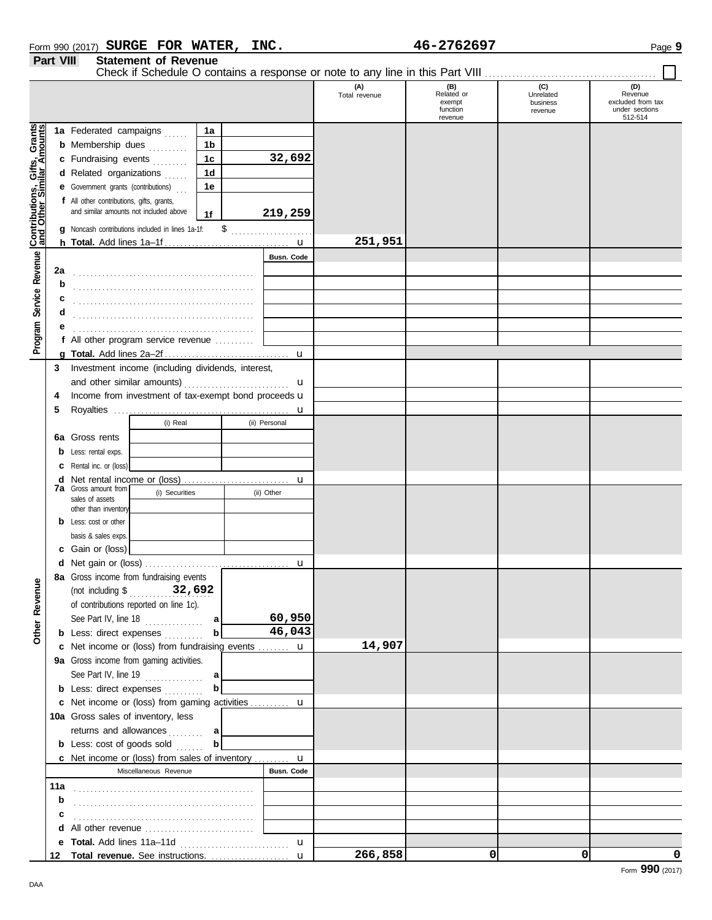Form 990 (2017) **SURGE FOR WATER, INC.** **46-2762697** Page **9**

## Part VIII Statement of Revenue

Check if Schedule O contains a response or note to any line in this Part VIII .......... ☐

| | | | (A) Total revenue | (B) Related or exempt function revenue | (C) Unrelated business revenue | (D) Revenue excluded from tax under sections 512-514 |
|---|---|---|---|---|---|---|
| **Contributions, Gifts, Grants and Other Similar Amounts** | | | | | | |
| 1a Federated campaigns | 1a | | | | | |
| b Membership dues | 1b | | | | | |
| c Fundraising events | 1c | 32,692 | | | | |
| d Related organizations | 1d | | | | | |
| e Government grants (contributions) | 1e | | | | | |
| f All other contributions, gifts, grants, and similar amounts not included above | 1f | 219,259 | | | | |
| g Noncash contributions included in lines 1a-1f: $ | | | | | | |
| h **Total.** Add lines 1a–1f | | u | 251,951 | | | |
| **Program Service Revenue** | | Busn. Code | | | | |
| 2a | | | | | | |
| b | | | | | | |
| c | | | | | | |
| d | | | | | | |
| e | | | | | | |
| f All other program service revenue | | | | | | |
| g **Total.** Add lines 2a–2f | | u | | | | |
| **Other Revenue** | | | | | | |
| 3 Investment income (including dividends, interest, and other similar amounts) | | u | | | | |
| 4 Income from investment of tax-exempt bond proceeds | | u | | | | |
| 5 Royalties | | u | | | | |
| | (i) Real | (ii) Personal | | | | |
| 6a Gross rents | | | | | | |
| b Less: rental exps. | | | | | | |
| c Rental inc. or (loss) | | | | | | |
| d Net rental income or (loss) | | u | | | | |
| | (i) Securities | (ii) Other | | | | |
| 7a Gross amount from sales of assets other than inventory | | | | | | |
| b Less: cost or other basis & sales exps. | | | | | | |
| c Gain or (loss) | | | | | | |
| d Net gain or (loss) | | u | | | | |
| 8a Gross income from fundraising events (not including $ 32,692 of contributions reported on line 1c). See Part IV, line 18 | a | 60,950 | | | | |
| b Less: direct expenses | b | 46,043 | | | | |
| c Net income or (loss) from fundraising events | | u | 14,907 | | | |
| 9a Gross income from gaming activities. See Part IV, line 19 | a | | | | | |
| b Less: direct expenses | b | | | | | |
| c Net income or (loss) from gaming activities | | u | | | | |
| 10a Gross sales of inventory, less returns and allowances | a | | | | | |
| b Less: cost of goods sold | b | | | | | |
| c Net income or (loss) from sales of inventory | | u | | | | |
| Miscellaneous Revenue | | Busn. Code | | | | |
| 11a | | | | | | |
| b | | | | | | |
| c | | | | | | |
| d All other revenue | | | | | | |
| e **Total.** Add lines 11a–11d | | u | | | | |
| 12 **Total revenue.** See instructions. | | u | 266,858 | 0 | 0 | 0 |

Form **990** (2017)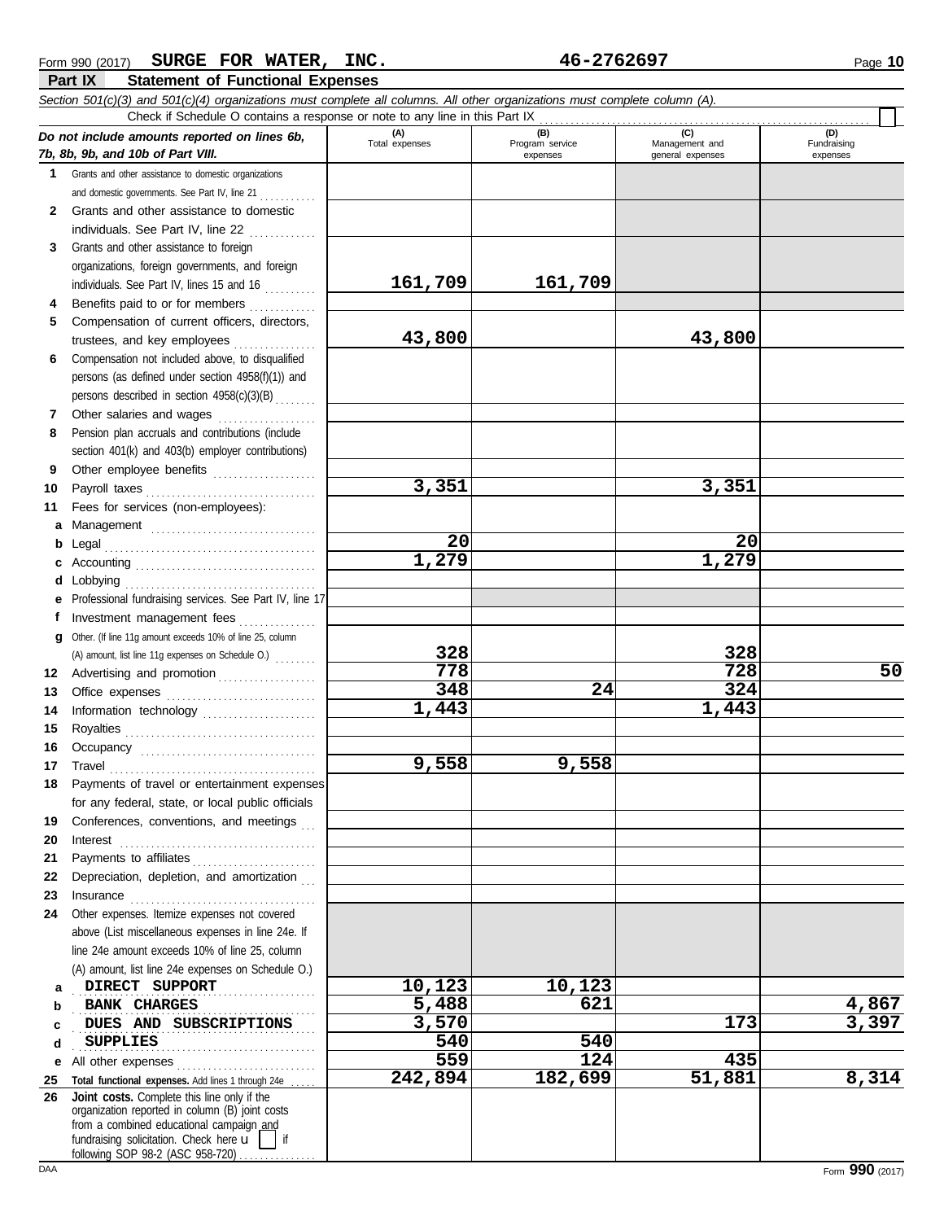Form 990 (2017) **SURGE FOR WATER, INC.** **46-2762697** Page **10**

## Part IX Statement of Functional Expenses

*Section 501(c)(3) and 501(c)(4) organizations must complete all columns. All other organizations must complete column (A).*

Check if Schedule O contains a response or note to any line in this Part IX

| *Do not include amounts reported on lines 6b, 7b, 8b, 9b, and 10b of Part VIII.* | (A) Total expenses | (B) Program service expenses | (C) Management and general expenses | (D) Fundraising expenses |
|---|---|---|---|---|
| **1** Grants and other assistance to domestic organizations and domestic governments. See Part IV, line 21 | | | | |
| **2** Grants and other assistance to domestic individuals. See Part IV, line 22 | | | | |
| **3** Grants and other assistance to foreign organizations, foreign governments, and foreign individuals. See Part IV, lines 15 and 16 | 161,709 | 161,709 | | |
| **4** Benefits paid to or for members | | | | |
| **5** Compensation of current officers, directors, trustees, and key employees | 43,800 | | 43,800 | |
| **6** Compensation not included above, to disqualified persons (as defined under section 4958(f)(1)) and persons described in section 4958(c)(3)(B) | | | | |
| **7** Other salaries and wages | | | | |
| **8** Pension plan accruals and contributions (include section 401(k) and 403(b) employer contributions) | | | | |
| **9** Other employee benefits | | | | |
| **10** Payroll taxes | 3,351 | | 3,351 | |
| **11** Fees for services (non-employees): | | | | |
| **a** Management | | | | |
| **b** Legal | 20 | | 20 | |
| **c** Accounting | 1,279 | | 1,279 | |
| **d** Lobbying | | | | |
| **e** Professional fundraising services. See Part IV, line 17 | | | | |
| **f** Investment management fees | | | | |
| **g** Other. (If line 11g amount exceeds 10% of line 25, column (A) amount, list line 11g expenses on Schedule O.) | 328 | | 328 | |
| **12** Advertising and promotion | 778 | | 728 | 50 |
| **13** Office expenses | 348 | 24 | 324 | |
| **14** Information technology | 1,443 | | 1,443 | |
| **15** Royalties | | | | |
| **16** Occupancy | | | | |
| **17** Travel | 9,558 | 9,558 | | |
| **18** Payments of travel or entertainment expenses for any federal, state, or local public officials | | | | |
| **19** Conferences, conventions, and meetings | | | | |
| **20** Interest | | | | |
| **21** Payments to affiliates | | | | |
| **22** Depreciation, depletion, and amortization | | | | |
| **23** Insurance | | | | |
| **24** Other expenses. Itemize expenses not covered above (List miscellaneous expenses in line 24e. If line 24e amount exceeds 10% of line 25, column (A) amount, list line 24e expenses on Schedule O.) | | | | |
| **a** DIRECT SUPPORT | 10,123 | 10,123 | | |
| **b** BANK CHARGES | 5,488 | 621 | | 4,867 |
| **c** DUES AND SUBSCRIPTIONS | 3,570 | | 173 | 3,397 |
| **d** SUPPLIES | 540 | 540 | | |
| **e** All other expenses | 559 | 124 | 435 | |
| **25 Total functional expenses.** Add lines 1 through 24e | 242,894 | 182,699 | 51,881 | 8,314 |
| **26 Joint costs.** Complete this line only if the organization reported in column (B) joint costs from a combined educational campaign and fundraising solicitation. Check here u [ ] if following SOP 98-2 (ASC 958-720) | | | | |

Form **990** (2017)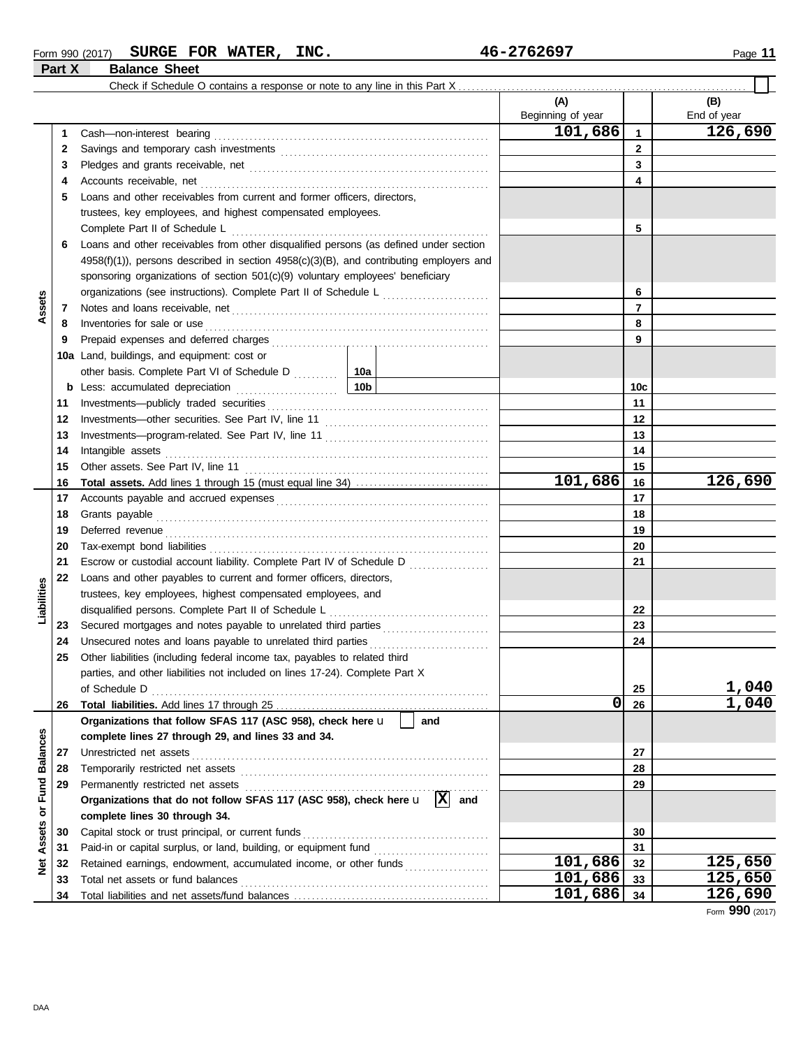Form 990 (2017) **SURGE FOR WATER, INC.** 46-2762697 Page **11**

## Part X Balance Sheet

Check if Schedule O contains a response or note to any line in this Part X . . . . . ☐

| Section | Line | Description | | (A) Beginning of year | Line | (B) End of year |
|---|---|---|---|---|---|---|
| Assets | 1 | Cash—non-interest bearing | | 101,686 | 1 | 126,690 |
| | 2 | Savings and temporary cash investments | | | 2 | |
| | 3 | Pledges and grants receivable, net | | | 3 | |
| | 4 | Accounts receivable, net | | | 4 | |
| | 5 | Loans and other receivables from current and former officers, directors, trustees, key employees, and highest compensated employees. Complete Part II of Schedule L | | | 5 | |
| | 6 | Loans and other receivables from other disqualified persons (as defined under section 4958(f)(1)), persons described in section 4958(c)(3)(B), and contributing employers and sponsoring organizations of section 501(c)(9) voluntary employees' beneficiary organizations (see instructions). Complete Part II of Schedule L | | | 6 | |
| | 7 | Notes and loans receivable, net | | | 7 | |
| | 8 | Inventories for sale or use | | | 8 | |
| | 9 | Prepaid expenses and deferred charges | | | 9 | |
| | 10a | Land, buildings, and equipment: cost or other basis. Complete Part VI of Schedule D | 10a | | | |
| | b | Less: accumulated depreciation | 10b | | 10c | |
| | 11 | Investments—publicly traded securities | | | 11 | |
| | 12 | Investments—other securities. See Part IV, line 11 | | | 12 | |
| | 13 | Investments—program-related. See Part IV, line 11 | | | 13 | |
| | 14 | Intangible assets | | | 14 | |
| | 15 | Other assets. See Part IV, line 11 | | | 15 | |
| | 16 | **Total assets.** Add lines 1 through 15 (must equal line 34) | | 101,686 | 16 | 126,690 |
| Liabilities | 17 | Accounts payable and accrued expenses | | | 17 | |
| | 18 | Grants payable | | | 18 | |
| | 19 | Deferred revenue | | | 19 | |
| | 20 | Tax-exempt bond liabilities | | | 20 | |
| | 21 | Escrow or custodial account liability. Complete Part IV of Schedule D | | | 21 | |
| | 22 | Loans and other payables to current and former officers, directors, trustees, key employees, highest compensated employees, and disqualified persons. Complete Part II of Schedule L | | | 22 | |
| | 23 | Secured mortgages and notes payable to unrelated third parties | | | 23 | |
| | 24 | Unsecured notes and loans payable to unrelated third parties | | | 24 | |
| | 25 | Other liabilities (including federal income tax, payables to related third parties, and other liabilities not included on lines 17-24). Complete Part X of Schedule D | | | 25 | 1,040 |
| | 26 | **Total liabilities.** Add lines 17 through 25 | | 0 | 26 | 1,040 |
| Net Assets or Fund Balances | | **Organizations that follow SFAS 117 (ASC 958), check here** ☐ **and complete lines 27 through 29, and lines 33 and 34.** | | | | |
| | 27 | Unrestricted net assets | | | 27 | |
| | 28 | Temporarily restricted net assets | | | 28 | |
| | 29 | Permanently restricted net assets | | | 29 | |
| | | **Organizations that do not follow SFAS 117 (ASC 958), check here** ☒ **and complete lines 30 through 34.** | | | | |
| | 30 | Capital stock or trust principal, or current funds | | | 30 | |
| | 31 | Paid-in or capital surplus, or land, building, or equipment fund | | | 31 | |
| | 32 | Retained earnings, endowment, accumulated income, or other funds | | 101,686 | 32 | 125,650 |
| | 33 | Total net assets or fund balances | | 101,686 | 33 | 125,650 |
| | 34 | Total liabilities and net assets/fund balances | | 101,686 | 34 | 126,690 |

Form **990** (2017)

DAA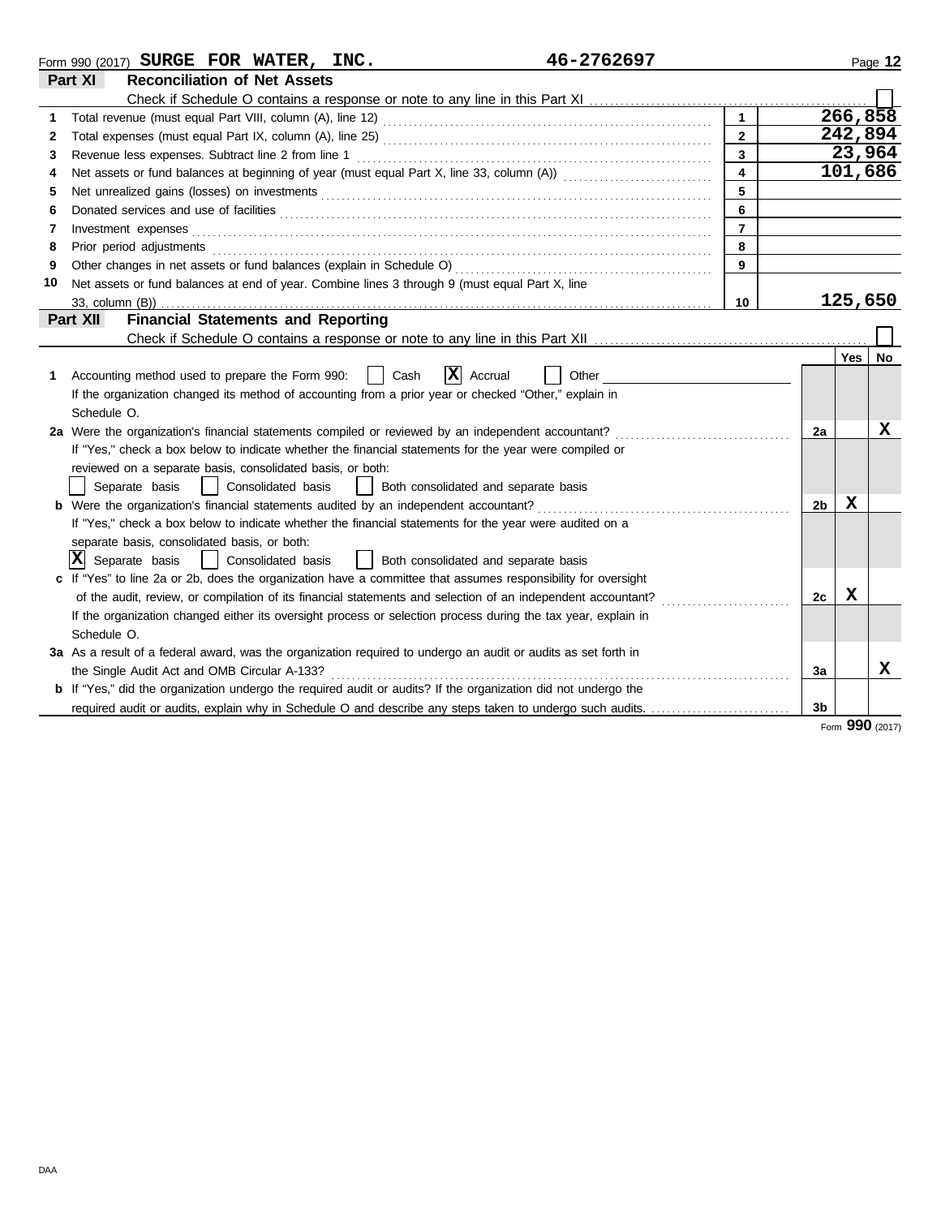Form 990 (2017) **SURGE FOR WATER, INC.** **46-2762697**

## Part XI — Reconciliation of Net Assets

Check if Schedule O contains a response or note to any line in this Part XI . . . ☐

| | | Line | Amount |
|---|---|---|---|
| 1 | Total revenue (must equal Part VIII, column (A), line 12) | 1 | 266,858 |
| 2 | Total expenses (must equal Part IX, column (A), line 25) | 2 | 242,894 |
| 3 | Revenue less expenses. Subtract line 2 from line 1 | 3 | 23,964 |
| 4 | Net assets or fund balances at beginning of year (must equal Part X, line 33, column (A)) | 4 | 101,686 |
| 5 | Net unrealized gains (losses) on investments | 5 | |
| 6 | Donated services and use of facilities | 6 | |
| 7 | Investment expenses | 7 | |
| 8 | Prior period adjustments | 8 | |
| 9 | Other changes in net assets or fund balances (explain in Schedule O) | 9 | |
| 10 | Net assets or fund balances at end of year. Combine lines 3 through 9 (must equal Part X, line 33, column (B)) | 10 | 125,650 |

## Part XII — Financial Statements and Reporting

Check if Schedule O contains a response or note to any line in this Part XII . . . ☐

| | | Line | Yes | No |
|---|---|---|---|---|
| 1 | Accounting method used to prepare the Form 990: ☐ Cash ☒ Accrual ☐ Other<br>If the organization changed its method of accounting from a prior year or checked "Other," explain in Schedule O. | | | |
| 2a | Were the organization's financial statements compiled or reviewed by an independent accountant? | 2a | | X |
| | If "Yes," check a box below to indicate whether the financial statements for the year were compiled or reviewed on a separate basis, consolidated basis, or both:<br>☐ Separate basis ☐ Consolidated basis ☐ Both consolidated and separate basis | | | |
| b | Were the organization's financial statements audited by an independent accountant? | 2b | X | |
| | If "Yes," check a box below to indicate whether the financial statements for the year were audited on a separate basis, consolidated basis, or both:<br>☒ Separate basis ☐ Consolidated basis ☐ Both consolidated and separate basis | | | |
| c | If "Yes" to line 2a or 2b, does the organization have a committee that assumes responsibility for oversight of the audit, review, or compilation of its financial statements and selection of an independent accountant? | 2c | X | |
| | If the organization changed either its oversight process or selection process during the tax year, explain in Schedule O. | | | |
| 3a | As a result of a federal award, was the organization required to undergo an audit or audits as set forth in the Single Audit Act and OMB Circular A-133? | 3a | | X |
| b | If "Yes," did the organization undergo the required audit or audits? If the organization did not undergo the required audit or audits, explain why in Schedule O and describe any steps taken to undergo such audits. | 3b | | |

Form **990** (2017)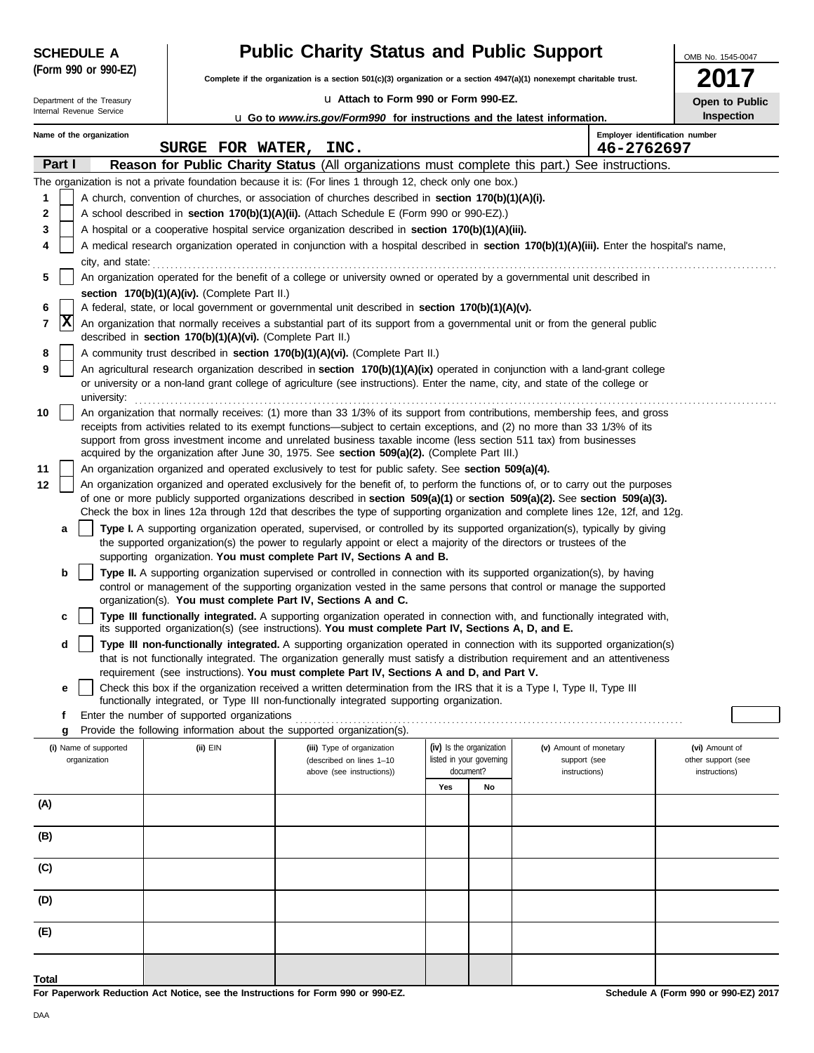**SCHEDULE A (Form 990 or 990-EZ)**

Department of the Treasury
Internal Revenue Service

# Public Charity Status and Public Support

**Complete if the organization is a section 501(c)(3) organization or a section 4947(a)(1) nonexempt charitable trust.**

u **Attach to Form 990 or Form 990-EZ.**

u **Go to *www.irs.gov/Form990* for instructions and the latest information.**

OMB No. 1545-0047

**2017**

**Open to Public Inspection**

**Name of the organization:** SURGE FOR WATER, INC.

**Employer identification number:** 46-2762697

## Part I — Reason for Public Charity Status (All organizations must complete this part.) See instructions.

The organization is not a private foundation because it is: (For lines 1 through 12, check only one box.)

1. [ ] A church, convention of churches, or association of churches described in **section 170(b)(1)(A)(i).**
2. [ ] A school described in **section 170(b)(1)(A)(ii).** (Attach Schedule E (Form 990 or 990-EZ).)
3. [ ] A hospital or a cooperative hospital service organization described in **section 170(b)(1)(A)(iii).**
4. [ ] A medical research organization operated in conjunction with a hospital described in **section 170(b)(1)(A)(iii).** Enter the hospital's name, city, and state:
5. [ ] An organization operated for the benefit of a college or university owned or operated by a governmental unit described in **section 170(b)(1)(A)(iv).** (Complete Part II.)
6. [ ] A federal, state, or local government or governmental unit described in **section 170(b)(1)(A)(v).**
7. [X] An organization that normally receives a substantial part of its support from a governmental unit or from the general public described in **section 170(b)(1)(A)(vi).** (Complete Part II.)
8. [ ] A community trust described in **section 170(b)(1)(A)(vi).** (Complete Part II.)
9. [ ] An agricultural research organization described in **section 170(b)(1)(A)(ix)** operated in conjunction with a land-grant college or university or a non-land grant college of agriculture (see instructions). Enter the name, city, and state of the college or university:
10. [ ] An organization that normally receives: (1) more than 33 1/3% of its support from contributions, membership fees, and gross receipts from activities related to its exempt functions—subject to certain exceptions, and (2) no more than 33 1/3% of its support from gross investment income and unrelated business taxable income (less section 511 tax) from businesses acquired by the organization after June 30, 1975. See **section 509(a)(2).** (Complete Part III.)
11. [ ] An organization organized and operated exclusively to test for public safety. See **section 509(a)(4).**
12. [ ] An organization organized and operated exclusively for the benefit of, to perform the functions of, or to carry out the purposes of one or more publicly supported organizations described in **section 509(a)(1)** or **section 509(a)(2).** See **section 509(a)(3).** Check the box in lines 12a through 12d that describes the type of supporting organization and complete lines 12e, 12f, and 12g.
   - **a** [ ] **Type I.** A supporting organization operated, supervised, or controlled by its supported organization(s), typically by giving the supported organization(s) the power to regularly appoint or elect a majority of the directors or trustees of the supporting organization. **You must complete Part IV, Sections A and B.**
   - **b** [ ] **Type II.** A supporting organization supervised or controlled in connection with its supported organization(s), by having control or management of the supporting organization vested in the same persons that control or manage the supported organization(s). **You must complete Part IV, Sections A and C.**
   - **c** [ ] **Type III functionally integrated.** A supporting organization operated in connection with, and functionally integrated with, its supported organization(s) (see instructions). **You must complete Part IV, Sections A, D, and E.**
   - **d** [ ] **Type III non-functionally integrated.** A supporting organization operated in connection with its supported organization(s) that is not functionally integrated. The organization generally must satisfy a distribution requirement and an attentiveness requirement (see instructions). **You must complete Part IV, Sections A and D, and Part V.**
   - **e** [ ] Check this box if the organization received a written determination from the IRS that it is a Type I, Type II, Type III functionally integrated, or Type III non-functionally integrated supporting organization.
   - **f** Enter the number of supported organizations
   - **g** Provide the following information about the supported organization(s).

| (i) Name of supported organization | (ii) EIN | (iii) Type of organization (described on lines 1–10 above (see instructions)) | (iv) Is the organization listed in your governing document? | | (v) Amount of monetary support (see instructions) | (vi) Amount of other support (see instructions) |
|---|---|---|---|---|---|---|
| | | | Yes | No | | |
| (A) | | | | | | |
| (B) | | | | | | |
| (C) | | | | | | |
| (D) | | | | | | |
| (E) | | | | | | |
| **Total** | | | | | | |

**For Paperwork Reduction Act Notice, see the Instructions for Form 990 or 990-EZ.**

**Schedule A (Form 990 or 990-EZ) 2017**

DAA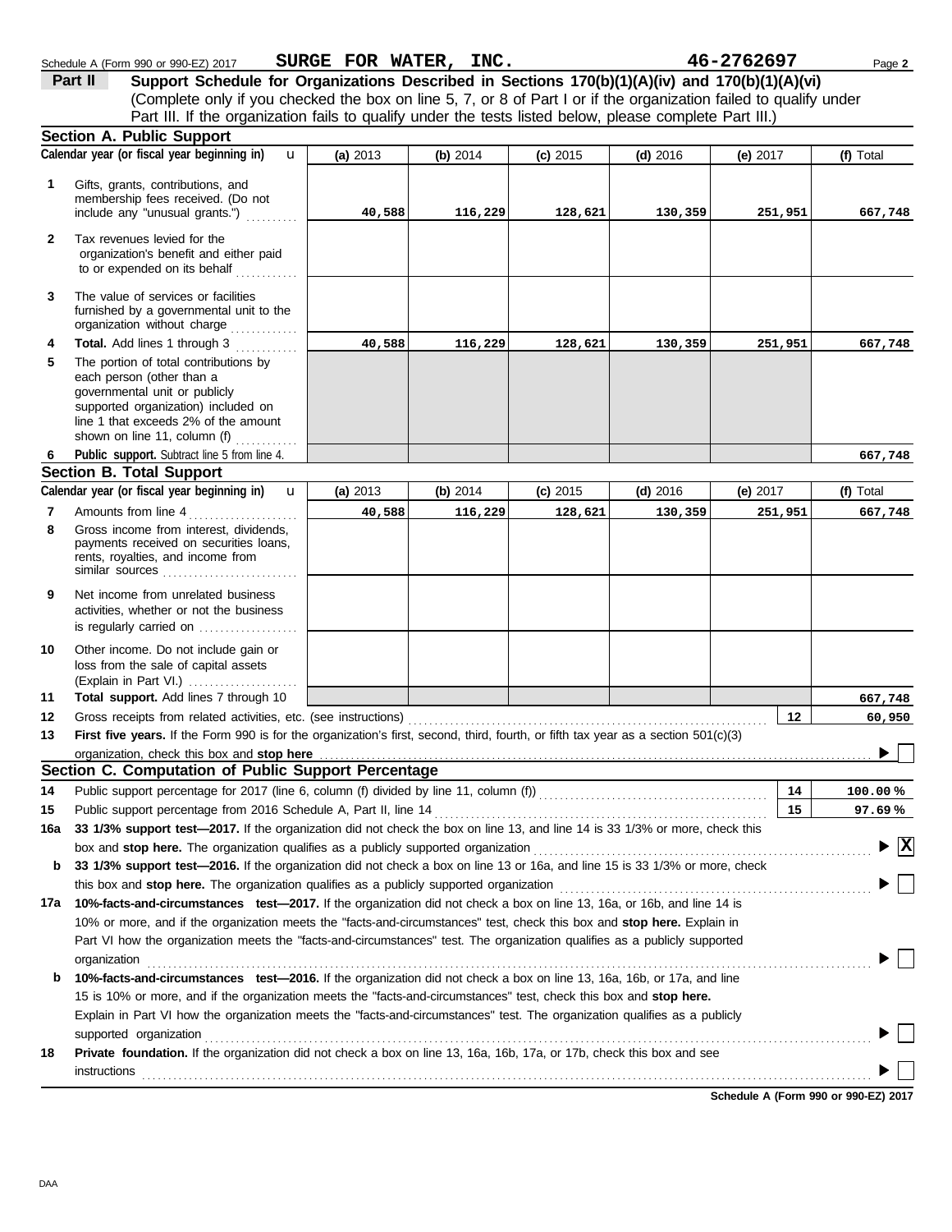Schedule A (Form 990 or 990-EZ) 2017 **SURGE FOR WATER, INC.** **46-2762697**

## Part II Support Schedule for Organizations Described in Sections 170(b)(1)(A)(iv) and 170(b)(1)(A)(vi)

(Complete only if you checked the box on line 5, 7, or 8 of Part I or if the organization failed to qualify under Part III. If the organization fails to qualify under the tests listed below, please complete Part III.)

### Section A. Public Support

| Calendar year (or fiscal year beginning in) | (a) 2013 | (b) 2014 | (c) 2015 | (d) 2016 | (e) 2017 | (f) Total |
|---|---|---|---|---|---|---|
| **1** Gifts, grants, contributions, and membership fees received. (Do not include any "unusual grants.") | 40,588 | 116,229 | 128,621 | 130,359 | 251,951 | 667,748 |
| **2** Tax revenues levied for the organization's benefit and either paid to or expended on its behalf | | | | | | |
| **3** The value of services or facilities furnished by a governmental unit to the organization without charge | | | | | | |
| **4** **Total.** Add lines 1 through 3 | 40,588 | 116,229 | 128,621 | 130,359 | 251,951 | 667,748 |
| **5** The portion of total contributions by each person (other than a governmental unit or publicly supported organization) included on line 1 that exceeds 2% of the amount shown on line 11, column (f) | | | | | | |
| **6** **Public support.** Subtract line 5 from line 4. | | | | | | 667,748 |

### Section B. Total Support

| Calendar year (or fiscal year beginning in) | (a) 2013 | (b) 2014 | (c) 2015 | (d) 2016 | (e) 2017 | (f) Total |
|---|---|---|---|---|---|---|
| **7** Amounts from line 4 | 40,588 | 116,229 | 128,621 | 130,359 | 251,951 | 667,748 |
| **8** Gross income from interest, dividends, payments received on securities loans, rents, royalties, and income from similar sources | | | | | | |
| **9** Net income from unrelated business activities, whether or not the business is regularly carried on | | | | | | |
| **10** Other income. Do not include gain or loss from the sale of capital assets (Explain in Part VI.) | | | | | | |
| **11** **Total support.** Add lines 7 through 10 | | | | | | 667,748 |

**12** Gross receipts from related activities, etc. (see instructions) — **12** — 60,950

**13** **First five years.** If the Form 990 is for the organization's first, second, third, fourth, or fifth tax year as a section 501(c)(3) organization, check this box and **stop here** ☐

### Section C. Computation of Public Support Percentage

**14** Public support percentage for 2017 (line 6, column (f) divided by line 11, column (f)) — **14** — 100.00 %

**15** Public support percentage from 2016 Schedule A, Part II, line 14 — **15** — 97.69 %

**16a** **33 1/3% support test—2017.** If the organization did not check the box on line 13, and line 14 is 33 1/3% or more, check this box and **stop here.** The organization qualifies as a publicly supported organization ☒

**b** **33 1/3% support test—2016.** If the organization did not check a box on line 13 or 16a, and line 15 is 33 1/3% or more, check this box and **stop here.** The organization qualifies as a publicly supported organization ☐

**17a** **10%-facts-and-circumstances test—2017.** If the organization did not check a box on line 13, 16a, or 16b, and line 14 is 10% or more, and if the organization meets the "facts-and-circumstances" test, check this box and **stop here.** Explain in Part VI how the organization meets the "facts-and-circumstances" test. The organization qualifies as a publicly supported organization ☐

**b** **10%-facts-and-circumstances test—2016.** If the organization did not check a box on line 13, 16a, 16b, or 17a, and line 15 is 10% or more, and if the organization meets the "facts-and-circumstances" test, check this box and **stop here.** Explain in Part VI how the organization meets the "facts-and-circumstances" test. The organization qualifies as a publicly supported organization ☐

**18** **Private foundation.** If the organization did not check a box on line 13, 16a, 16b, 17a, or 17b, check this box and see instructions ☐

**Schedule A (Form 990 or 990-EZ) 2017**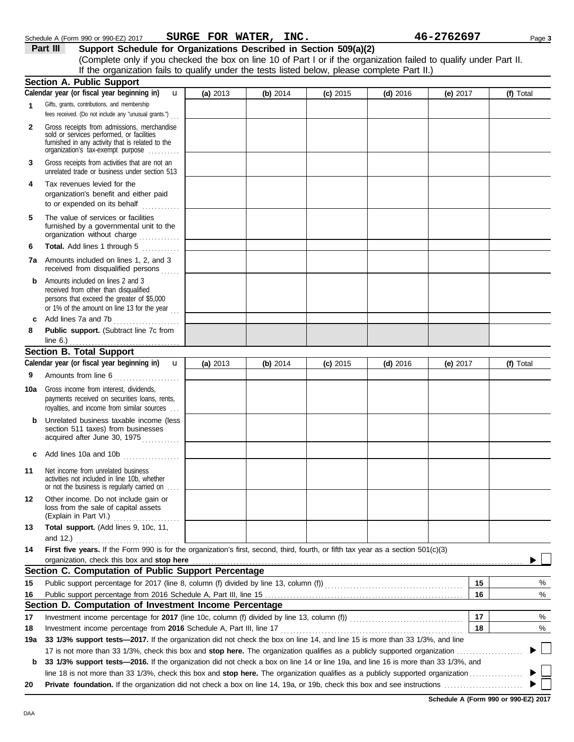Schedule A (Form 990 or 990-EZ) 2017 **SURGE FOR WATER, INC.** **46-2762697** Page **3**

## Part III Support Schedule for Organizations Described in Section 509(a)(2)

(Complete only if you checked the box on line 10 of Part I or if the organization failed to qualify under Part II. If the organization fails to qualify under the tests listed below, please complete Part II.)

### Section A. Public Support

| Calendar year (or fiscal year beginning in) | (a) 2013 | (b) 2014 | (c) 2015 | (d) 2016 | (e) 2017 | (f) Total |
|---|---|---|---|---|---|---|
| **1** Gifts, grants, contributions, and membership fees received. (Do not include any "unusual grants.") | | | | | | |
| **2** Gross receipts from admissions, merchandise sold or services performed, or facilities furnished in any activity that is related to the organization's tax-exempt purpose | | | | | | |
| **3** Gross receipts from activities that are not an unrelated trade or business under section 513 | | | | | | |
| **4** Tax revenues levied for the organization's benefit and either paid to or expended on its behalf | | | | | | |
| **5** The value of services or facilities furnished by a governmental unit to the organization without charge | | | | | | |
| **6** **Total.** Add lines 1 through 5 | | | | | | |
| **7a** Amounts included on lines 1, 2, and 3 received from disqualified persons | | | | | | |
| **b** Amounts included on lines 2 and 3 received from other than disqualified persons that exceed the greater of $5,000 or 1% of the amount on line 13 for the year | | | | | | |
| **c** Add lines 7a and 7b | | | | | | |
| **8** **Public support.** (Subtract line 7c from line 6.) | | | | | | |

### Section B. Total Support

| Calendar year (or fiscal year beginning in) | (a) 2013 | (b) 2014 | (c) 2015 | (d) 2016 | (e) 2017 | (f) Total |
|---|---|---|---|---|---|---|
| **9** Amounts from line 6 | | | | | | |
| **10a** Gross income from interest, dividends, payments received on securities loans, rents, royalties, and income from similar sources | | | | | | |
| **b** Unrelated business taxable income (less section 511 taxes) from businesses acquired after June 30, 1975 | | | | | | |
| **c** Add lines 10a and 10b | | | | | | |
| **11** Net income from unrelated business activities not included in line 10b, whether or not the business is regularly carried on | | | | | | |
| **12** Other income. Do not include gain or loss from the sale of capital assets (Explain in Part VI.) | | | | | | |
| **13** **Total support.** (Add lines 9, 10c, 11, and 12.) | | | | | | |

**14** **First five years.** If the Form 990 is for the organization's first, second, third, fourth, or fifth tax year as a section 501(c)(3) organization, check this box and **stop here** ▶ ☐

### Section C. Computation of Public Support Percentage

| | | | |
|---|---|---|---|
| **15** | Public support percentage for 2017 (line 8, column (f) divided by line 13, column (f)) | **15** | % |
| **16** | Public support percentage from 2016 Schedule A, Part III, line 15 | **16** | % |

### Section D. Computation of Investment Income Percentage

| | | | |
|---|---|---|---|
| **17** | Investment income percentage for **2017** (line 10c, column (f) divided by line 13, column (f)) | **17** | % |
| **18** | Investment income percentage from **2016** Schedule A, Part III, line 17 | **18** | % |

**19a** **33 1/3% support tests—2017.** If the organization did not check the box on line 14, and line 15 is more than 33 1/3%, and line 17 is not more than 33 1/3%, check this box and **stop here.** The organization qualifies as a publicly supported organization ▶ ☐

**b** **33 1/3% support tests—2016.** If the organization did not check a box on line 14 or line 19a, and line 16 is more than 33 1/3%, and line 18 is not more than 33 1/3%, check this box and **stop here.** The organization qualifies as a publicly supported organization ▶ ☐

**20** **Private foundation.** If the organization did not check a box on line 14, 19a, or 19b, check this box and see instructions ▶ ☐

**Schedule A (Form 990 or 990-EZ) 2017**

DAA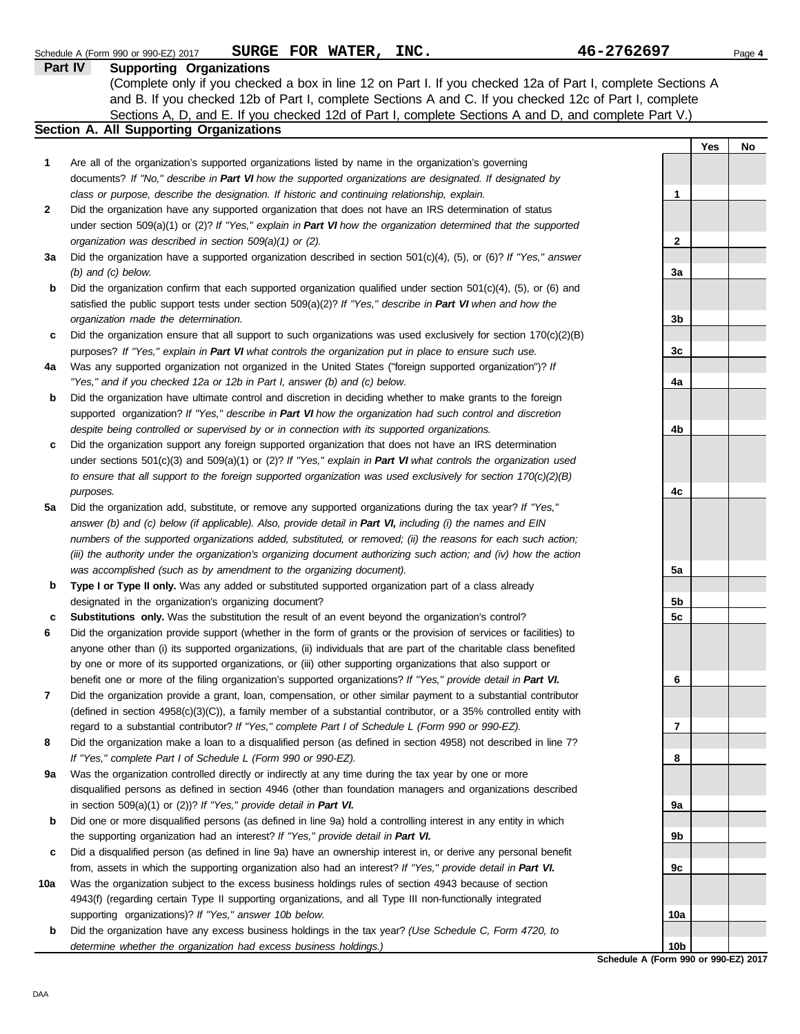Schedule A (Form 990 or 990-EZ) 2017 **SURGE FOR WATER, INC.** **46-2762697** Page **4**

## Part IV Supporting Organizations

(Complete only if you checked a box in line 12 on Part I. If you checked 12a of Part I, complete Sections A and B. If you checked 12b of Part I, complete Sections A and C. If you checked 12c of Part I, complete Sections A, D, and E. If you checked 12d of Part I, complete Sections A and D, and complete Part V.)

### Section A. All Supporting Organizations

| | | | Yes | No |
|---|---|---|---|---|
| **1** | Are all of the organization's supported organizations listed by name in the organization's governing documents? *If "No," describe in **Part VI** how the supported organizations are designated. If designated by class or purpose, describe the designation. If historic and continuing relationship, explain.* | 1 | | |
| **2** | Did the organization have any supported organization that does not have an IRS determination of status under section 509(a)(1) or (2)? *If "Yes," explain in **Part VI** how the organization determined that the supported organization was described in section 509(a)(1) or (2).* | 2 | | |
| **3a** | Did the organization have a supported organization described in section 501(c)(4), (5), or (6)? *If "Yes," answer (b) and (c) below.* | 3a | | |
| **b** | Did the organization confirm that each supported organization qualified under section 501(c)(4), (5), or (6) and satisfied the public support tests under section 509(a)(2)? *If "Yes," describe in **Part VI** when and how the organization made the determination.* | 3b | | |
| **c** | Did the organization ensure that all support to such organizations was used exclusively for section 170(c)(2)(B) purposes? *If "Yes," explain in **Part VI** what controls the organization put in place to ensure such use.* | 3c | | |
| **4a** | Was any supported organization not organized in the United States ("foreign supported organization")? *If "Yes," and if you checked 12a or 12b in Part I, answer (b) and (c) below.* | 4a | | |
| **b** | Did the organization have ultimate control and discretion in deciding whether to make grants to the foreign supported organization? *If "Yes," describe in **Part VI** how the organization had such control and discretion despite being controlled or supervised by or in connection with its supported organizations.* | 4b | | |
| **c** | Did the organization support any foreign supported organization that does not have an IRS determination under sections 501(c)(3) and 509(a)(1) or (2)? *If "Yes," explain in **Part VI** what controls the organization used to ensure that all support to the foreign supported organization was used exclusively for section 170(c)(2)(B) purposes.* | 4c | | |
| **5a** | Did the organization add, substitute, or remove any supported organizations during the tax year? *If "Yes," answer (b) and (c) below (if applicable). Also, provide detail in **Part VI,** including (i) the names and EIN numbers of the supported organizations added, substituted, or removed; (ii) the reasons for each such action; (iii) the authority under the organization's organizing document authorizing such action; and (iv) how the action was accomplished (such as by amendment to the organizing document).* | 5a | | |
| **b** | **Type I or Type II only.** Was any added or substituted supported organization part of a class already designated in the organization's organizing document? | 5b | | |
| **c** | **Substitutions only.** Was the substitution the result of an event beyond the organization's control? | 5c | | |
| **6** | Did the organization provide support (whether in the form of grants or the provision of services or facilities) to anyone other than (i) its supported organizations, (ii) individuals that are part of the charitable class benefited by one or more of its supported organizations, or (iii) other supporting organizations that also support or benefit one or more of the filing organization's supported organizations? *If "Yes," provide detail in **Part VI.*** | 6 | | |
| **7** | Did the organization provide a grant, loan, compensation, or other similar payment to a substantial contributor (defined in section 4958(c)(3)(C)), a family member of a substantial contributor, or a 35% controlled entity with regard to a substantial contributor? *If "Yes," complete Part I of Schedule L (Form 990 or 990-EZ).* | 7 | | |
| **8** | Did the organization make a loan to a disqualified person (as defined in section 4958) not described in line 7? *If "Yes," complete Part I of Schedule L (Form 990 or 990-EZ).* | 8 | | |
| **9a** | Was the organization controlled directly or indirectly at any time during the tax year by one or more disqualified persons as defined in section 4946 (other than foundation managers and organizations described in section 509(a)(1) or (2))? *If "Yes," provide detail in **Part VI.*** | 9a | | |
| **b** | Did one or more disqualified persons (as defined in line 9a) hold a controlling interest in any entity in which the supporting organization had an interest? *If "Yes," provide detail in **Part VI.*** | 9b | | |
| **c** | Did a disqualified person (as defined in line 9a) have an ownership interest in, or derive any personal benefit from, assets in which the supporting organization also had an interest? *If "Yes," provide detail in **Part VI.*** | 9c | | |
| **10a** | Was the organization subject to the excess business holdings rules of section 4943 because of section 4943(f) (regarding certain Type II supporting organizations, and all Type III non-functionally integrated supporting organizations)? *If "Yes," answer 10b below.* | 10a | | |
| **b** | Did the organization have any excess business holdings in the tax year? *(Use Schedule C, Form 4720, to determine whether the organization had excess business holdings.)* | 10b | | |

**Schedule A (Form 990 or 990-EZ) 2017**

DAA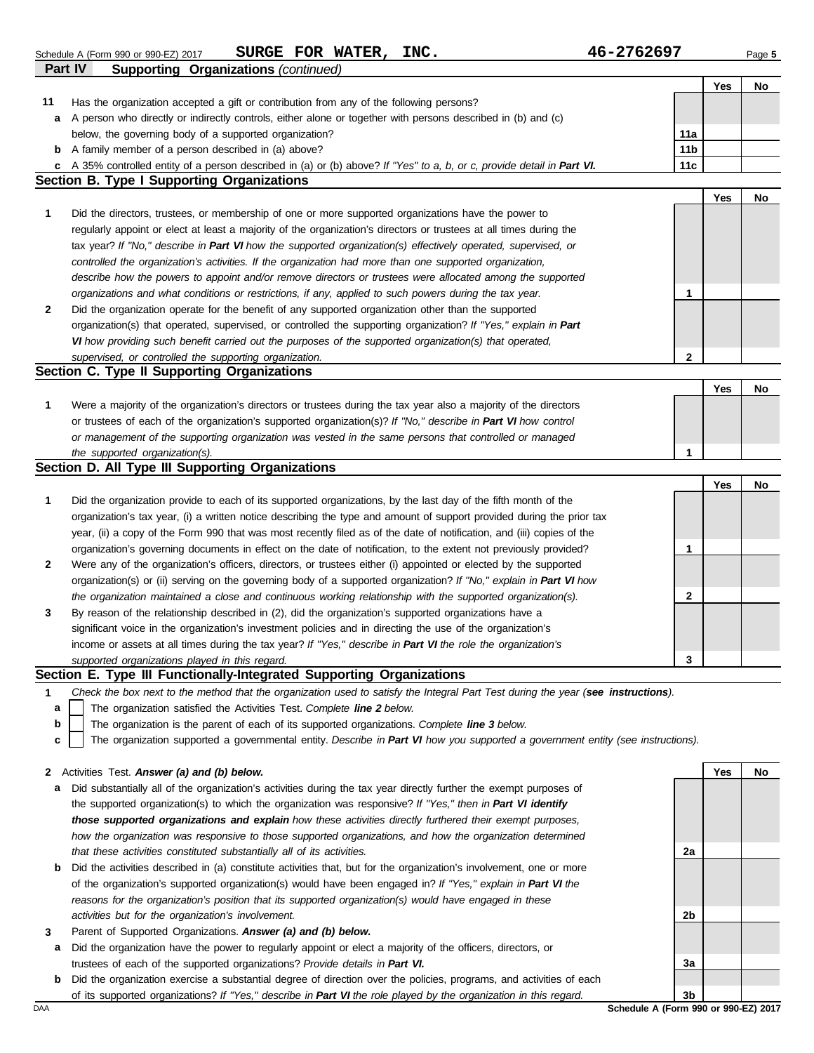Schedule A (Form 990 or 990-EZ) 2017 **SURGE FOR WATER, INC.** **46-2762697**

**Part IV Supporting Organizations** *(continued)*

| | | | Yes | No |
|---|---|---|---|---|
| **11** | Has the organization accepted a gift or contribution from any of the following persons? | | | |
| **a** | A person who directly or indirectly controls, either alone or together with persons described in (b) and (c) below, the governing body of a supported organization? | 11a | | |
| **b** | A family member of a person described in (a) above? | 11b | | |
| **c** | A 35% controlled entity of a person described in (a) or (b) above? *If "Yes" to a, b, or c, provide detail in **Part VI**.* | 11c | | |

## Section B. Type I Supporting Organizations

| | | | Yes | No |
|---|---|---|---|---|
| **1** | Did the directors, trustees, or membership of one or more supported organizations have the power to regularly appoint or elect at least a majority of the organization's directors or trustees at all times during the tax year? *If "No," describe in **Part VI** how the supported organization(s) effectively operated, supervised, or controlled the organization's activities. If the organization had more than one supported organization, describe how the powers to appoint and/or remove directors or trustees were allocated among the supported organizations and what conditions or restrictions, if any, applied to such powers during the tax year.* | 1 | | |
| **2** | Did the organization operate for the benefit of any supported organization other than the supported organization(s) that operated, supervised, or controlled the supporting organization? *If "Yes," explain in **Part VI** how providing such benefit carried out the purposes of the supported organization(s) that operated, supervised, or controlled the supporting organization.* | 2 | | |

## Section C. Type II Supporting Organizations

| | | | Yes | No |
|---|---|---|---|---|
| **1** | Were a majority of the organization's directors or trustees during the tax year also a majority of the directors or trustees of each of the organization's supported organization(s)? *If "No," describe in **Part VI** how control or management of the supporting organization was vested in the same persons that controlled or managed the supported organization(s).* | 1 | | |

## Section D. All Type III Supporting Organizations

| | | | Yes | No |
|---|---|---|---|---|
| **1** | Did the organization provide to each of its supported organizations, by the last day of the fifth month of the organization's tax year, (i) a written notice describing the type and amount of support provided during the prior tax year, (ii) a copy of the Form 990 that was most recently filed as of the date of notification, and (iii) copies of the organization's governing documents in effect on the date of notification, to the extent not previously provided? | 1 | | |
| **2** | Were any of the organization's officers, directors, or trustees either (i) appointed or elected by the supported organization(s) or (ii) serving on the governing body of a supported organization? *If "No," explain in **Part VI** how the organization maintained a close and continuous working relationship with the supported organization(s).* | 2 | | |
| **3** | By reason of the relationship described in (2), did the organization's supported organizations have a significant voice in the organization's investment policies and in directing the use of the organization's income or assets at all times during the tax year? *If "Yes," describe in **Part VI** the role the organization's supported organizations played in this regard.* | 3 | | |

## Section E. Type III Functionally-Integrated Supporting Organizations

**1** *Check the box next to the method that the organization used to satisfy the Integral Part Test during the year (**see instructions**).*

- **a** ☐ The organization satisfied the Activities Test. *Complete **line 2** below.*
- **b** ☐ The organization is the parent of each of its supported organizations. *Complete **line 3** below.*
- **c** ☐ The organization supported a governmental entity. *Describe in **Part VI** how you supported a government entity (see instructions).*

| | | | Yes | No |
|---|---|---|---|---|
| **2** | Activities Test. ***Answer (a) and (b) below.*** | | | |
| **a** | Did substantially all of the organization's activities during the tax year directly further the exempt purposes of the supported organization(s) to which the organization was responsive? *If "Yes," then in **Part VI identify those supported organizations and explain** how these activities directly furthered their exempt purposes, how the organization was responsive to those supported organizations, and how the organization determined that these activities constituted substantially all of its activities.* | 2a | | |
| **b** | Did the activities described in (a) constitute activities that, but for the organization's involvement, one or more of the organization's supported organization(s) would have been engaged in? *If "Yes," explain in **Part VI** the reasons for the organization's position that its supported organization(s) would have engaged in these activities but for the organization's involvement.* | 2b | | |
| **3** | Parent of Supported Organizations. ***Answer (a) and (b) below.*** | | | |
| **a** | Did the organization have the power to regularly appoint or elect a majority of the officers, directors, or trustees of each of the supported organizations? *Provide details in **Part VI**.* | 3a | | |
| **b** | Did the organization exercise a substantial degree of direction over the policies, programs, and activities of each of its supported organizations? *If "Yes," describe in **Part VI** the role played by the organization in this regard.* | 3b | | |

DAA **Schedule A (Form 990 or 990-EZ) 2017**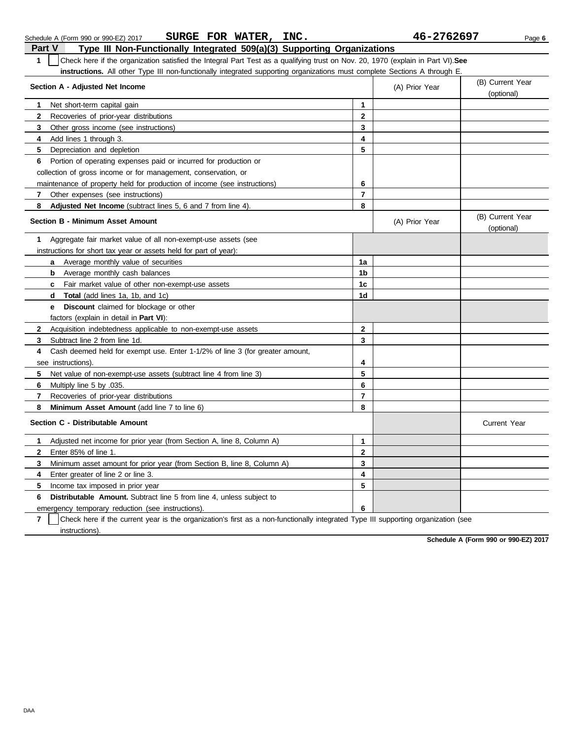Schedule A (Form 990 or 990-EZ) 2017 **SURGE FOR WATER, INC.** **46-2762697**

## Part V Type III Non-Functionally Integrated 509(a)(3) Supporting Organizations

**1** ☐ Check here if the organization satisfied the Integral Part Test as a qualifying trust on Nov. 20, 1970 (explain in Part VI). **See instructions.** All other Type III non-functionally integrated supporting organizations must complete Sections A through E.

| **Section A - Adjusted Net Income** | | (A) Prior Year | (B) Current Year (optional) |
|---|---|---|---|
| **1** Net short-term capital gain | **1** | | |
| **2** Recoveries of prior-year distributions | **2** | | |
| **3** Other gross income (see instructions) | **3** | | |
| **4** Add lines 1 through 3. | **4** | | |
| **5** Depreciation and depletion | **5** | | |
| **6** Portion of operating expenses paid or incurred for production or collection of gross income or for management, conservation, or maintenance of property held for production of income (see instructions) | **6** | | |
| **7** Other expenses (see instructions) | **7** | | |
| **8** **Adjusted Net Income** (subtract lines 5, 6 and 7 from line 4). | **8** | | |

| **Section B - Minimum Asset Amount** | | (A) Prior Year | (B) Current Year (optional) |
|---|---|---|---|
| **1** Aggregate fair market value of all non-exempt-use assets (see instructions for short tax year or assets held for part of year): | | | |
| **a** Average monthly value of securities | **1a** | | |
| **b** Average monthly cash balances | **1b** | | |
| **c** Fair market value of other non-exempt-use assets | **1c** | | |
| **d** **Total** (add lines 1a, 1b, and 1c) | **1d** | | |
| **e** **Discount** claimed for blockage or other factors (explain in detail in **Part VI**): | | | |
| **2** Acquisition indebtedness applicable to non-exempt-use assets | **2** | | |
| **3** Subtract line 2 from line 1d. | **3** | | |
| **4** Cash deemed held for exempt use. Enter 1-1/2% of line 3 (for greater amount, see instructions). | **4** | | |
| **5** Net value of non-exempt-use assets (subtract line 4 from line 3) | **5** | | |
| **6** Multiply line 5 by .035. | **6** | | |
| **7** Recoveries of prior-year distributions | **7** | | |
| **8** **Minimum Asset Amount** (add line 7 to line 6) | **8** | | |

| **Section C - Distributable Amount** | | | Current Year |
|---|---|---|---|
| **1** Adjusted net income for prior year (from Section A, line 8, Column A) | **1** | | |
| **2** Enter 85% of line 1. | **2** | | |
| **3** Minimum asset amount for prior year (from Section B, line 8, Column A) | **3** | | |
| **4** Enter greater of line 2 or line 3. | **4** | | |
| **5** Income tax imposed in prior year | **5** | | |
| **6** **Distributable Amount.** Subtract line 5 from line 4, unless subject to emergency temporary reduction (see instructions). | **6** | | |

**7** ☐ Check here if the current year is the organization's first as a non-functionally integrated Type III supporting organization (see instructions).

**Schedule A (Form 990 or 990-EZ) 2017**

DAA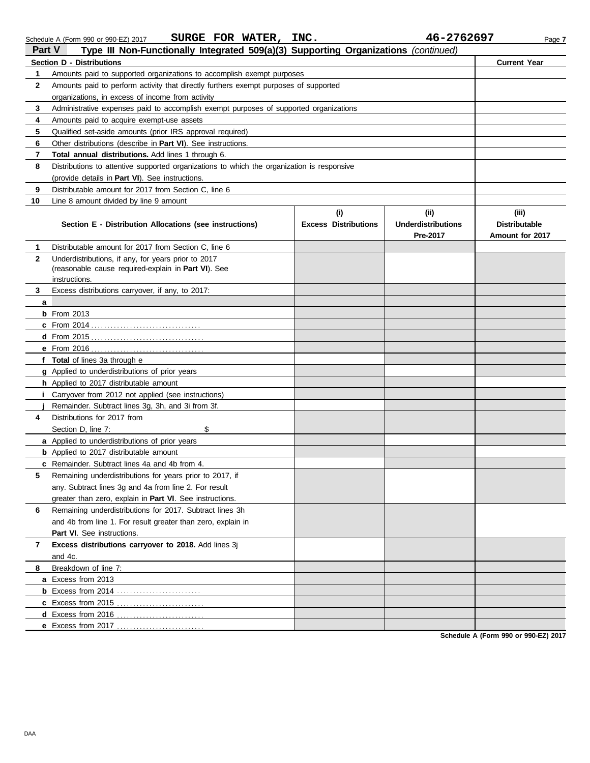Schedule A (Form 990 or 990-EZ) 2017 **SURGE FOR WATER, INC.** **46-2762697**

**Part V** **Type III Non-Functionally Integrated 509(a)(3) Supporting Organizations** *(continued)*

| **Section D - Distributions** | | **Current Year** |
|---|---|---|
| **1** | Amounts paid to supported organizations to accomplish exempt purposes | |
| **2** | Amounts paid to perform activity that directly furthers exempt purposes of supported organizations, in excess of income from activity | |
| **3** | Administrative expenses paid to accomplish exempt purposes of supported organizations | |
| **4** | Amounts paid to acquire exempt-use assets | |
| **5** | Qualified set-aside amounts (prior IRS approval required) | |
| **6** | Other distributions (describe in **Part VI**). See instructions. | |
| **7** | **Total annual distributions.** Add lines 1 through 6. | |
| **8** | Distributions to attentive supported organizations to which the organization is responsive (provide details in **Part VI**). See instructions. | |
| **9** | Distributable amount for 2017 from Section C, line 6 | |
| **10** | Line 8 amount divided by line 9 amount | |

| | **Section E - Distribution Allocations (see instructions)** | **(i) Excess Distributions** | **(ii) Underdistributions Pre-2017** | **(iii) Distributable Amount for 2017** |
|---|---|---|---|---|
| **1** | Distributable amount for 2017 from Section C, line 6 | | | |
| **2** | Underdistributions, if any, for years prior to 2017 (reasonable cause required-explain in **Part VI**). See instructions. | | | |
| **3** | Excess distributions carryover, if any, to 2017: | | | |
| **a** | | | | |
| **b** | From 2013 | | | |
| **c** | From 2014 | | | |
| **d** | From 2015 | | | |
| **e** | From 2016 | | | |
| **f** | **Total** of lines 3a through e | | | |
| **g** | Applied to underdistributions of prior years | | | |
| **h** | Applied to 2017 distributable amount | | | |
| **i** | Carryover from 2012 not applied (see instructions) | | | |
| **j** | Remainder. Subtract lines 3g, 3h, and 3i from 3f. | | | |
| **4** | Distributions for 2017 from Section D, line 7: $ | | | |
| **a** | Applied to underdistributions of prior years | | | |
| **b** | Applied to 2017 distributable amount | | | |
| **c** | Remainder. Subtract lines 4a and 4b from 4. | | | |
| **5** | Remaining underdistributions for years prior to 2017, if any. Subtract lines 3g and 4a from line 2. For result greater than zero, explain in **Part VI**. See instructions. | | | |
| **6** | Remaining underdistributions for 2017. Subtract lines 3h and 4b from line 1. For result greater than zero, explain in **Part VI**. See instructions. | | | |
| **7** | **Excess distributions carryover to 2018.** Add lines 3j and 4c. | | | |
| **8** | Breakdown of line 7: | | | |
| **a** | Excess from 2013 | | | |
| **b** | Excess from 2014 | | | |
| **c** | Excess from 2015 | | | |
| **d** | Excess from 2016 | | | |
| **e** | Excess from 2017 | | | |

**Schedule A (Form 990 or 990-EZ) 2017**

DAA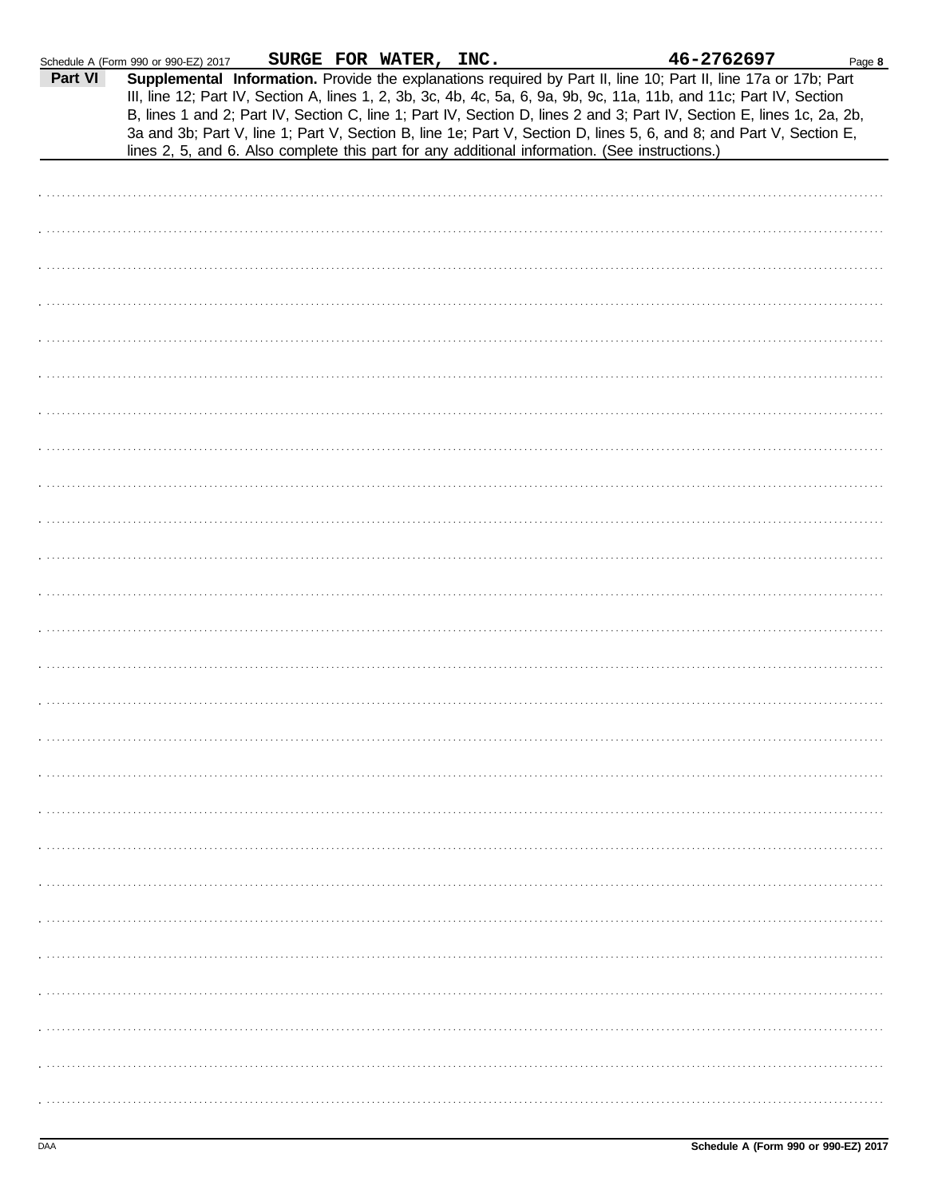Schedule A (Form 990 or 990-EZ) 2017 **SURGE FOR WATER, INC.** **46-2762697**

**Part VI** **Supplemental Information.** Provide the explanations required by Part II, line 10; Part II, line 17a or 17b; Part III, line 12; Part IV, Section A, lines 1, 2, 3b, 3c, 4b, 4c, 5a, 6, 9a, 9b, 9c, 11a, 11b, and 11c; Part IV, Section B, lines 1 and 2; Part IV, Section C, line 1; Part IV, Section D, lines 2 and 3; Part IV, Section E, lines 1c, 2a, 2b, 3a and 3b; Part V, line 1; Part V, Section B, line 1e; Part V, Section D, lines 5, 6, and 8; and Part V, Section E, lines 2, 5, and 6. Also complete this part for any additional information. (See instructions.)

DAA **Schedule A (Form 990 or 990-EZ) 2017**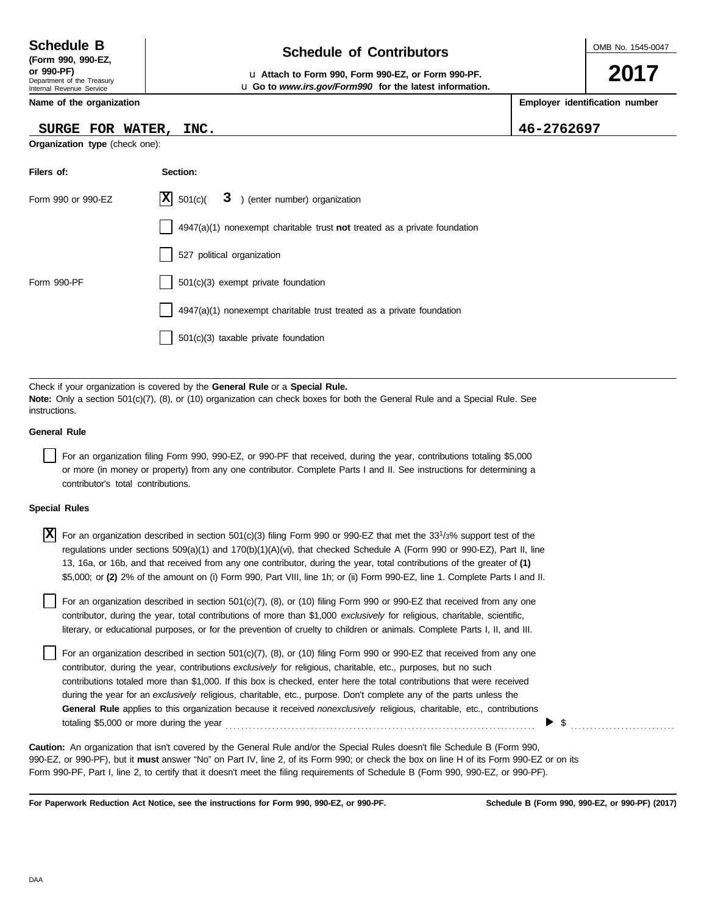**Schedule B**
**(Form 990, 990-EZ, or 990-PF)**
Department of the Treasury
Internal Revenue Service

# Schedule of Contributors

u **Attach to Form 990, Form 990-EZ, or Form 990-PF.**
u **Go to *www.irs.gov/Form990* for the latest information.**

OMB No. 1545-0047

**2017**

**Name of the organization**

**SURGE FOR WATER, INC.**

**Employer identification number**

**46-2762697**

**Organization type** (check one):

| Filers of: | Section: |
|---|---|
| Form 990 or 990-EZ | [X] 501(c)( **3** ) (enter number) organization |
| | [ ] 4947(a)(1) nonexempt charitable trust **not** treated as a private foundation |
| | [ ] 527 political organization |
| Form 990-PF | [ ] 501(c)(3) exempt private foundation |
| | [ ] 4947(a)(1) nonexempt charitable trust treated as a private foundation |
| | [ ] 501(c)(3) taxable private foundation |

Check if your organization is covered by the **General Rule** or a **Special Rule.**
**Note:** Only a section 501(c)(7), (8), or (10) organization can check boxes for both the General Rule and a Special Rule. See instructions.

**General Rule**

[ ] For an organization filing Form 990, 990-EZ, or 990-PF that received, during the year, contributions totaling $5,000 or more (in money or property) from any one contributor. Complete Parts I and II. See instructions for determining a contributor's total contributions.

**Special Rules**

[X] For an organization described in section 501(c)(3) filing Form 990 or 990-EZ that met the $33\frac{1}{3}$% support test of the regulations under sections 509(a)(1) and 170(b)(1)(A)(vi), that checked Schedule A (Form 990 or 990-EZ), Part II, line 13, 16a, or 16b, and that received from any one contributor, during the year, total contributions of the greater of **(1)** $5,000; or **(2)** 2% of the amount on (i) Form 990, Part VIII, line 1h; or (ii) Form 990-EZ, line 1. Complete Parts I and II.

[ ] For an organization described in section 501(c)(7), (8), or (10) filing Form 990 or 990-EZ that received from any one contributor, during the year, total contributions of more than $1,000 *exclusively* for religious, charitable, scientific, literary, or educational purposes, or for the prevention of cruelty to children or animals. Complete Parts I, II, and III.

[ ] For an organization described in section 501(c)(7), (8), or (10) filing Form 990 or 990-EZ that received from any one contributor, during the year, contributions *exclusively* for religious, charitable, etc., purposes, but no such contributions totaled more than $1,000. If this box is checked, enter here the total contributions that were received during the year for an *exclusively* religious, charitable, etc., purpose. Don't complete any of the parts unless the **General Rule** applies to this organization because it received *nonexclusively* religious, charitable, etc., contributions totaling $5,000 or more during the year . . . . . . . . . . . . . . . ▶ $ . . . . . . . . . . . .

**Caution:** An organization that isn't covered by the General Rule and/or the Special Rules doesn't file Schedule B (Form 990, 990-EZ, or 990-PF), but it **must** answer "No" on Part IV, line 2, of its Form 990; or check the box on line H of its Form 990-EZ or on its Form 990-PF, Part I, line 2, to certify that it doesn't meet the filing requirements of Schedule B (Form 990, 990-EZ, or 990-PF).

**For Paperwork Reduction Act Notice, see the instructions for Form 990, 990-EZ, or 990-PF.** **Schedule B (Form 990, 990-EZ, or 990-PF) (2017)**

DAA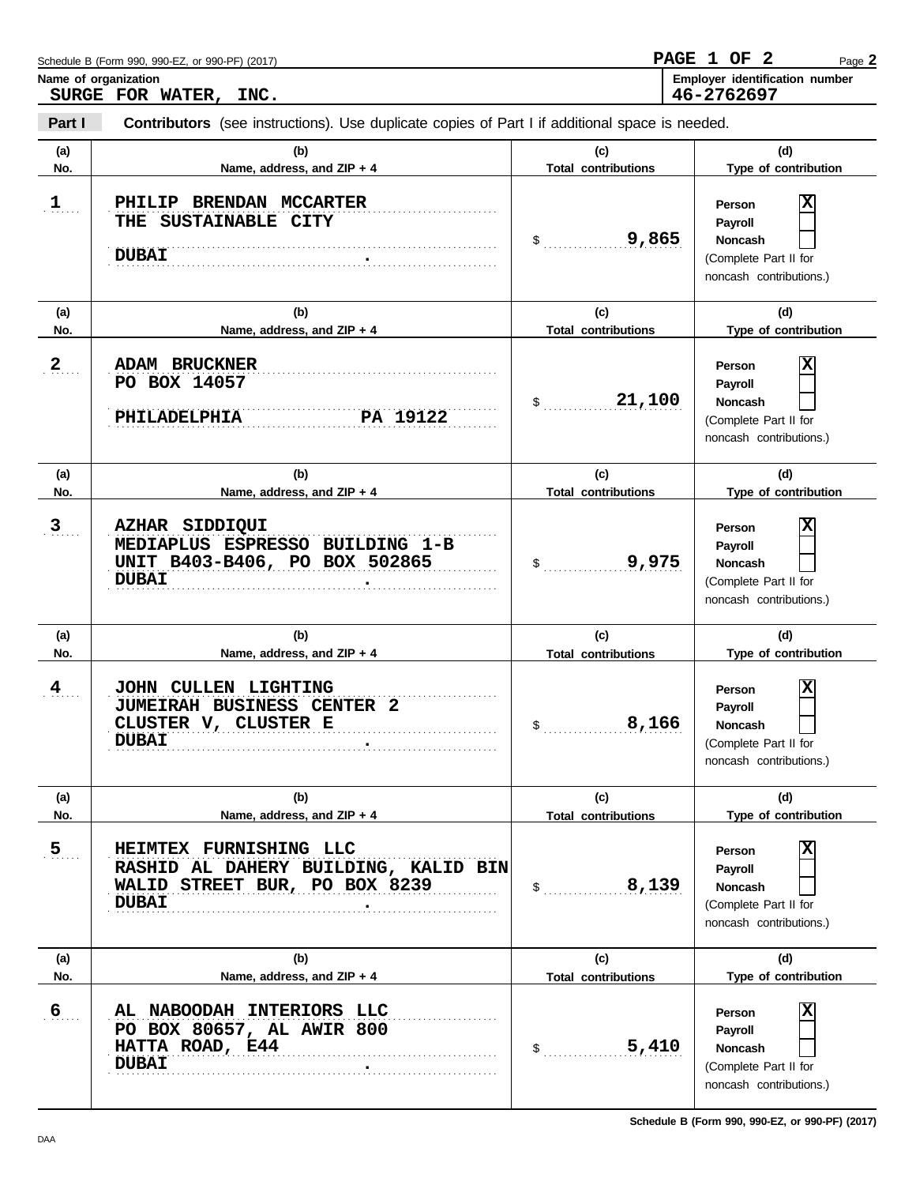Schedule B (Form 990, 990-EZ, or 990-PF) (2017)

**Name of organization**
SURGE FOR WATER, INC.

**Employer identification number**
46-2762697

**Part I** **Contributors** (see instructions). Use duplicate copies of Part I if additional space is needed.

| (a) No. | (b) Name, address, and ZIP + 4 | (c) Total contributions | (d) Type of contribution |
|---|---|---|---|
| 1 | PHILIP BRENDAN MCCARTER<br>THE SUSTAINABLE CITY<br>DUBAI . | $ 9,865 | Person [X]<br>Payroll [ ]<br>Noncash [ ]<br>(Complete Part II for noncash contributions.) |
| 2 | ADAM BRUCKNER<br>PO BOX 14057<br>PHILADELPHIA PA 19122 | $ 21,100 | Person [X]<br>Payroll [ ]<br>Noncash [ ]<br>(Complete Part II for noncash contributions.) |
| 3 | AZHAR SIDDIQUI<br>MEDIAPLUS ESPRESSO BUILDING 1-B<br>UNIT B403-B406, PO BOX 502865<br>DUBAI . | $ 9,975 | Person [X]<br>Payroll [ ]<br>Noncash [ ]<br>(Complete Part II for noncash contributions.) |
| 4 | JOHN CULLEN LIGHTING<br>JUMEIRAH BUSINESS CENTER 2<br>CLUSTER V, CLUSTER E<br>DUBAI . | $ 8,166 | Person [X]<br>Payroll [ ]<br>Noncash [ ]<br>(Complete Part II for noncash contributions.) |
| 5 | HEIMTEX FURNISHING LLC<br>RASHID AL DAHERY BUILDING, KALID BIN<br>WALID STREET BUR, PO BOX 8239<br>DUBAI . | $ 8,139 | Person [X]<br>Payroll [ ]<br>Noncash [ ]<br>(Complete Part II for noncash contributions.) |
| 6 | AL NABOODAH INTERIORS LLC<br>PO BOX 80657, AL AWIR 800<br>HATTA ROAD, E44<br>DUBAI . | $ 5,410 | Person [X]<br>Payroll [ ]<br>Noncash [ ]<br>(Complete Part II for noncash contributions.) |

Schedule B (Form 990, 990-EZ, or 990-PF) (2017)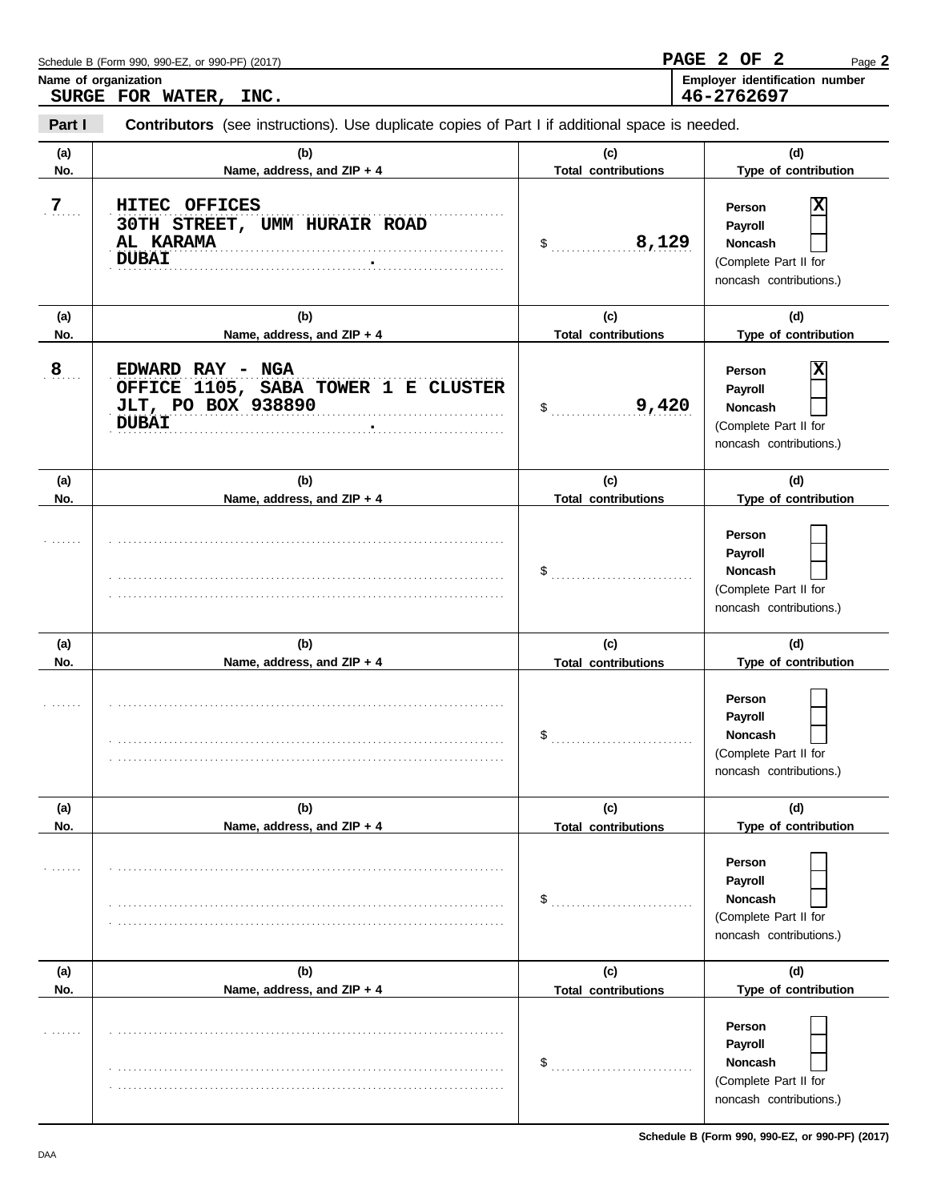Schedule B (Form 990, 990-EZ, or 990-PF) (2017)

**Name of organization**
SURGE FOR WATER, INC.

**Employer identification number**
46-2762697

**Part I** **Contributors** (see instructions). Use duplicate copies of Part I if additional space is needed.

| (a) No. | (b) Name, address, and ZIP + 4 | (c) Total contributions | (d) Type of contribution |
|---|---|---|---|
| 7 | HITEC OFFICES<br>30TH STREET, UMM HURAIR ROAD<br>AL KARAMA<br>DUBAI . | $ 8,129 | Person [X]<br>Payroll [ ]<br>Noncash [ ]<br>(Complete Part II for noncash contributions.) |
| 8 | EDWARD RAY - NGA<br>OFFICE 1105, SABA TOWER 1 E CLUSTER<br>JLT, PO BOX 938890<br>DUBAI . | $ 9,420 | Person [X]<br>Payroll [ ]<br>Noncash [ ]<br>(Complete Part II for noncash contributions.) |
| | | $ | Person [ ]<br>Payroll [ ]<br>Noncash [ ]<br>(Complete Part II for noncash contributions.) |
| | | $ | Person [ ]<br>Payroll [ ]<br>Noncash [ ]<br>(Complete Part II for noncash contributions.) |
| | | $ | Person [ ]<br>Payroll [ ]<br>Noncash [ ]<br>(Complete Part II for noncash contributions.) |
| | | $ | Person [ ]<br>Payroll [ ]<br>Noncash [ ]<br>(Complete Part II for noncash contributions.) |

Schedule B (Form 990, 990-EZ, or 990-PF) (2017)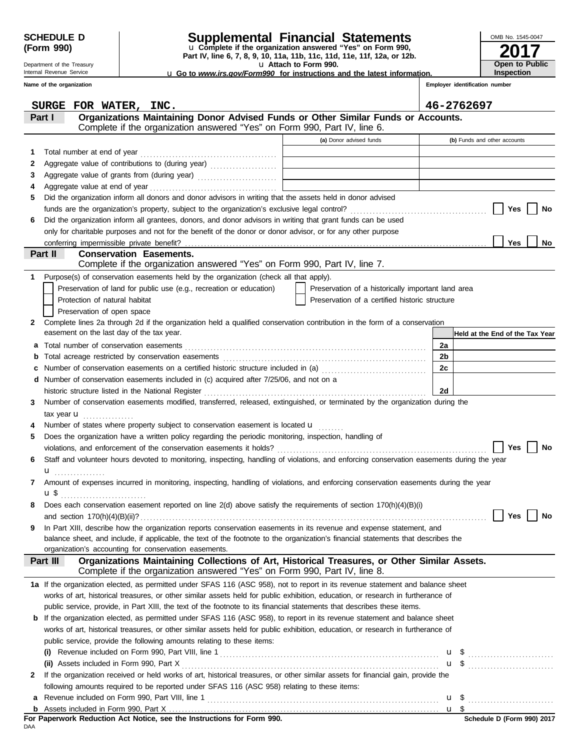**SCHEDULE D (Form 990)**

Department of the Treasury
Internal Revenue Service

# Supplemental Financial Statements

u Complete if the organization answered "Yes" on Form 990, Part IV, line 6, 7, 8, 9, 10, 11a, 11b, 11c, 11d, 11e, 11f, 12a, or 12b.
u Attach to Form 990.
u Go to *www.irs.gov/Form990* for instructions and the latest information.

OMB No. 1545-0047

**2017**

**Open to Public Inspection**

| Name of the organization | Employer identification number |
|---|---|
| SURGE FOR WATER, INC. | 46-2762697 |

## Part I — Organizations Maintaining Donor Advised Funds or Other Similar Funds or Accounts.

Complete if the organization answered "Yes" on Form 990, Part IV, line 6.

| | | (a) Donor advised funds | (b) Funds and other accounts |
|---|---|---|---|
| 1 | Total number at end of year | | |
| 2 | Aggregate value of contributions to (during year) | | |
| 3 | Aggregate value of grants from (during year) | | |
| 4 | Aggregate value at end of year | | |

5 Did the organization inform all donors and donor advisors in writing that the assets held in donor advised funds are the organization's property, subject to the organization's exclusive legal control? ☐ Yes ☐ No

6 Did the organization inform all grantees, donors, and donor advisors in writing that grant funds can be used only for charitable purposes and not for the benefit of the donor or donor advisor, or for any other purpose conferring impermissible private benefit? ☐ Yes ☐ No

## Part II — Conservation Easements.

Complete if the organization answered "Yes" on Form 990, Part IV, line 7.

1 Purpose(s) of conservation easements held by the organization (check all that apply).

- ☐ Preservation of land for public use (e.g., recreation or education)
- ☐ Protection of natural habitat
- ☐ Preservation of open space
- ☐ Preservation of a historically important land area
- ☐ Preservation of a certified historic structure

2 Complete lines 2a through 2d if the organization held a qualified conservation contribution in the form of a conservation easement on the last day of the tax year.

| | | | Held at the End of the Tax Year |
|---|---|---|---|
| a | Total number of conservation easements | 2a | |
| b | Total acreage restricted by conservation easements | 2b | |
| c | Number of conservation easements on a certified historic structure included in (a) | 2c | |
| d | Number of conservation easements included in (c) acquired after 7/25/06, and not on a historic structure listed in the National Register | 2d | |

3 Number of conservation easements modified, transferred, released, extinguished, or terminated by the organization during the tax year u

4 Number of states where property subject to conservation easement is located u

5 Does the organization have a written policy regarding the periodic monitoring, inspection, handling of violations, and enforcement of the conservation easements it holds? ☐ Yes ☐ No

6 Staff and volunteer hours devoted to monitoring, inspecting, handling of violations, and enforcing conservation easements during the year u

7 Amount of expenses incurred in monitoring, inspecting, handling of violations, and enforcing conservation easements during the year u $

8 Does each conservation easement reported on line 2(d) above satisfy the requirements of section 170(h)(4)(B)(i) and section 170(h)(4)(B)(ii)? ☐ Yes ☐ No

9 In Part XIII, describe how the organization reports conservation easements in its revenue and expense statement, and balance sheet, and include, if applicable, the text of the footnote to the organization's financial statements that describes the organization's accounting for conservation easements.

## Part III — Organizations Maintaining Collections of Art, Historical Treasures, or Other Similar Assets.

Complete if the organization answered "Yes" on Form 990, Part IV, line 8.

1a If the organization elected, as permitted under SFAS 116 (ASC 958), not to report in its revenue statement and balance sheet works of art, historical treasures, or other similar assets held for public exhibition, education, or research in furtherance of public service, provide, in Part XIII, the text of the footnote to its financial statements that describes these items.

b If the organization elected, as permitted under SFAS 116 (ASC 958), to report in its revenue statement and balance sheet works of art, historical treasures, or other similar assets held for public exhibition, education, or research in furtherance of public service, provide the following amounts relating to these items:

(i) Revenue included on Form 990, Part VIII, line 1 u $

(ii) Assets included in Form 990, Part X u $

2 If the organization received or held works of art, historical treasures, or other similar assets for financial gain, provide the following amounts required to be reported under SFAS 116 (ASC 958) relating to these items:

a Revenue included on Form 990, Part VIII, line 1 u $

b Assets included in Form 990, Part X u $

**For Paperwork Reduction Act Notice, see the Instructions for Form 990.** **Schedule D (Form 990) 2017**

DAA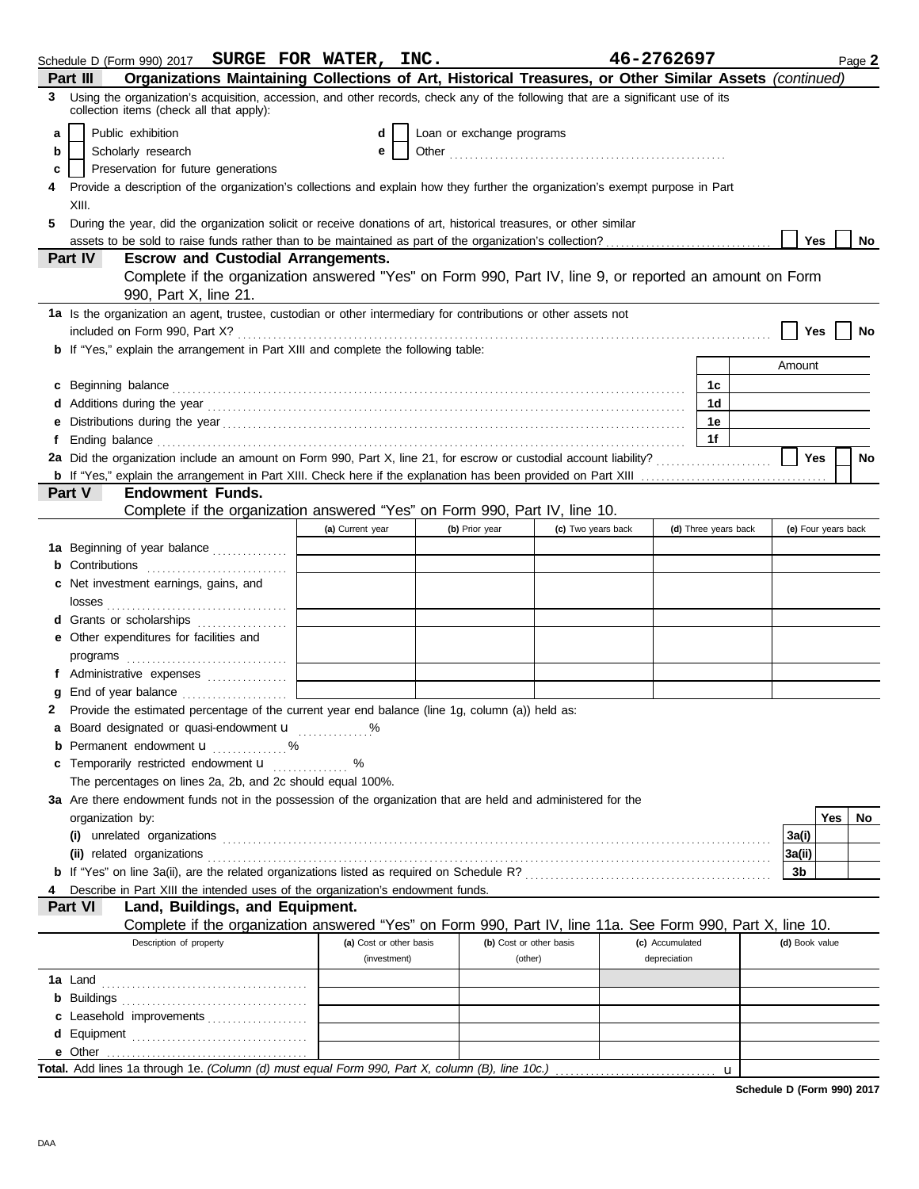Schedule D (Form 990) 2017 **SURGE FOR WATER, INC.** **46-2762697** Page **2**

**Part III** **Organizations Maintaining Collections of Art, Historical Treasures, or Other Similar Assets** *(continued)*

**3** Using the organization's acquisition, accession, and other records, check any of the following that are a significant use of its collection items (check all that apply):

- **a** ☐ Public exhibition
- **b** ☐ Scholarly research
- **c** ☐ Preservation for future generations
- **d** ☐ Loan or exchange programs
- **e** ☐ Other

**4** Provide a description of the organization's collections and explain how they further the organization's exempt purpose in Part XIII.

**5** During the year, did the organization solicit or receive donations of art, historical treasures, or other similar assets to be sold to raise funds rather than to be maintained as part of the organization's collection? ☐ **Yes** ☐ **No**

**Part IV** **Escrow and Custodial Arrangements.**
Complete if the organization answered "Yes" on Form 990, Part IV, line 9, or reported an amount on Form 990, Part X, line 21.

**1a** Is the organization an agent, trustee, custodian or other intermediary for contributions or other assets not included on Form 990, Part X? ☐ **Yes** ☐ **No**

**b** If "Yes," explain the arrangement in Part XIII and complete the following table:

| | | Amount |
|---|---|---|
| **c** Beginning balance | **1c** | |
| **d** Additions during the year | **1d** | |
| **e** Distributions during the year | **1e** | |
| **f** Ending balance | **1f** | |

**2a** Did the organization include an amount on Form 990, Part X, line 21, for escrow or custodial account liability? ☐ **Yes** ☐ **No**

**b** If "Yes," explain the arrangement in Part XIII. Check here if the explanation has been provided on Part XIII ☐

**Part V** **Endowment Funds.**
Complete if the organization answered "Yes" on Form 990, Part IV, line 10.

| | (a) Current year | (b) Prior year | (c) Two years back | (d) Three years back | (e) Four years back |
|---|---|---|---|---|---|
| **1a** Beginning of year balance | | | | | |
| **b** Contributions | | | | | |
| **c** Net investment earnings, gains, and losses | | | | | |
| **d** Grants or scholarships | | | | | |
| **e** Other expenditures for facilities and programs | | | | | |
| **f** Administrative expenses | | | | | |
| **g** End of year balance | | | | | |

**2** Provide the estimated percentage of the current year end balance (line 1g, column (a)) held as:

- **a** Board designated or quasi-endowment u %
- **b** Permanent endowment u %
- **c** Temporarily restricted endowment u %

The percentages on lines 2a, 2b, and 2c should equal 100%.

**3a** Are there endowment funds not in the possession of the organization that are held and administered for the organization by:

| | | Yes | No |
|---|---|---|---|
| **(i)** unrelated organizations | **3a(i)** | | |
| **(ii)** related organizations | **3a(ii)** | | |
| **b** If "Yes" on line 3a(ii), are the related organizations listed as required on Schedule R? | **3b** | | |

**4** Describe in Part XIII the intended uses of the organization's endowment funds.

**Part VI** **Land, Buildings, and Equipment.**
Complete if the organization answered "Yes" on Form 990, Part IV, line 11a. See Form 990, Part X, line 10.

| Description of property | (a) Cost or other basis (investment) | (b) Cost or other basis (other) | (c) Accumulated depreciation | (d) Book value |
|---|---|---|---|---|
| **1a** Land | | | | |
| **b** Buildings | | | | |
| **c** Leasehold improvements | | | | |
| **d** Equipment | | | | |
| **e** Other | | | | |

**Total.** Add lines 1a through 1e. *(Column (d) must equal Form 990, Part X, column (B), line 10c.)* u

**Schedule D (Form 990) 2017**

DAA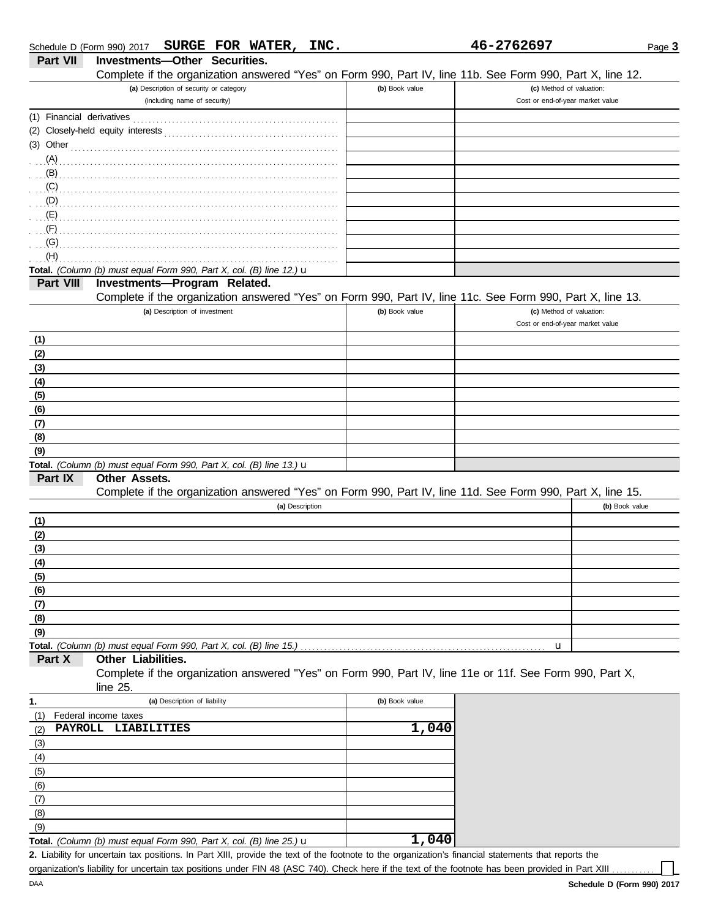Schedule D (Form 990) 2017 **SURGE FOR WATER, INC.** **46-2762697**

## Part VII Investments—Other Securities.

Complete if the organization answered "Yes" on Form 990, Part IV, line 11b. See Form 990, Part X, line 12.

| (a) Description of security or category (including name of security) | (b) Book value | (c) Method of valuation: Cost or end-of-year market value |
|---|---|---|
| (1) Financial derivatives | | |
| (2) Closely-held equity interests | | |
| (3) Other | | |
| (A) | | |
| (B) | | |
| (C) | | |
| (D) | | |
| (E) | | |
| (F) | | |
| (G) | | |
| (H) | | |
| **Total.** *(Column (b) must equal Form 990, Part X, col. (B) line 12.)* u | | |

## Part VIII Investments—Program Related.

Complete if the organization answered "Yes" on Form 990, Part IV, line 11c. See Form 990, Part X, line 13.

| (a) Description of investment | (b) Book value | (c) Method of valuation: Cost or end-of-year market value |
|---|---|---|
| (1) | | |
| (2) | | |
| (3) | | |
| (4) | | |
| (5) | | |
| (6) | | |
| (7) | | |
| (8) | | |
| (9) | | |
| **Total.** *(Column (b) must equal Form 990, Part X, col. (B) line 13.)* u | | |

## Part IX Other Assets.

Complete if the organization answered "Yes" on Form 990, Part IV, line 11d. See Form 990, Part X, line 15.

| (a) Description | (b) Book value |
|---|---|
| (1) | |
| (2) | |
| (3) | |
| (4) | |
| (5) | |
| (6) | |
| (7) | |
| (8) | |
| (9) | |
| **Total.** *(Column (b) must equal Form 990, Part X, col. (B) line 15.)* u | |

## Part X Other Liabilities.

Complete if the organization answered "Yes" on Form 990, Part IV, line 11e or 11f. See Form 990, Part X, line 25.

| 1. (a) Description of liability | (b) Book value |
|---|---|
| (1) Federal income taxes | |
| (2) PAYROLL LIABILITIES | 1,040 |
| (3) | |
| (4) | |
| (5) | |
| (6) | |
| (7) | |
| (8) | |
| (9) | |
| **Total.** *(Column (b) must equal Form 990, Part X, col. (B) line 25.)* u | 1,040 |

**2.** Liability for uncertain tax positions. In Part XIII, provide the text of the footnote to the organization's financial statements that reports the organization's liability for uncertain tax positions under FIN 48 (ASC 740). Check here if the text of the footnote has been provided in Part XIII ☐

DAA **Schedule D (Form 990) 2017**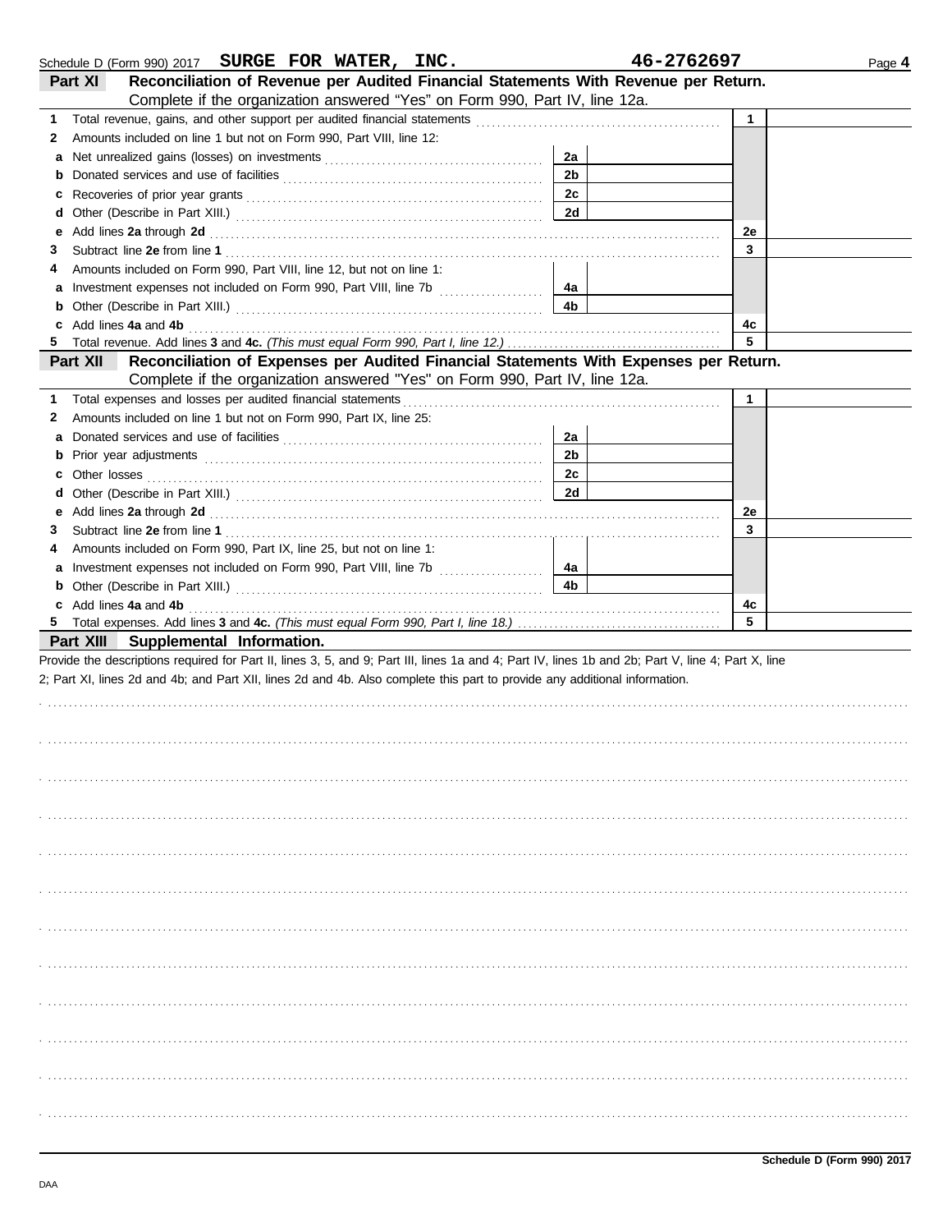Schedule D (Form 990) 2017 **SURGE FOR WATER, INC.** **46-2762697**

## Part XI Reconciliation of Revenue per Audited Financial Statements With Revenue per Return.

Complete if the organization answered "Yes" on Form 990, Part IV, line 12a.

| | | | | | |
|---|---|---|---|---|---|
| **1** | Total revenue, gains, and other support per audited financial statements | | | 1 | |
| **2** | Amounts included on line 1 but not on Form 990, Part VIII, line 12: | | | | |
| **a** | Net unrealized gains (losses) on investments | 2a | | | |
| **b** | Donated services and use of facilities | 2b | | | |
| **c** | Recoveries of prior year grants | 2c | | | |
| **d** | Other (Describe in Part XIII.) | 2d | | | |
| **e** | Add lines **2a** through **2d** | | | 2e | |
| **3** | Subtract line **2e** from line **1** | | | 3 | |
| **4** | Amounts included on Form 990, Part VIII, line 12, but not on line 1: | | | | |
| **a** | Investment expenses not included on Form 990, Part VIII, line 7b | 4a | | | |
| **b** | Other (Describe in Part XIII.) | 4b | | | |
| **c** | Add lines **4a** and **4b** | | | 4c | |
| **5** | Total revenue. Add lines **3** and **4c.** *(This must equal Form 990, Part I, line 12.)* | | | 5 | |

## Part XII Reconciliation of Expenses per Audited Financial Statements With Expenses per Return.

Complete if the organization answered "Yes" on Form 990, Part IV, line 12a.

| | | | | | |
|---|---|---|---|---|---|
| **1** | Total expenses and losses per audited financial statements | | | 1 | |
| **2** | Amounts included on line 1 but not on Form 990, Part IX, line 25: | | | | |
| **a** | Donated services and use of facilities | 2a | | | |
| **b** | Prior year adjustments | 2b | | | |
| **c** | Other losses | 2c | | | |
| **d** | Other (Describe in Part XIII.) | 2d | | | |
| **e** | Add lines **2a** through **2d** | | | 2e | |
| **3** | Subtract line **2e** from line **1** | | | 3 | |
| **4** | Amounts included on Form 990, Part IX, line 25, but not on line 1: | | | | |
| **a** | Investment expenses not included on Form 990, Part VIII, line 7b | 4a | | | |
| **b** | Other (Describe in Part XIII.) | 4b | | | |
| **c** | Add lines **4a** and **4b** | | | 4c | |
| **5** | Total expenses. Add lines **3** and **4c.** *(This must equal Form 990, Part I, line 18.)* | | | 5 | |

## Part XIII Supplemental Information.

Provide the descriptions required for Part II, lines 3, 5, and 9; Part III, lines 1a and 4; Part IV, lines 1b and 2b; Part V, line 4; Part X, line 2; Part XI, lines 2d and 4b; and Part XII, lines 2d and 4b. Also complete this part to provide any additional information.

**Schedule D (Form 990) 2017**

DAA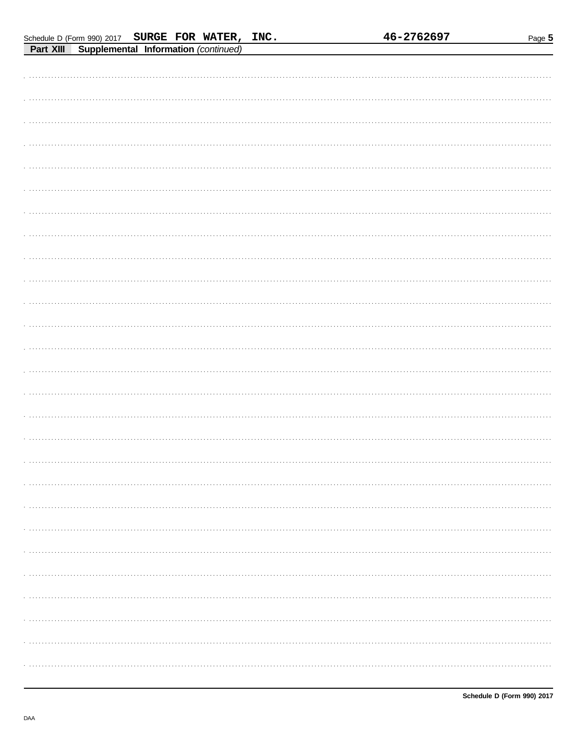Schedule D (Form 990) 2017 SURGE FOR WATER, INC. 46-2762697

## Part XIII Supplemental Information *(continued)*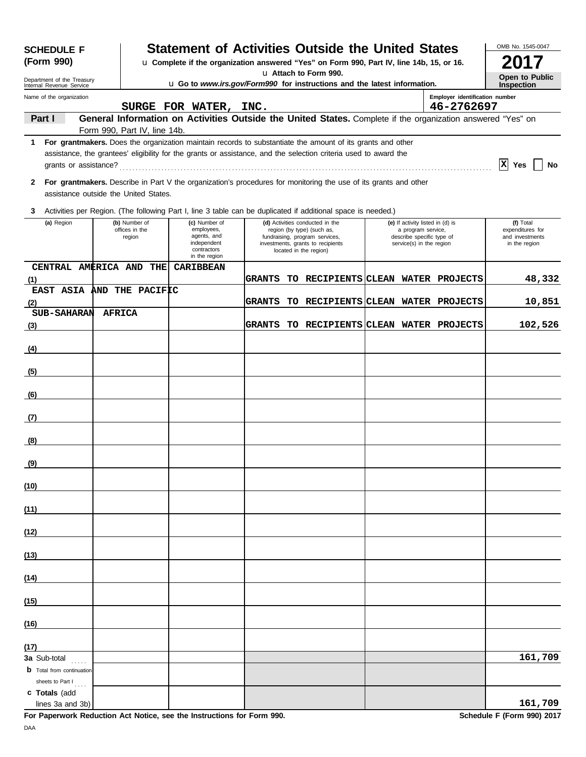**SCHEDULE F (Form 990)**

Department of the Treasury
Internal Revenue Service

# Statement of Activities Outside the United States

u Complete if the organization answered "Yes" on Form 990, Part IV, line 14b, 15, or 16.
u Attach to Form 990.
u Go to *www.irs.gov/Form990* for instructions and the latest information.

OMB No. 1545-0047

**2017**

**Open to Public Inspection**

Name of the organization: SURGE FOR WATER, INC.

Employer identification number: 46-2762697

**Part I General Information on Activities Outside the United States.** Complete if the organization answered "Yes" on Form 990, Part IV, line 14b.

**1 For grantmakers.** Does the organization maintain records to substantiate the amount of its grants and other assistance, the grantees' eligibility for the grants or assistance, and the selection criteria used to award the grants or assistance? [X] Yes [ ] No

**2 For grantmakers.** Describe in Part V the organization's procedures for monitoring the use of its grants and other assistance outside the United States.

**3** Activities per Region. (The following Part I, line 3 table can be duplicated if additional space is needed.)

| | (a) Region | (b) Number of offices in the region | (c) Number of employees, agents, and independent contractors in the region | (d) Activities conducted in the region (by type) (such as, fundraising, program services, investments, grants to recipients located in the region) | (e) If activity listed in (d) is a program service, describe specific type of service(s) in the region | (f) Total expenditures for and investments in the region |
|---|---|---|---|---|---|---|
| (1) | CENTRAL AMERICA AND THE CARIBBEAN | | | GRANTS TO RECIPIENTS | CLEAN WATER PROJECTS | 48,332 |
| (2) | EAST ASIA AND THE PACIFIC | | | GRANTS TO RECIPIENTS | CLEAN WATER PROJECTS | 10,851 |
| (3) | SUB-SAHARAN AFRICA | | | GRANTS TO RECIPIENTS | CLEAN WATER PROJECTS | 102,526 |
| (4) | | | | | | |
| (5) | | | | | | |
| (6) | | | | | | |
| (7) | | | | | | |
| (8) | | | | | | |
| (9) | | | | | | |
| (10) | | | | | | |
| (11) | | | | | | |
| (12) | | | | | | |
| (13) | | | | | | |
| (14) | | | | | | |
| (15) | | | | | | |
| (16) | | | | | | |
| (17) | | | | | | |
| 3a | Sub-total | | | | | 161,709 |
| b | Total from continuation sheets to Part I | | | | | |
| c | Totals (add lines 3a and 3b) | | | | | 161,709 |

**For Paperwork Reduction Act Notice, see the Instructions for Form 990.** **Schedule F (Form 990) 2017**

DAA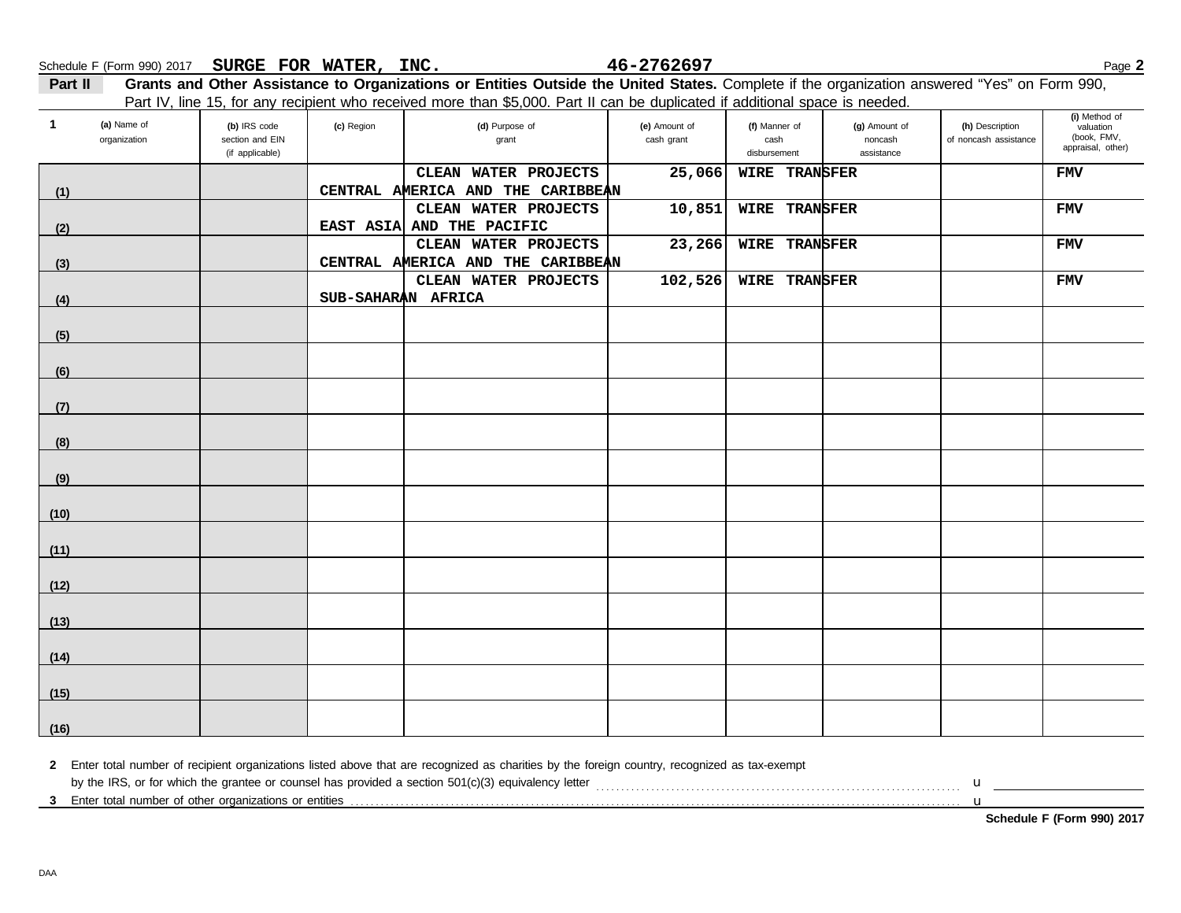Schedule F (Form 990) 2017 SURGE FOR WATER, INC. 46-2762697

**Part II** **Grants and Other Assistance to Organizations or Entities Outside the United States.** Complete if the organization answered "Yes" on Form 990, Part IV, line 15, for any recipient who received more than $5,000. Part II can be duplicated if additional space is needed.

| 1 (a) Name of organization | (b) IRS code section and EIN (if applicable) | (c) Region | (d) Purpose of grant | (e) Amount of cash grant | (f) Manner of cash disbursement | (g) Amount of noncash assistance | (h) Description of noncash assistance | (i) Method of valuation (book, FMV, appraisal, other) |
|---|---|---|---|---|---|---|---|---|
| (1) | | CENTRAL AMERICA AND THE CARIBBEAN | CLEAN WATER PROJECTS | 25,066 | WIRE TRANSFER | | | FMV |
| (2) | | EAST ASIA AND THE PACIFIC | CLEAN WATER PROJECTS | 10,851 | WIRE TRANSFER | | | FMV |
| (3) | | CENTRAL AMERICA AND THE CARIBBEAN | CLEAN WATER PROJECTS | 23,266 | WIRE TRANSFER | | | FMV |
| (4) | | SUB-SAHARAN AFRICA | CLEAN WATER PROJECTS | 102,526 | WIRE TRANSFER | | | FMV |
| (5) | | | | | | | | |
| (6) | | | | | | | | |
| (7) | | | | | | | | |
| (8) | | | | | | | | |
| (9) | | | | | | | | |
| (10) | | | | | | | | |
| (11) | | | | | | | | |
| (12) | | | | | | | | |
| (13) | | | | | | | | |
| (14) | | | | | | | | |
| (15) | | | | | | | | |
| (16) | | | | | | | | |

**2** Enter total number of recipient organizations listed above that are recognized as charities by the foreign country, recognized as tax-exempt by the IRS, or for which the grantee or counsel has provided a section 501(c)(3) equivalency letter ........ u

**3** Enter total number of other organizations or entities ........ u

**Schedule F (Form 990) 2017**

DAA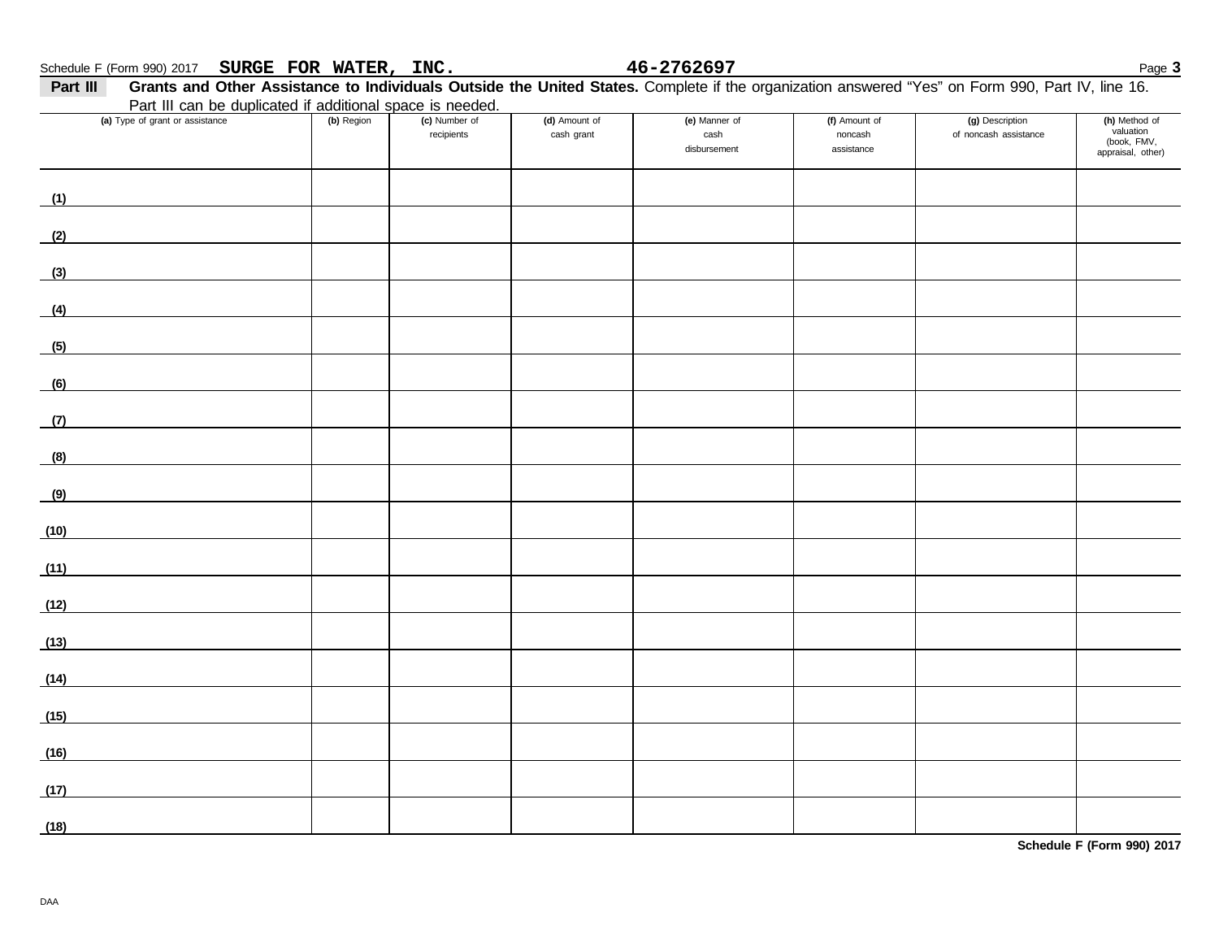Schedule F (Form 990) 2017 **SURGE FOR WATER, INC.** **46-2762697**

**Part III** **Grants and Other Assistance to Individuals Outside the United States.** Complete if the organization answered "Yes" on Form 990, Part IV, line 16. Part III can be duplicated if additional space is needed.

| (a) Type of grant or assistance | (b) Region | (c) Number of recipients | (d) Amount of cash grant | (e) Manner of cash disbursement | (f) Amount of noncash assistance | (g) Description of noncash assistance | (h) Method of valuation (book, FMV, appraisal, other) |
|---|---|---|---|---|---|---|---|
| (1) | | | | | | | |
| (2) | | | | | | | |
| (3) | | | | | | | |
| (4) | | | | | | | |
| (5) | | | | | | | |
| (6) | | | | | | | |
| (7) | | | | | | | |
| (8) | | | | | | | |
| (9) | | | | | | | |
| (10) | | | | | | | |
| (11) | | | | | | | |
| (12) | | | | | | | |
| (13) | | | | | | | |
| (14) | | | | | | | |
| (15) | | | | | | | |
| (16) | | | | | | | |
| (17) | | | | | | | |
| (18) | | | | | | | |

**Schedule F (Form 990) 2017**

DAA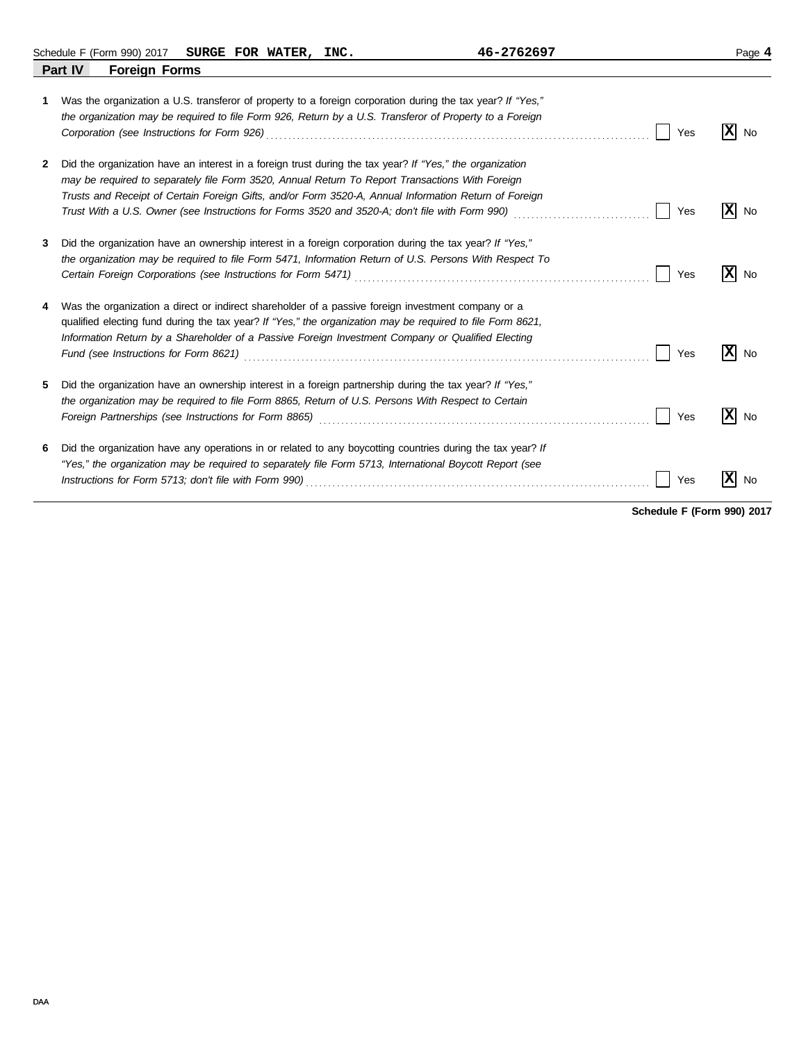Schedule F (Form 990) 2017 **SURGE FOR WATER, INC.** **46-2762697**

## Part IV Foreign Forms

**1** Was the organization a U.S. transferor of property to a foreign corporation during the tax year? *If "Yes," the organization may be required to file Form 926, Return by a U.S. Transferor of Property to a Foreign Corporation (see Instructions for Form 926)* ..... [ ] Yes [X] No

**2** Did the organization have an interest in a foreign trust during the tax year? *If "Yes," the organization may be required to separately file Form 3520, Annual Return To Report Transactions With Foreign Trusts and Receipt of Certain Foreign Gifts, and/or Form 3520-A, Annual Information Return of Foreign Trust With a U.S. Owner (see Instructions for Forms 3520 and 3520-A; don't file with Form 990)* ..... [ ] Yes [X] No

**3** Did the organization have an ownership interest in a foreign corporation during the tax year? *If "Yes," the organization may be required to file Form 5471, Information Return of U.S. Persons With Respect To Certain Foreign Corporations (see Instructions for Form 5471)* ..... [ ] Yes [X] No

**4** Was the organization a direct or indirect shareholder of a passive foreign investment company or a qualified electing fund during the tax year? *If "Yes," the organization may be required to file Form 8621, Information Return by a Shareholder of a Passive Foreign Investment Company or Qualified Electing Fund (see Instructions for Form 8621)* ..... [ ] Yes [X] No

**5** Did the organization have an ownership interest in a foreign partnership during the tax year? *If "Yes," the organization may be required to file Form 8865, Return of U.S. Persons With Respect to Certain Foreign Partnerships (see Instructions for Form 8865)* ..... [ ] Yes [X] No

**6** Did the organization have any operations in or related to any boycotting countries during the tax year? *If "Yes," the organization may be required to separately file Form 5713, International Boycott Report (see Instructions for Form 5713; don't file with Form 990)* ..... [ ] Yes [X] No

**Schedule F (Form 990) 2017**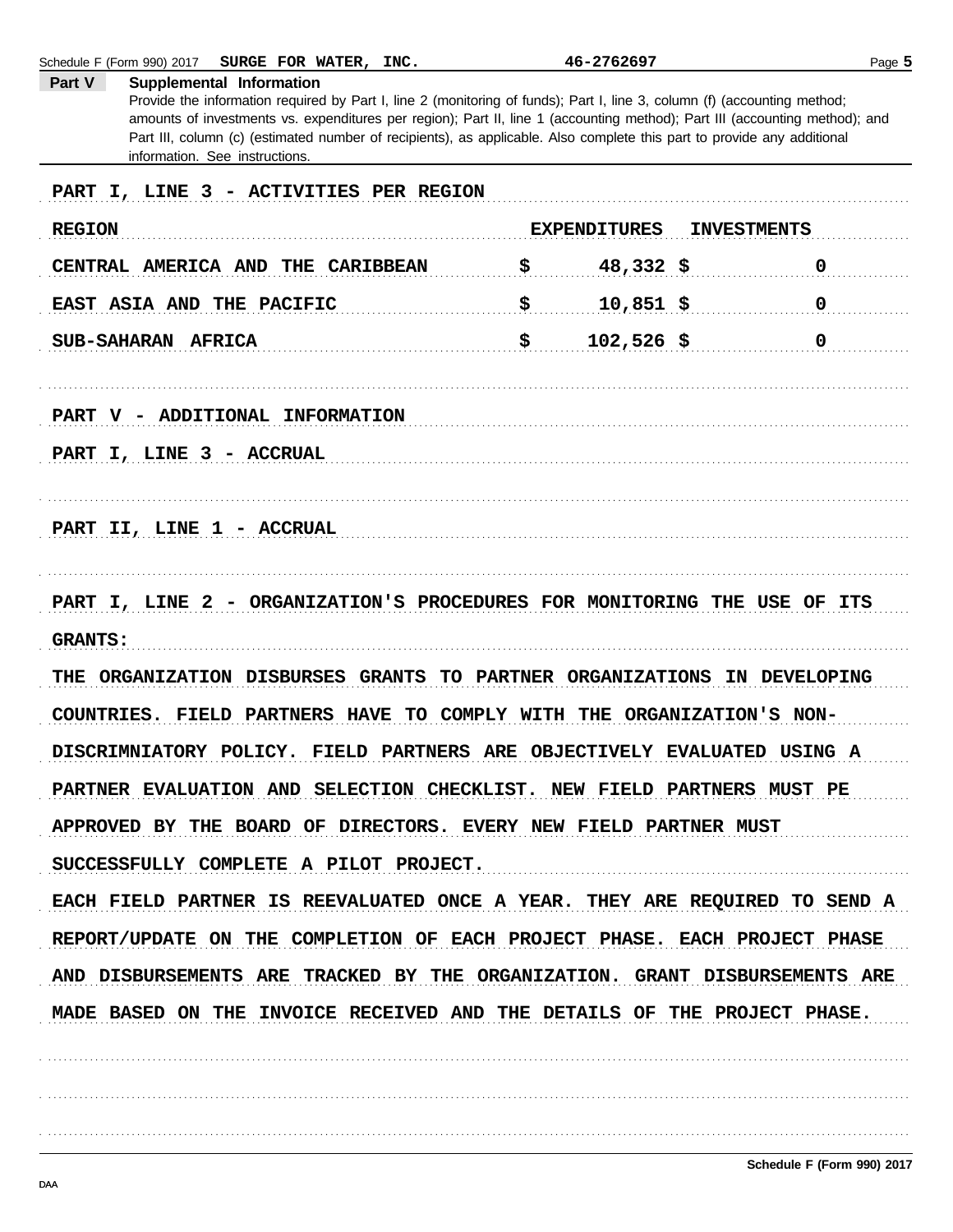Schedule F (Form 990) 2017 **SURGE FOR WATER, INC.** 46-2762697

## Part V Supplemental Information

Provide the information required by Part I, line 2 (monitoring of funds); Part I, line 3, column (f) (accounting method; amounts of investments vs. expenditures per region); Part II, line 1 (accounting method); Part III (accounting method); and Part III, column (c) (estimated number of recipients), as applicable. Also complete this part to provide any additional information. See instructions.

PART I, LINE 3 - ACTIVITIES PER REGION

| REGION | EXPENDITURES | INVESTMENTS |
|---|---|---|
| CENTRAL AMERICA AND THE CARIBBEAN | $ 48,332 | $ 0 |
| EAST ASIA AND THE PACIFIC | $ 10,851 | $ 0 |
| SUB-SAHARAN AFRICA | $ 102,526 | $ 0 |

PART V - ADDITIONAL INFORMATION

PART I, LINE 3 - ACCRUAL

PART II, LINE 1 - ACCRUAL

PART I, LINE 2 - ORGANIZATION'S PROCEDURES FOR MONITORING THE USE OF ITS GRANTS:

THE ORGANIZATION DISBURSES GRANTS TO PARTNER ORGANIZATIONS IN DEVELOPING COUNTRIES. FIELD PARTNERS HAVE TO COMPLY WITH THE ORGANIZATION'S NON-DISCRIMNIATORY POLICY. FIELD PARTNERS ARE OBJECTIVELY EVALUATED USING A PARTNER EVALUATION AND SELECTION CHECKLIST. NEW FIELD PARTNERS MUST PE APPROVED BY THE BOARD OF DIRECTORS. EVERY NEW FIELD PARTNER MUST SUCCESSFULLY COMPLETE A PILOT PROJECT.

EACH FIELD PARTNER IS REEVALUATED ONCE A YEAR. THEY ARE REQUIRED TO SEND A REPORT/UPDATE ON THE COMPLETION OF EACH PROJECT PHASE. EACH PROJECT PHASE AND DISBURSEMENTS ARE TRACKED BY THE ORGANIZATION. GRANT DISBURSEMENTS ARE MADE BASED ON THE INVOICE RECEIVED AND THE DETAILS OF THE PROJECT PHASE.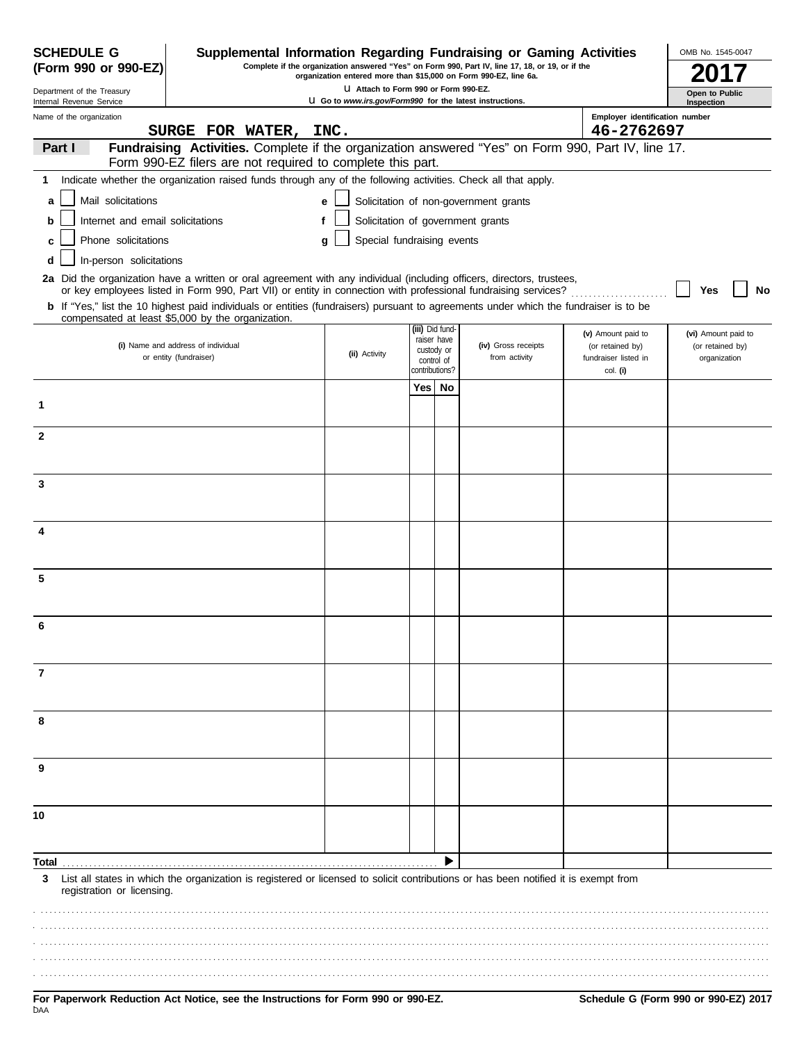**SCHEDULE G (Form 990 or 990-EZ)**

Department of the Treasury
Internal Revenue Service

# Supplemental Information Regarding Fundraising or Gaming Activities

**Complete if the organization answered "Yes" on Form 990, Part IV, line 17, 18, or 19, or if the organization entered more than $15,000 on Form 990-EZ, line 6a.**

u Attach to Form 990 or Form 990-EZ.

u Go to *www.irs.gov/Form990* for the latest instructions.

OMB No. 1545-0047

**2017**

**Open to Public Inspection**

Name of the organization: **SURGE FOR WATER, INC.**

Employer identification number: **46-2762697**

## Part I — Fundraising Activities.

Complete if the organization answered "Yes" on Form 990, Part IV, line 17. Form 990-EZ filers are not required to complete this part.

**1** Indicate whether the organization raised funds through any of the following activities. Check all that apply.

- **a** ☐ Mail solicitations
- **b** ☐ Internet and email solicitations
- **c** ☐ Phone solicitations
- **d** ☐ In-person solicitations
- **e** ☐ Solicitation of non-government grants
- **f** ☐ Solicitation of government grants
- **g** ☐ Special fundraising events

**2a** Did the organization have a written or oral agreement with any individual (including officers, directors, trustees, or key employees listed in Form 990, Part VII) or entity in connection with professional fundraising services? ☐ **Yes** ☐ **No**

**b** If "Yes," list the 10 highest paid individuals or entities (fundraisers) pursuant to agreements under which the fundraiser is to be compensated at least $5,000 by the organization.

| | (i) Name and address of individual or entity (fundraiser) | (ii) Activity | (iii) Did fund-raiser have custody or control of contributions? Yes | No | (iv) Gross receipts from activity | (v) Amount paid to (or retained by) fundraiser listed in col. (i) | (vi) Amount paid to (or retained by) organization |
|---|---|---|---|---|---|---|---|
| 1 | | | | | | | |
| 2 | | | | | | | |
| 3 | | | | | | | |
| 4 | | | | | | | |
| 5 | | | | | | | |
| 6 | | | | | | | |
| 7 | | | | | | | |
| 8 | | | | | | | |
| 9 | | | | | | | |
| 10 | | | | | | | |
| **Total** | | | | ▶ | | | |

**3** List all states in which the organization is registered or licensed to solicit contributions or has been notified it is exempt from registration or licensing.

**For Paperwork Reduction Act Notice, see the Instructions for Form 990 or 990-EZ.**

**Schedule G (Form 990 or 990-EZ) 2017**

DAA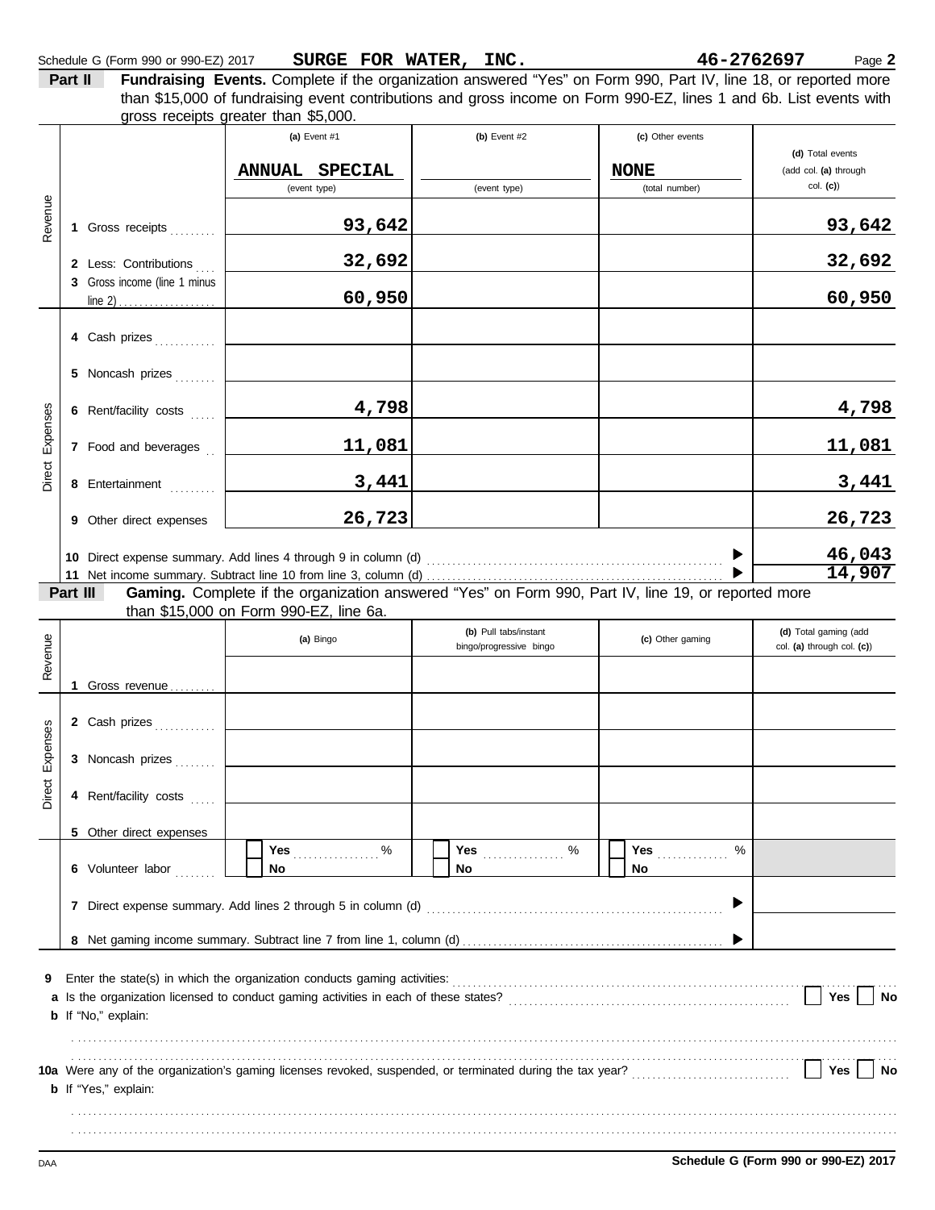Schedule G (Form 990 or 990-EZ) 2017 **SURGE FOR WATER, INC.** **46-2762697** Page **2**

**Part II** **Fundraising Events.** Complete if the organization answered "Yes" on Form 990, Part IV, line 18, or reported more than $15,000 of fundraising event contributions and gross income on Form 990-EZ, lines 1 and 6b. List events with gross receipts greater than $5,000.

| | | (a) Event #1 | (b) Event #2 | (c) Other events | (d) Total events (add col. (a) through col. (c)) |
|---|---|---|---|---|---|
| | | ANNUAL SPECIAL (event type) | (event type) | NONE (total number) | |
| Revenue | 1 Gross receipts | 93,642 | | | 93,642 |
| | 2 Less: Contributions | 32,692 | | | 32,692 |
| | 3 Gross income (line 1 minus line 2) | 60,950 | | | 60,950 |
| Direct Expenses | 4 Cash prizes | | | | |
| | 5 Noncash prizes | | | | |
| | 6 Rent/facility costs | 4,798 | | | 4,798 |
| | 7 Food and beverages | 11,081 | | | 11,081 |
| | 8 Entertainment | 3,441 | | | 3,441 |
| | 9 Other direct expenses | 26,723 | | | 26,723 |

10 Direct expense summary. Add lines 4 through 9 in column (d) ▶ **46,043**

11 Net income summary. Subtract line 10 from line 3, column (d) ▶ **14,907**

**Part III** **Gaming.** Complete if the organization answered "Yes" on Form 990, Part IV, line 19, or reported more than $15,000 on Form 990-EZ, line 6a.

| | | (a) Bingo | (b) Pull tabs/instant bingo/progressive bingo | (c) Other gaming | (d) Total gaming (add col. (a) through col. (c)) |
|---|---|---|---|---|---|
| Revenue | 1 Gross revenue | | | | |
| Direct Expenses | 2 Cash prizes | | | | |
| | 3 Noncash prizes | | | | |
| | 4 Rent/facility costs | | | | |
| | 5 Other direct expenses | | | | |
| | 6 Volunteer labor | Yes ____ % / No | Yes ____ % / No | Yes ____ % / No | |

7 Direct expense summary. Add lines 2 through 5 in column (d) ▶

8 Net gaming income summary. Subtract line 7 from line 1, column (d) ▶

9 Enter the state(s) in which the organization conducts gaming activities:

a Is the organization licensed to conduct gaming activities in each of these states? Yes No

b If "No," explain:

10a Were any of the organization's gaming licenses revoked, suspended, or terminated during the tax year? Yes No

b If "Yes," explain:

Schedule G (Form 990 or 990-EZ) 2017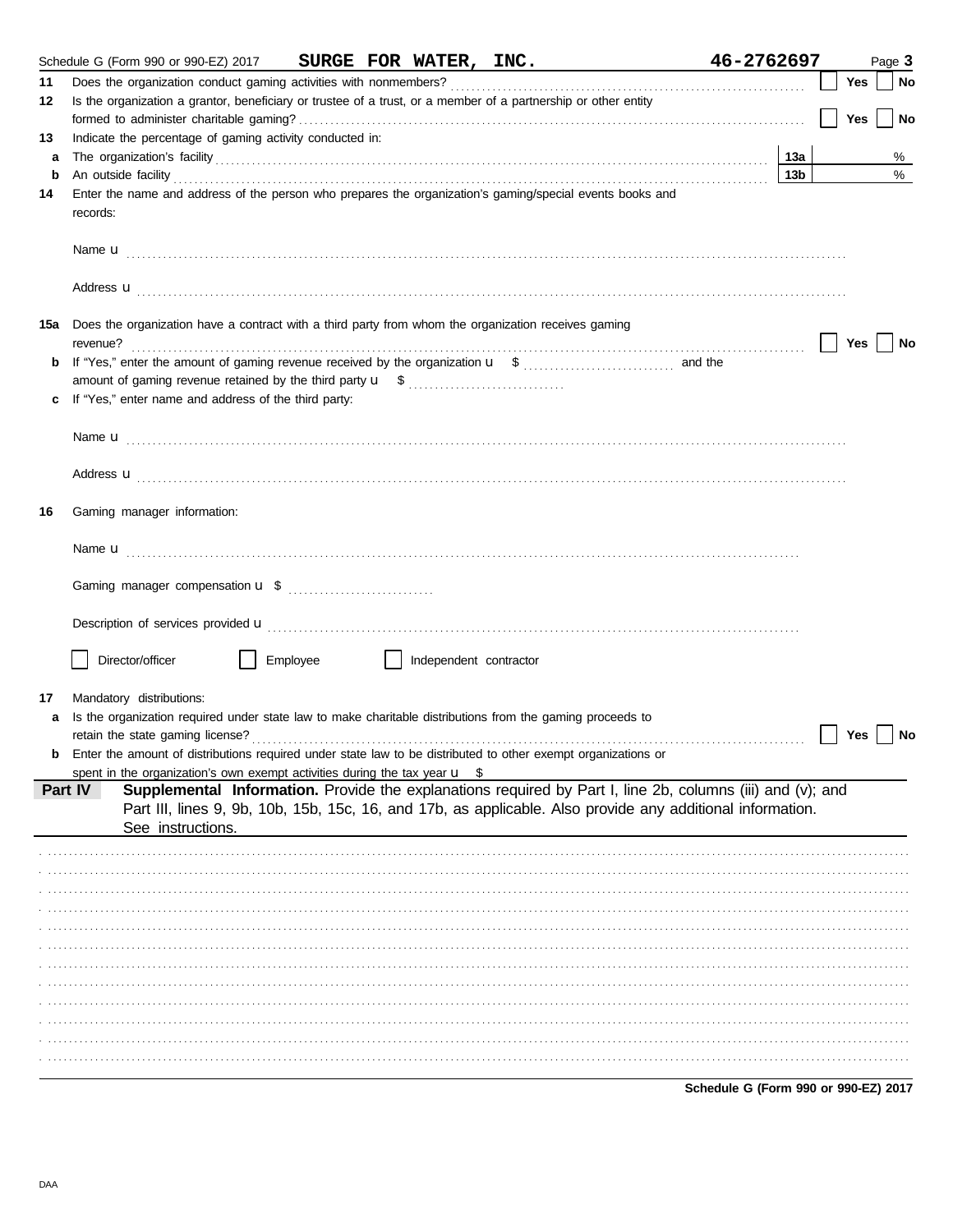Schedule G (Form 990 or 990-EZ) 2017 **SURGE FOR WATER, INC.** **46-2762697** Page **3**

**11** Does the organization conduct gaming activities with nonmembers? ☐ Yes ☐ No

**12** Is the organization a grantor, beneficiary or trustee of a trust, or a member of a partnership or other entity formed to administer charitable gaming? ☐ Yes ☐ No

**13** Indicate the percentage of gaming activity conducted in:

**a** The organization's facility **13a** %

**b** An outside facility **13b** %

**14** Enter the name and address of the person who prepares the organization's gaming/special events books and records:

Name u

Address u

**15a** Does the organization have a contract with a third party from whom the organization receives gaming revenue? ☐ Yes ☐ No

**b** If "Yes," enter the amount of gaming revenue received by the organization u $ and the amount of gaming revenue retained by the third party u $

**c** If "Yes," enter name and address of the third party:

Name u

Address u

**16** Gaming manager information:

Name u

Gaming manager compensation u $

Description of services provided u

☐ Director/officer ☐ Employee ☐ Independent contractor

**17** Mandatory distributions:

**a** Is the organization required under state law to make charitable distributions from the gaming proceeds to retain the state gaming license? ☐ Yes ☐ No

**b** Enter the amount of distributions required under state law to be distributed to other exempt organizations or spent in the organization's own exempt activities during the tax year u $

**Part IV** **Supplemental Information.** Provide the explanations required by Part I, line 2b, columns (iii) and (v); and Part III, lines 9, 9b, 10b, 15b, 15c, 16, and 17b, as applicable. Also provide any additional information. See instructions.

**Schedule G (Form 990 or 990-EZ) 2017**

DAA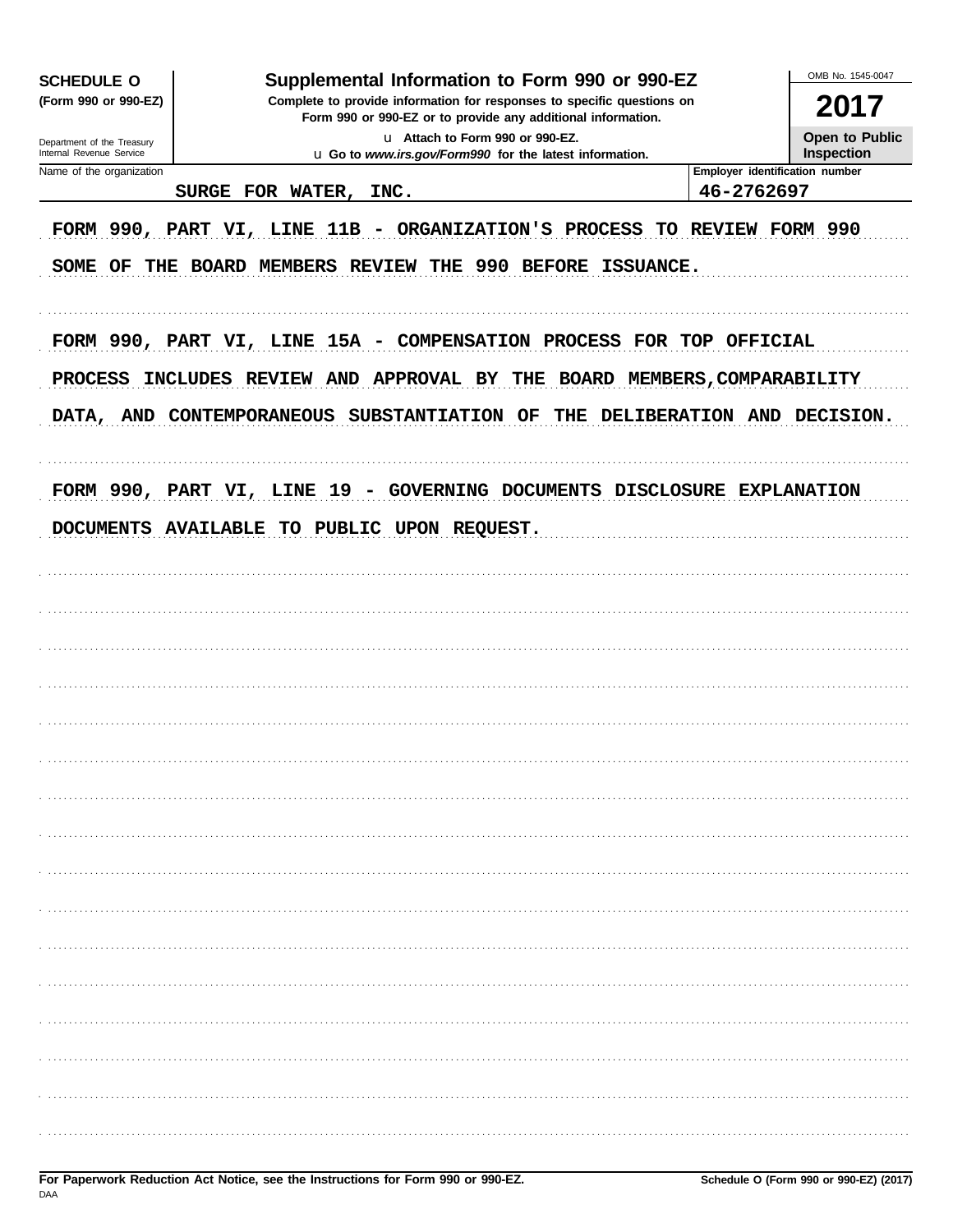**SCHEDULE O**
**(Form 990 or 990-EZ)**

Department of the Treasury
Internal Revenue Service

# Supplemental Information to Form 990 or 990-EZ

**Complete to provide information for responses to specific questions on Form 990 or 990-EZ or to provide any additional information.**

u Attach to Form 990 or 990-EZ.
u Go to *www.irs.gov/Form990* for the latest information.

OMB No. 1545-0047

**2017**

**Open to Public Inspection**

| Name of the organization | Employer identification number |
|---|---|
| SURGE FOR WATER, INC. | 46-2762697 |

FORM 990, PART VI, LINE 11B - ORGANIZATION'S PROCESS TO REVIEW FORM 990

SOME OF THE BOARD MEMBERS REVIEW THE 990 BEFORE ISSUANCE.

FORM 990, PART VI, LINE 15A - COMPENSATION PROCESS FOR TOP OFFICIAL

PROCESS INCLUDES REVIEW AND APPROVAL BY THE BOARD MEMBERS,COMPARABILITY DATA, AND CONTEMPORANEOUS SUBSTANTIATION OF THE DELIBERATION AND DECISION.

FORM 990, PART VI, LINE 19 - GOVERNING DOCUMENTS DISCLOSURE EXPLANATION

DOCUMENTS AVAILABLE TO PUBLIC UPON REQUEST.

**For Paperwork Reduction Act Notice, see the Instructions for Form 990 or 990-EZ.** **Schedule O (Form 990 or 990-EZ) (2017)**

DAA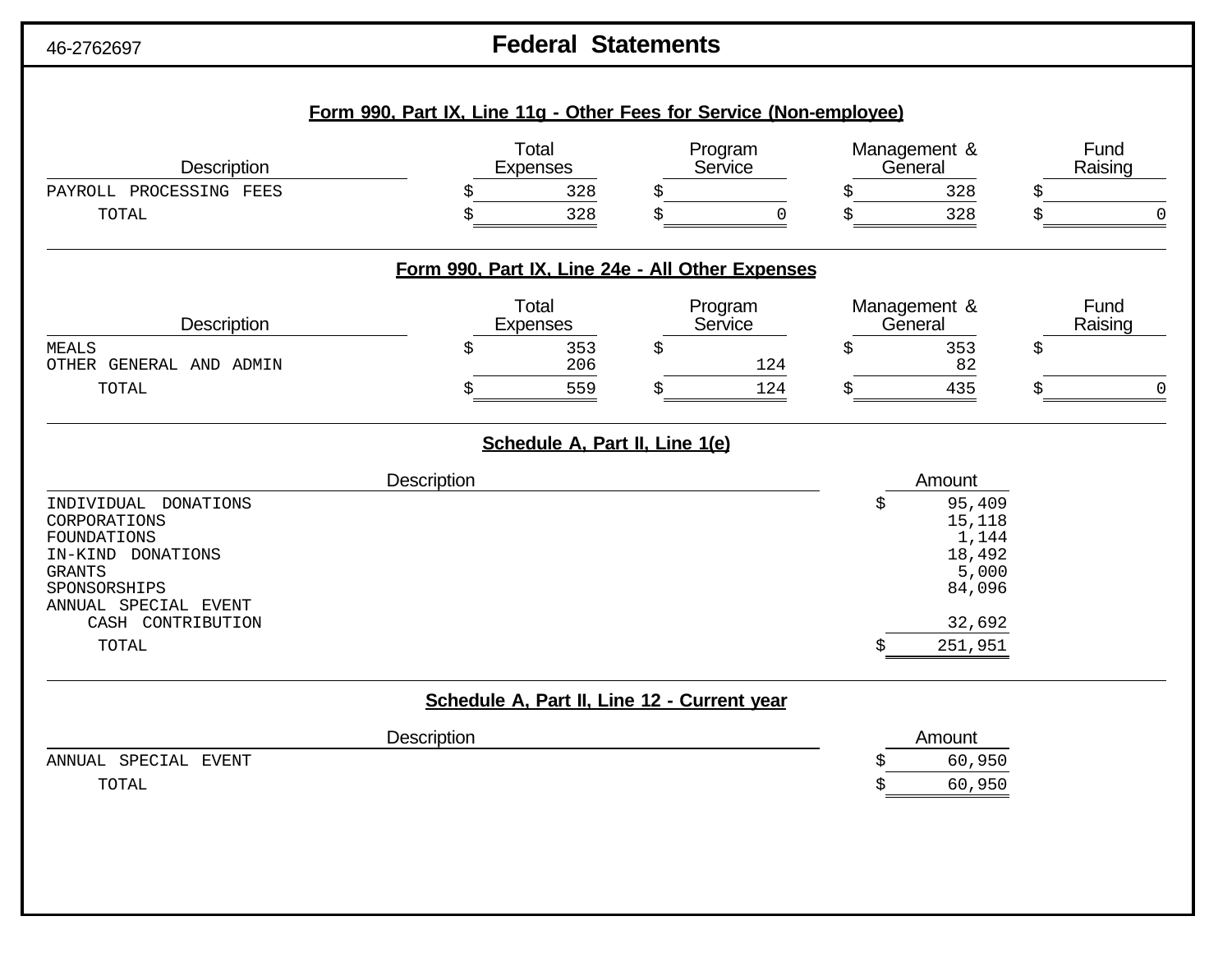46-2762697

# Federal Statements

## Form 990, Part IX, Line 11g - Other Fees for Service (Non-employee)

| Description | Total Expenses | Program Service | Management & General | Fund Raising |
|---|---|---|---|---|
| PAYROLL PROCESSING FEES | $ 328 | $ | $ 328 | $ |
| TOTAL | $ 328 | $ 0 | $ 328 | $ 0 |

## Form 990, Part IX, Line 24e - All Other Expenses

| Description | Total Expenses | Program Service | Management & General | Fund Raising |
|---|---|---|---|---|
| MEALS | $ 353 | $ | $ 353 | $ |
| OTHER GENERAL AND ADMIN | 206 | 124 | 82 | |
| TOTAL | $ 559 | $ 124 | $ 435 | $ 0 |

## Schedule A, Part II, Line 1(e)

| Description | Amount |
|---|---|
| INDIVIDUAL DONATIONS | $ 95,409 |
| CORPORATIONS | 15,118 |
| FOUNDATIONS | 1,144 |
| IN-KIND DONATIONS | 18,492 |
| GRANTS | 5,000 |
| SPONSORSHIPS | 84,096 |
| ANNUAL SPECIAL EVENT CASH CONTRIBUTION | 32,692 |
| TOTAL | $ 251,951 |

## Schedule A, Part II, Line 12 - Current year

| Description | Amount |
|---|---|
| ANNUAL SPECIAL EVENT | $ 60,950 |
| TOTAL | $ 60,950 |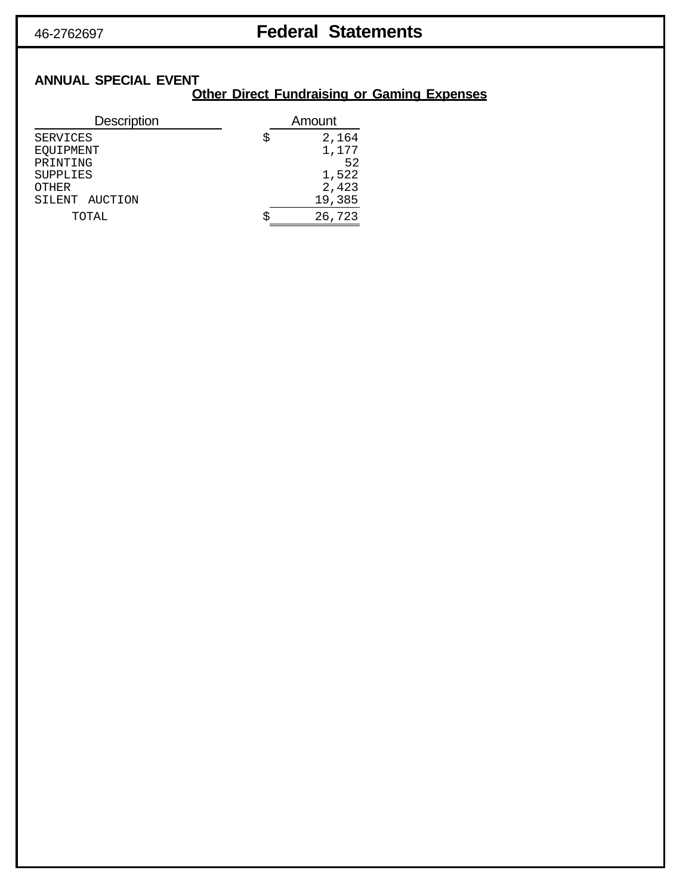46-2762697

# Federal Statements

**ANNUAL SPECIAL EVENT**

**Other Direct Fundraising or Gaming Expenses**

| Description | Amount |
|---|---|
| SERVICES | $ 2,164 |
| EQUIPMENT | 1,177 |
| PRINTING | 52 |
| SUPPLIES | 1,522 |
| OTHER | 2,423 |
| SILENT AUCTION | 19,385 |
| TOTAL | $ 26,723 |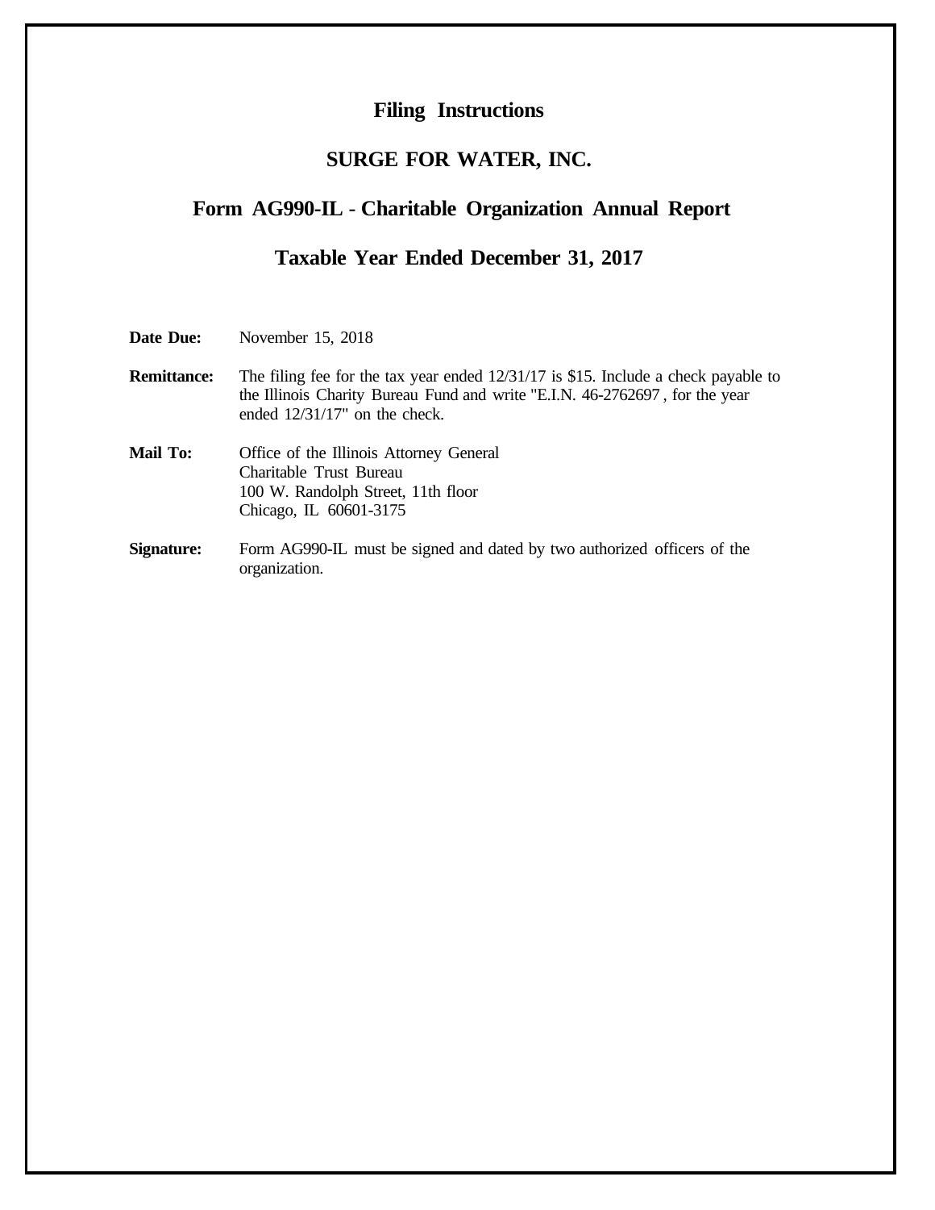# Filing Instructions

## SURGE FOR WATER, INC.

## Form AG990-IL - Charitable Organization Annual Report

## Taxable Year Ended December 31, 2017

**Date Due:** November 15, 2018

**Remittance:** The filing fee for the tax year ended 12/31/17 is $15. Include a check payable to the Illinois Charity Bureau Fund and write "E.I.N. 46-2762697 , for the year ended 12/31/17" on the check.

**Mail To:** Office of the Illinois Attorney General
Charitable Trust Bureau
100 W. Randolph Street, 11th floor
Chicago, IL 60601-3175

**Signature:** Form AG990-IL must be signed and dated by two authorized officers of the organization.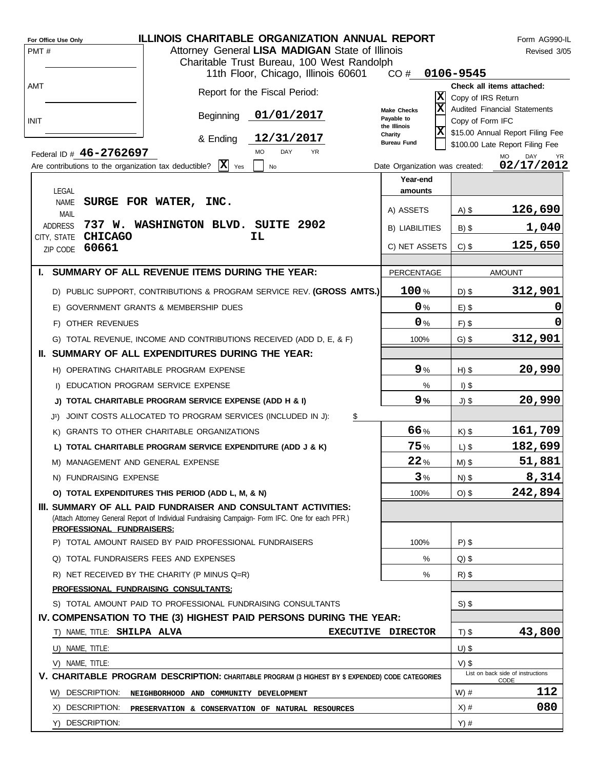For Office Use Only

PMT #

AMT

INIT

# ILLINOIS CHARITABLE ORGANIZATION ANNUAL REPORT

Form AG990-IL
Revised 3/05

Attorney General **LISA MADIGAN** State of Illinois
Charitable Trust Bureau, 100 West Randolph
11th Floor, Chicago, Illinois 60601

CO # **0106-9545**

Report for the Fiscal Period:

Beginning **01/01/2017**

& Ending **12/31/2017**

Make Checks Payable to the Illinois Charity Bureau Fund

**Check all items attached:**

- [X] Copy of IRS Return
- [X] Audited Financial Statements
- [ ] Copy of Form IFC
- [X] $15.00 Annual Report Filing Fee
- [ ] $100.00 Late Report Filing Fee

Federal ID # **46-2762697**

Are contributions to the organization tax deductible? [X] Yes [ ] No

Date Organization was created: **02/17/2012**

LEGAL NAME **SURGE FOR WATER, INC.**

MAIL ADDRESS **737 W. WASHINGTON BLVD. SUITE 2902**

CITY, STATE **CHICAGO IL**

ZIP CODE **60661**

| Year-end amounts | | |
|---|---|---|
| A) ASSETS | A) $ | 126,690 |
| B) LIABILITIES | B) $ | 1,040 |
| C) NET ASSETS | C) $ | 125,650 |

| | PERCENTAGE | | AMOUNT |
|---|---|---|---|
| **I. SUMMARY OF ALL REVENUE ITEMS DURING THE YEAR:** | | | |
| D) PUBLIC SUPPORT, CONTRIBUTIONS & PROGRAM SERVICE REV. **(GROSS AMTS.)** | 100 % | D) $ | 312,901 |
| E) GOVERNMENT GRANTS & MEMBERSHIP DUES | 0 % | E) $ | 0 |
| F) OTHER REVENUES | 0 % | F) $ | 0 |
| G) TOTAL REVENUE, INCOME AND CONTRIBUTIONS RECEIVED (ADD D, E, & F) | 100% | G) $ | 312,901 |
| **II. SUMMARY OF ALL EXPENDITURES DURING THE YEAR:** | | | |
| H) OPERATING CHARITABLE PROGRAM EXPENSE | 9 % | H) $ | 20,990 |
| I) EDUCATION PROGRAM SERVICE EXPENSE | % | I) $ | |
| **J) TOTAL CHARITABLE PROGRAM SERVICE EXPENSE (ADD H & I)** | 9 % | J) $ | 20,990 |
| J1) JOINT COSTS ALLOCATED TO PROGRAM SERVICES (INCLUDED IN J): $ | | | |
| K) GRANTS TO OTHER CHARITABLE ORGANIZATIONS | 66 % | K) $ | 161,709 |
| **L) TOTAL CHARITABLE PROGRAM SERVICE EXPENDITURE (ADD J & K)** | 75 % | L) $ | 182,699 |
| M) MANAGEMENT AND GENERAL EXPENSE | 22 % | M) $ | 51,881 |
| N) FUNDRAISING EXPENSE | 3 % | N) $ | 8,314 |
| **O) TOTAL EXPENDITURES THIS PERIOD (ADD L, M, & N)** | 100% | O) $ | 242,894 |
| **III. SUMMARY OF ALL PAID FUNDRAISER AND CONSULTANT ACTIVITIES:** (Attach Attorney General Report of Individual Fundraising Campaign- Form IFC. One for each PFR.) | | | |
| **PROFESSIONAL FUNDRAISERS:** | | | |
| P) TOTAL AMOUNT RAISED BY PAID PROFESSIONAL FUNDRAISERS | 100% | P) $ | |
| Q) TOTAL FUNDRAISERS FEES AND EXPENSES | % | Q) $ | |
| R) NET RECEIVED BY THE CHARITY (P MINUS Q=R) | % | R) $ | |
| **PROFESSIONAL FUNDRAISING CONSULTANTS:** | | | |
| S) TOTAL AMOUNT PAID TO PROFESSIONAL FUNDRAISING CONSULTANTS | | S) $ | |

**IV. COMPENSATION TO THE (3) HIGHEST PAID PERSONS DURING THE YEAR:**

| | | | |
|---|---|---|---|
| T) NAME, TITLE: **SHILPA ALVA** | **EXECUTIVE DIRECTOR** | T) $ | 43,800 |
| U) NAME, TITLE: | | U) $ | |
| V) NAME, TITLE: | | V) $ | |

**V. CHARITABLE PROGRAM DESCRIPTION:** CHARITABLE PROGRAM (3 HIGHEST BY $ EXPENDED) CODE CATEGORIES

| | List on back side of instructions CODE | |
|---|---|---|
| W) DESCRIPTION: **NEIGHBORHOOD AND COMMUNITY DEVELOPMENT** | W) # | 112 |
| X) DESCRIPTION: **PRESERVATION & CONSERVATION OF NATURAL RESOURCES** | X) # | 080 |
| Y) DESCRIPTION: | Y) # | |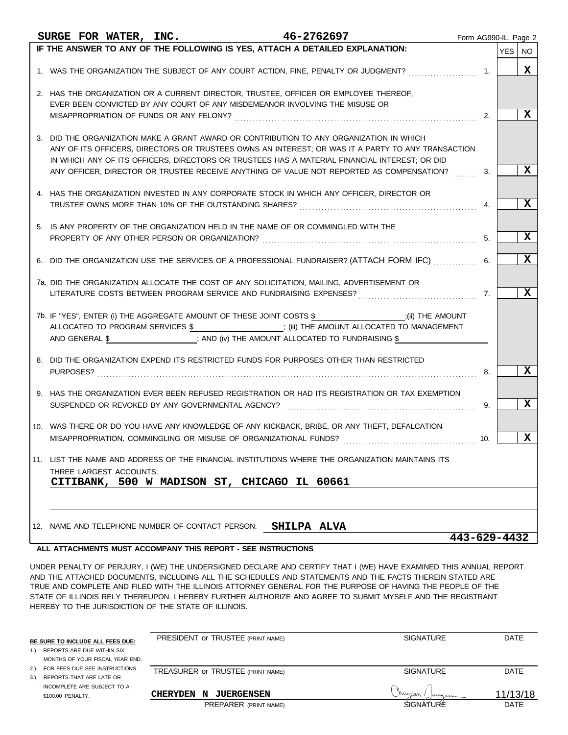**SURGE FOR WATER, INC.** **46-2762697** Form AG990-IL, Page 2

| IF THE ANSWER TO ANY OF THE FOLLOWING IS YES, ATTACH A DETAILED EXPLANATION: | | YES | NO |
|---|---|---|---|
| 1. WAS THE ORGANIZATION THE SUBJECT OF ANY COURT ACTION, FINE, PENALTY OR JUDGMENT? | 1. | | X |
| 2. HAS THE ORGANIZATION OR A CURRENT DIRECTOR, TRUSTEE, OFFICER OR EMPLOYEE THEREOF, EVER BEEN CONVICTED BY ANY COURT OF ANY MISDEMEANOR INVOLVING THE MISUSE OR MISAPPROPRIATION OF FUNDS OR ANY FELONY? | 2. | | X |
| 3. DID THE ORGANIZATION MAKE A GRANT AWARD OR CONTRIBUTION TO ANY ORGANIZATION IN WHICH ANY OF ITS OFFICERS, DIRECTORS OR TRUSTEES OWNS AN INTEREST; OR WAS IT A PARTY TO ANY TRANSACTION IN WHICH ANY OF ITS OFFICERS, DIRECTORS OR TRUSTEES HAS A MATERIAL FINANCIAL INTEREST; OR DID ANY OFFICER, DIRECTOR OR TRUSTEE RECEIVE ANYTHING OF VALUE NOT REPORTED AS COMPENSATION? | 3. | | X |
| 4. HAS THE ORGANIZATION INVESTED IN ANY CORPORATE STOCK IN WHICH ANY OFFICER, DIRECTOR OR TRUSTEE OWNS MORE THAN 10% OF THE OUTSTANDING SHARES? | 4. | | X |
| 5. IS ANY PROPERTY OF THE ORGANIZATION HELD IN THE NAME OF OR COMMINGLED WITH THE PROPERTY OF ANY OTHER PERSON OR ORGANIZATION? | 5. | | X |
| 6. DID THE ORGANIZATION USE THE SERVICES OF A PROFESSIONAL FUNDRAISER? (ATTACH FORM IFC) | 6. | | X |
| 7a. DID THE ORGANIZATION ALLOCATE THE COST OF ANY SOLICITATION, MAILING, ADVERTISEMENT OR LITERATURE COSTS BETWEEN PROGRAM SERVICE AND FUNDRAISING EXPENSES? | 7. | | X |
| 7b. IF "YES", ENTER (i) THE AGGREGATE AMOUNT OF THESE JOINT COSTS $ ;(ii) THE AMOUNT ALLOCATED TO PROGRAM SERVICES $ ; (iii) THE AMOUNT ALLOCATED TO MANAGEMENT AND GENERAL $ ; AND (iv) THE AMOUNT ALLOCATED TO FUNDRAISING $ | | | |
| 8. DID THE ORGANIZATION EXPEND ITS RESTRICTED FUNDS FOR PURPOSES OTHER THAN RESTRICTED PURPOSES? | 8. | | X |
| 9. HAS THE ORGANIZATION EVER BEEN REFUSED REGISTRATION OR HAD ITS REGISTRATION OR TAX EXEMPTION SUSPENDED OR REVOKED BY ANY GOVERNMENTAL AGENCY? | 9. | | X |
| 10. WAS THERE OR DO YOU HAVE ANY KNOWLEDGE OF ANY KICKBACK, BRIBE, OR ANY THEFT, DEFALCATION MISAPPROPRIATION, COMMINGLING OR MISUSE OF ORGANIZATIONAL FUNDS? | 10. | | X |

11. LIST THE NAME AND ADDRESS OF THE FINANCIAL INSTITUTIONS WHERE THE ORGANIZATION MAINTAINS ITS THREE LARGEST ACCOUNTS:
**CITIBANK, 500 W MADISON ST, CHICAGO IL 60661**

12. NAME AND TELEPHONE NUMBER OF CONTACT PERSON: **SHILPA ALVA**
**443-629-4432**

**ALL ATTACHMENTS MUST ACCOMPANY THIS REPORT - SEE INSTRUCTIONS**

UNDER PENALTY OF PERJURY, I (WE) THE UNDERSIGNED DECLARE AND CERTIFY THAT I (WE) HAVE EXAMINED THIS ANNUAL REPORT AND THE ATTACHED DOCUMENTS, INCLUDING ALL THE SCHEDULES AND STATEMENTS AND THE FACTS THEREIN STATED ARE TRUE AND COMPLETE AND FILED WITH THE ILLINOIS ATTORNEY GENERAL FOR THE PURPOSE OF HAVING THE PEOPLE OF THE STATE OF ILLINOIS RELY THEREUPON. I HEREBY FURTHER AUTHORIZE AND AGREE TO SUBMIT MYSELF AND THE REGISTRANT HEREBY TO THE JURISDICTION OF THE STATE OF ILLINOIS.

**BE SURE TO INCLUDE ALL FEES DUE:**
1.) REPORTS ARE DUE WITHIN SIX MONTHS OF YOUR FISCAL YEAR END.
2.) FOR FEES DUE SEE INSTRUCTIONS.
3.) REPORTS THAT ARE LATE OR INCOMPLETE ARE SUBJECT TO A $100.00 PENALTY.

| PRINT NAME | SIGNATURE | DATE |
|---|---|---|
| PRESIDENT or TRUSTEE (PRINT NAME) | SIGNATURE | DATE |
| TREASURER or TRUSTEE (PRINT NAME) | SIGNATURE | DATE |
| **CHERYDEN N JUERGENSEN** | Cheryden Juergensen | 11/13/18 |
| PREPARER (PRINT NAME) | SIGNATURE | DATE |